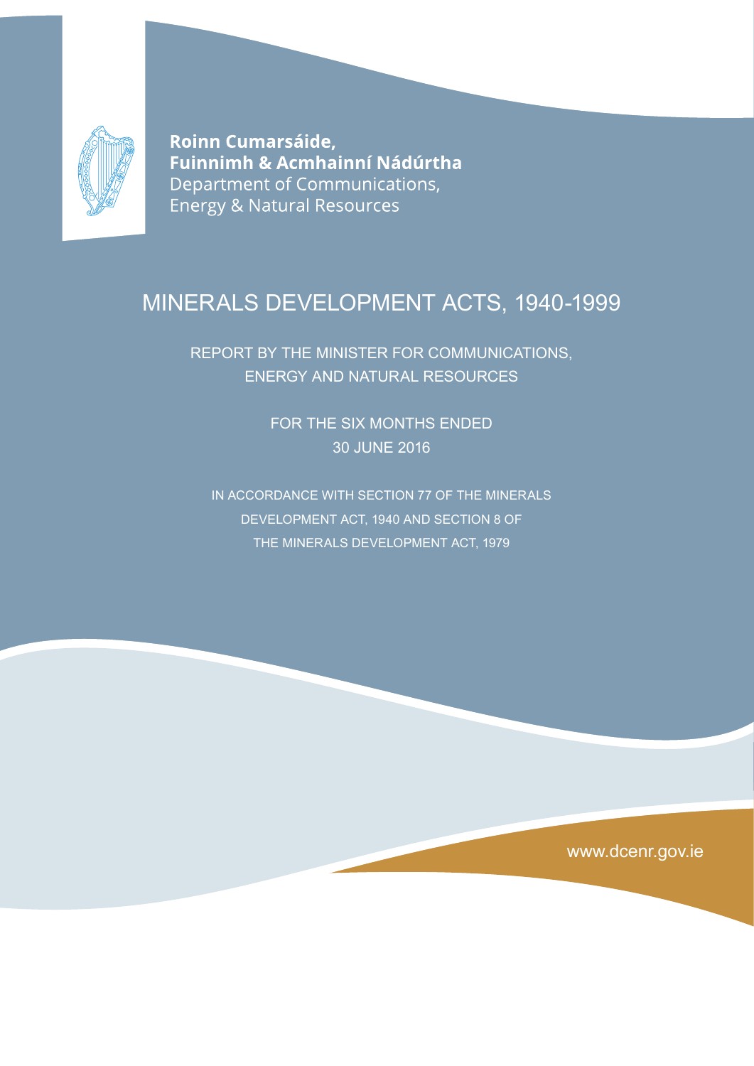**Roinn Cumarsáide,**
**Fuinnimh & Acmhainní Nádúrtha**
Department of Communications,
Energy & Natural Resources

# MINERALS DEVELOPMENT ACTS, 1940-1999

## REPORT BY THE MINISTER FOR COMMUNICATIONS, ENERGY AND NATURAL RESOURCES

## FOR THE SIX MONTHS ENDED 30 JUNE 2016

IN ACCORDANCE WITH SECTION 77 OF THE MINERALS DEVELOPMENT ACT, 1940 AND SECTION 8 OF THE MINERALS DEVELOPMENT ACT, 1979

www.dcenr.gov.ie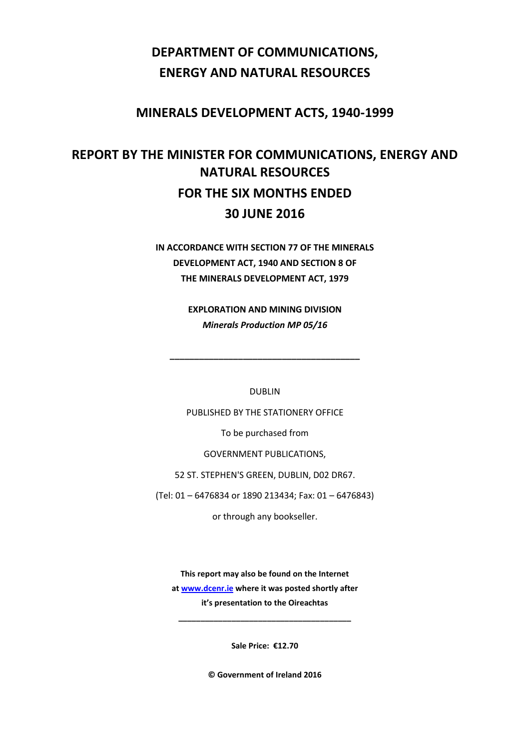# DEPARTMENT OF COMMUNICATIONS, ENERGY AND NATURAL RESOURCES

## MINERALS DEVELOPMENT ACTS, 1940-1999

# REPORT BY THE MINISTER FOR COMMUNICATIONS, ENERGY AND NATURAL RESOURCES FOR THE SIX MONTHS ENDED 30 JUNE 2016

**IN ACCORDANCE WITH SECTION 77 OF THE MINERALS DEVELOPMENT ACT, 1940 AND SECTION 8 OF THE MINERALS DEVELOPMENT ACT, 1979**

**EXPLORATION AND MINING DIVISION**
***Minerals Production MP 05/16***

---

DUBLIN

PUBLISHED BY THE STATIONERY OFFICE

To be purchased from

GOVERNMENT PUBLICATIONS,

52 ST. STEPHEN'S GREEN, DUBLIN, D02 DR67.

(Tel: 01 – 6476834 or 1890 213434; Fax: 01 – 6476843)

or through any bookseller.

**This report may also be found on the Internet at www.dcenr.ie where it was posted shortly after it's presentation to the Oireachtas**

---

**Sale Price: €12.70**

**© Government of Ireland 2016**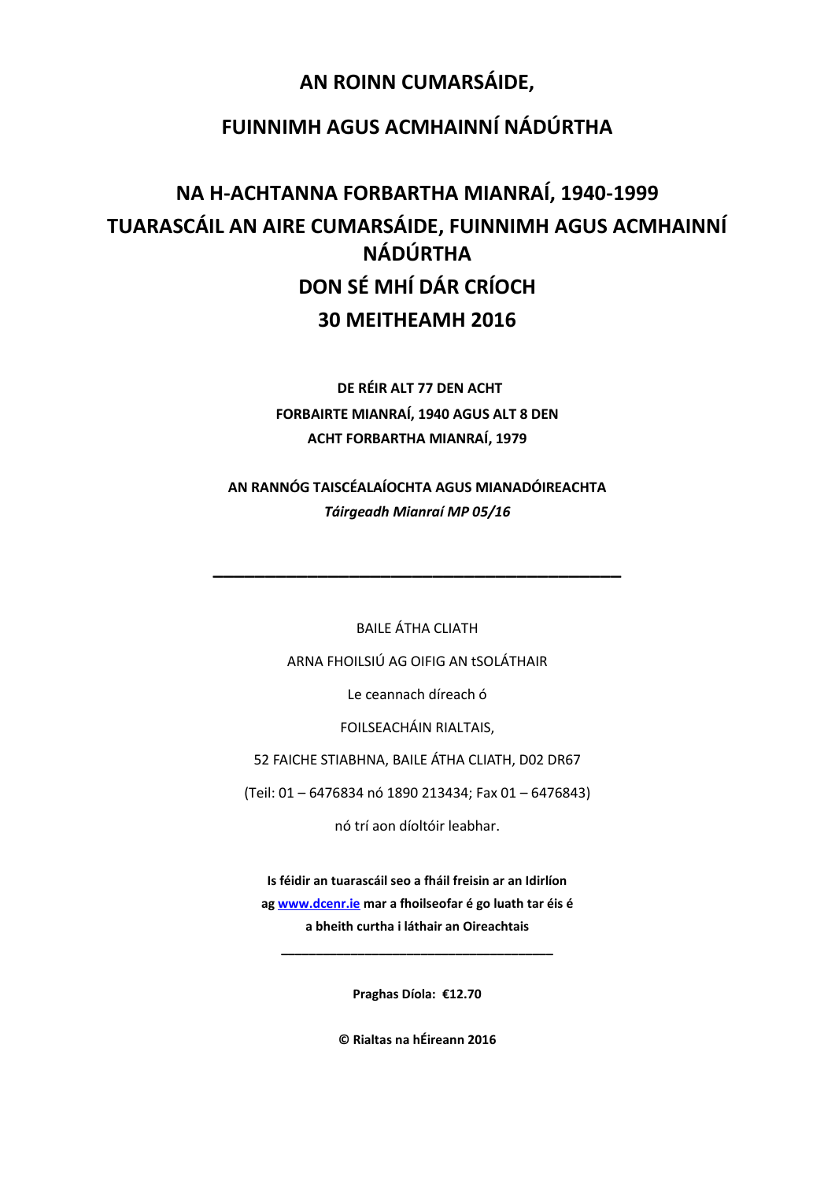# AN ROINN CUMARSÁIDE,

# FUINNIMH AGUS ACMHAINNÍ NÁDÚRTHA

## NA H-ACHTANNA FORBARTHA MIANRAÍ, 1940-1999

## TUARASCÁIL AN AIRE CUMARSÁIDE, FUINNIMH AGUS ACMHAINNÍ NÁDÚRTHA

## DON SÉ MHÍ DÁR CRÍOCH

## 30 MEITHEAMH 2016

**DE RÉIR ALT 77 DEN ACHT**
**FORBAIRTE MIANRAÍ, 1940 AGUS ALT 8 DEN**
**ACHT FORBARTHA MIANRAÍ, 1979**

**AN RANNÓG TAISCÉALAÍOCHTA AGUS MIANADÓIREACHTA**
***Táirgeadh Mianraí MP 05/16***

---

BAILE ÁTHA CLIATH

ARNA FHOILSIÚ AG OIFIG AN tSOLÁTHAIR

Le ceannach díreach ó

FOILSEACHÁIN RIALTAIS,

52 FAICHE STIABHNA, BAILE ÁTHA CLIATH, D02 DR67

(Teil: 01 – 6476834 nó 1890 213434; Fax 01 – 6476843)

nó trí aon díoltóir leabhar.

**Is féidir an tuarascáil seo a fháil freisin ar an Idirlíon ag www.dcenr.ie mar a fhoilseofar é go luath tar éis é a bheith curtha i láthair an Oireachtais**

---

**Praghas Díola: €12.70**

**© Rialtas na hÉireann 2016**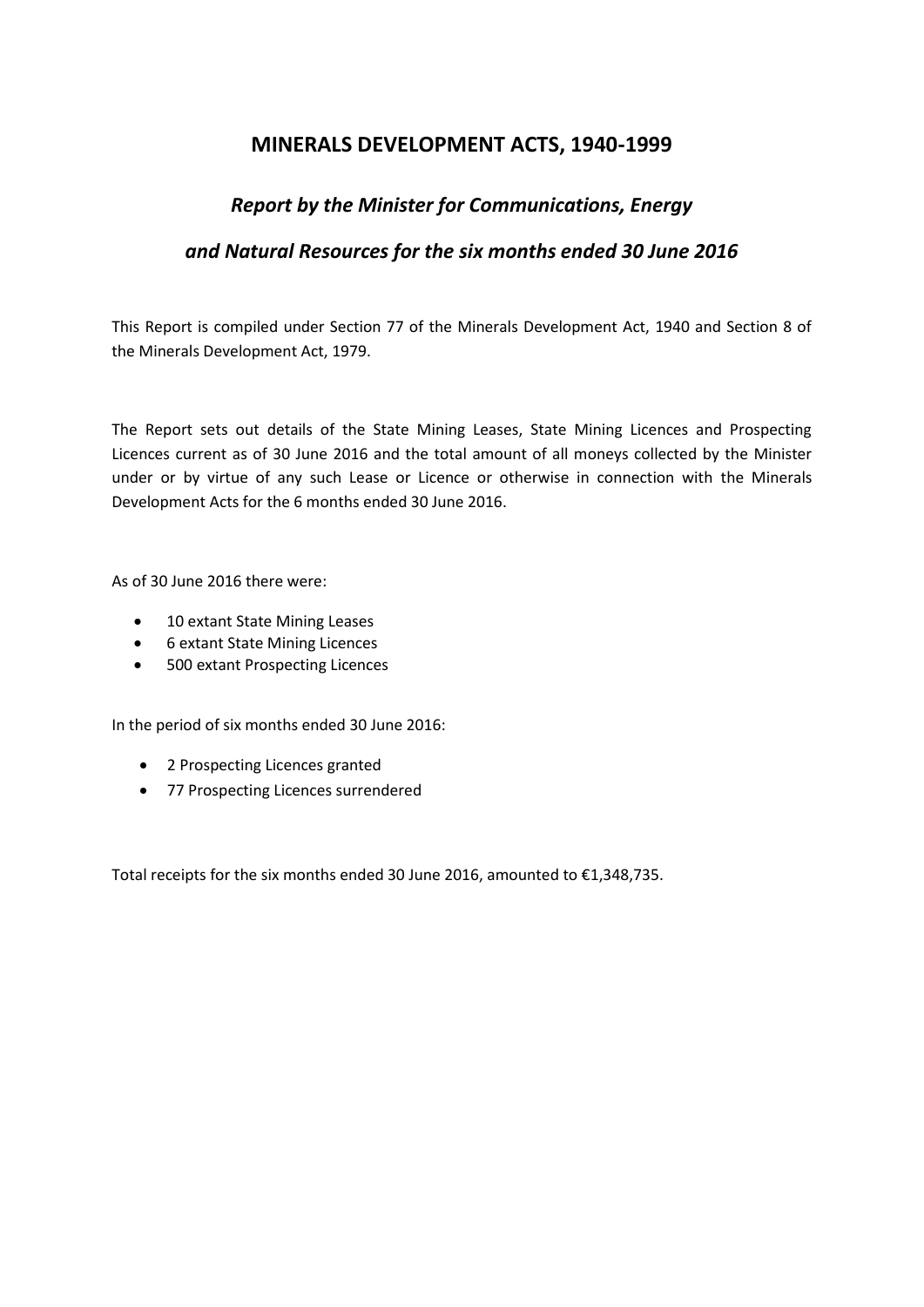# MINERALS DEVELOPMENT ACTS, 1940-1999

## *Report by the Minister for Communications, Energy and Natural Resources for the six months ended 30 June 2016*

This Report is compiled under Section 77 of the Minerals Development Act, 1940 and Section 8 of the Minerals Development Act, 1979.

The Report sets out details of the State Mining Leases, State Mining Licences and Prospecting Licences current as of 30 June 2016 and the total amount of all moneys collected by the Minister under or by virtue of any such Lease or Licence or otherwise in connection with the Minerals Development Acts for the 6 months ended 30 June 2016.

As of 30 June 2016 there were:

- 10 extant State Mining Leases
- 6 extant State Mining Licences
- 500 extant Prospecting Licences

In the period of six months ended 30 June 2016:

- 2 Prospecting Licences granted
- 77 Prospecting Licences surrendered

Total receipts for the six months ended 30 June 2016, amounted to €1,348,735.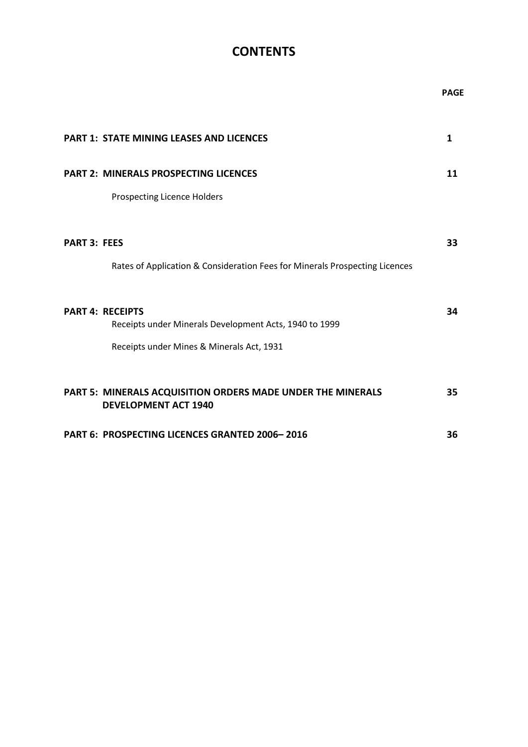# CONTENTS

| | PAGE |
|---|---|
| **PART 1: STATE MINING LEASES AND LICENCES** | **1** |
| **PART 2: MINERALS PROSPECTING LICENCES** | **11** |
| Prospecting Licence Holders | |
| **PART 3: FEES** | **33** |
| Rates of Application & Consideration Fees for Minerals Prospecting Licences | |
| **PART 4: RECEIPTS** | **34** |
| Receipts under Minerals Development Acts, 1940 to 1999 | |
| Receipts under Mines & Minerals Act, 1931 | |
| **PART 5: MINERALS ACQUISITION ORDERS MADE UNDER THE MINERALS DEVELOPMENT ACT 1940** | **35** |
| **PART 6: PROSPECTING LICENCES GRANTED 2006– 2016** | **36** |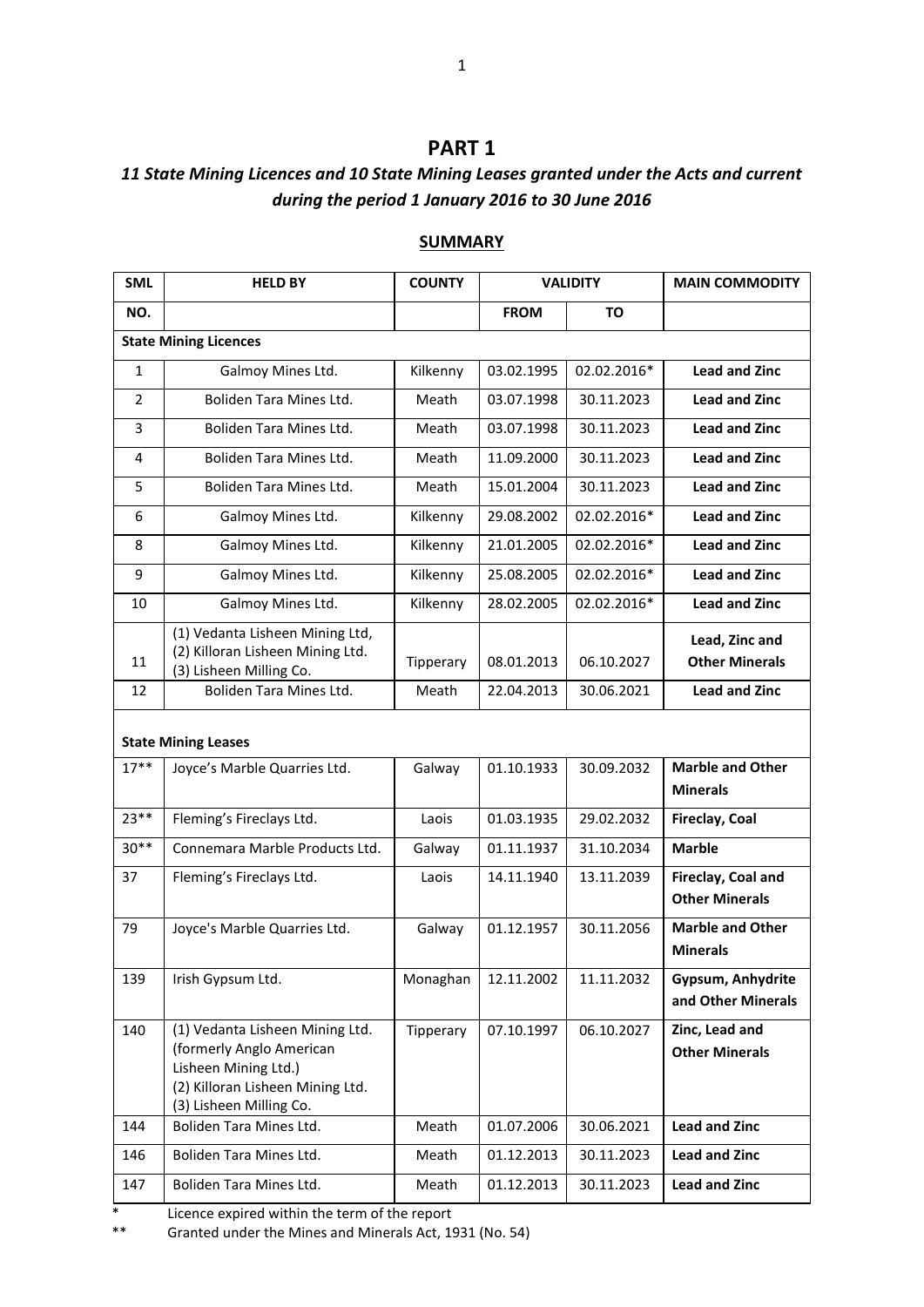# PART 1

## *11 State Mining Licences and 10 State Mining Leases granted under the Acts and current during the period 1 January 2016 to 30 June 2016*

### SUMMARY

| SML | HELD BY | COUNTY | VALIDITY | | MAIN COMMODITY |
|---|---|---|---|---|---|
| NO. | | | FROM | TO | |
| **State Mining Licences** | | | | | |
| 1 | Galmoy Mines Ltd. | Kilkenny | 03.02.1995 | 02.02.2016* | **Lead and Zinc** |
| 2 | Boliden Tara Mines Ltd. | Meath | 03.07.1998 | 30.11.2023 | **Lead and Zinc** |
| 3 | Boliden Tara Mines Ltd. | Meath | 03.07.1998 | 30.11.2023 | **Lead and Zinc** |
| 4 | Boliden Tara Mines Ltd. | Meath | 11.09.2000 | 30.11.2023 | **Lead and Zinc** |
| 5 | Boliden Tara Mines Ltd. | Meath | 15.01.2004 | 30.11.2023 | **Lead and Zinc** |
| 6 | Galmoy Mines Ltd. | Kilkenny | 29.08.2002 | 02.02.2016* | **Lead and Zinc** |
| 8 | Galmoy Mines Ltd. | Kilkenny | 21.01.2005 | 02.02.2016* | **Lead and Zinc** |
| 9 | Galmoy Mines Ltd. | Kilkenny | 25.08.2005 | 02.02.2016* | **Lead and Zinc** |
| 10 | Galmoy Mines Ltd. | Kilkenny | 28.02.2005 | 02.02.2016* | **Lead and Zinc** |
| 11 | (1) Vedanta Lisheen Mining Ltd, (2) Killoran Lisheen Mining Ltd. (3) Lisheen Milling Co. | Tipperary | 08.01.2013 | 06.10.2027 | **Lead, Zinc and Other Minerals** |
| 12 | Boliden Tara Mines Ltd. | Meath | 22.04.2013 | 30.06.2021 | **Lead and Zinc** |
| **State Mining Leases** | | | | | |
| 17** | Joyce's Marble Quarries Ltd. | Galway | 01.10.1933 | 30.09.2032 | **Marble and Other Minerals** |
| 23** | Fleming's Fireclays Ltd. | Laois | 01.03.1935 | 29.02.2032 | **Fireclay, Coal** |
| 30** | Connemara Marble Products Ltd. | Galway | 01.11.1937 | 31.10.2034 | **Marble** |
| 37 | Fleming's Fireclays Ltd. | Laois | 14.11.1940 | 13.11.2039 | **Fireclay, Coal and Other Minerals** |
| 79 | Joyce's Marble Quarries Ltd. | Galway | 01.12.1957 | 30.11.2056 | **Marble and Other Minerals** |
| 139 | Irish Gypsum Ltd. | Monaghan | 12.11.2002 | 11.11.2032 | **Gypsum, Anhydrite and Other Minerals** |
| 140 | (1) Vedanta Lisheen Mining Ltd. (formerly Anglo American Lisheen Mining Ltd.) (2) Killoran Lisheen Mining Ltd. (3) Lisheen Milling Co. | Tipperary | 07.10.1997 | 06.10.2027 | **Zinc, Lead and Other Minerals** |
| 144 | Boliden Tara Mines Ltd. | Meath | 01.07.2006 | 30.06.2021 | **Lead and Zinc** |
| 146 | Boliden Tara Mines Ltd. | Meath | 01.12.2013 | 30.11.2023 | **Lead and Zinc** |
| 147 | Boliden Tara Mines Ltd. | Meath | 01.12.2013 | 30.11.2023 | **Lead and Zinc** |

\* Licence expired within the term of the report

\*\* Granted under the Mines and Minerals Act, 1931 (No. 54)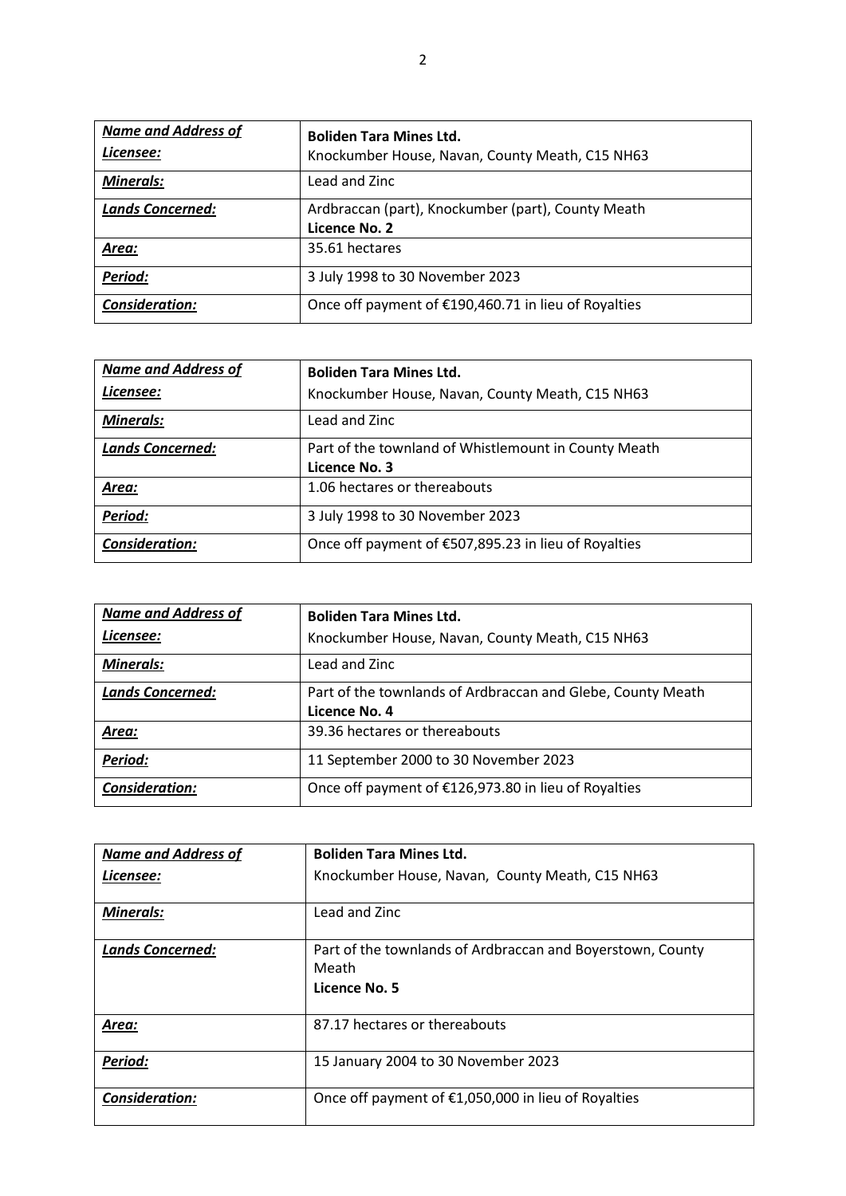| ***Name and Address of Licensee:*** | **Boliden Tara Mines Ltd.** Knockumber House, Navan, County Meath, C15 NH63 |
|---|---|
| ***Minerals:*** | Lead and Zinc |
| ***Lands Concerned:*** | Ardbraccan (part), Knockumber (part), County Meath **Licence No. 2** |
| ***Area:*** | 35.61 hectares |
| ***Period:*** | 3 July 1998 to 30 November 2023 |
| ***Consideration:*** | Once off payment of €190,460.71 in lieu of Royalties |

| ***Name and Address of Licensee:*** | **Boliden Tara Mines Ltd.** Knockumber House, Navan, County Meath, C15 NH63 |
|---|---|
| ***Minerals:*** | Lead and Zinc |
| ***Lands Concerned:*** | Part of the townland of Whistlemount in County Meath **Licence No. 3** |
| ***Area:*** | 1.06 hectares or thereabouts |
| ***Period:*** | 3 July 1998 to 30 November 2023 |
| ***Consideration:*** | Once off payment of €507,895.23 in lieu of Royalties |

| ***Name and Address of Licensee:*** | **Boliden Tara Mines Ltd.** Knockumber House, Navan, County Meath, C15 NH63 |
|---|---|
| ***Minerals:*** | Lead and Zinc |
| ***Lands Concerned:*** | Part of the townlands of Ardbraccan and Glebe, County Meath **Licence No. 4** |
| ***Area:*** | 39.36 hectares or thereabouts |
| ***Period:*** | 11 September 2000 to 30 November 2023 |
| ***Consideration:*** | Once off payment of €126,973.80 in lieu of Royalties |

| ***Name and Address of Licensee:*** | **Boliden Tara Mines Ltd.** Knockumber House, Navan, County Meath, C15 NH63 |
|---|---|
| ***Minerals:*** | Lead and Zinc |
| ***Lands Concerned:*** | Part of the townlands of Ardbraccan and Boyerstown, County Meath **Licence No. 5** |
| ***Area:*** | 87.17 hectares or thereabouts |
| ***Period:*** | 15 January 2004 to 30 November 2023 |
| ***Consideration:*** | Once off payment of €1,050,000 in lieu of Royalties |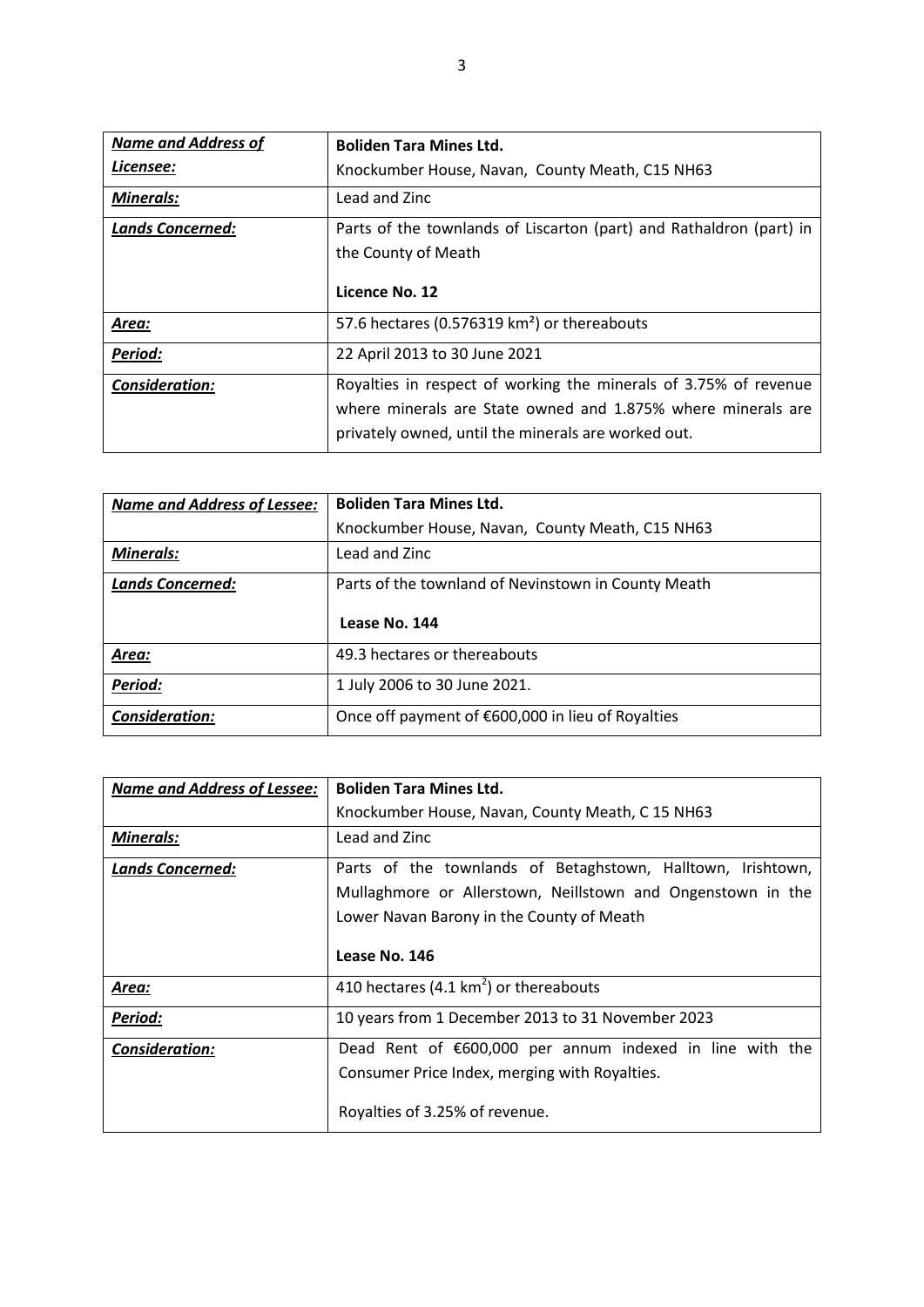| | |
|---|---|
| ***Name and Address of Licensee:*** | **Boliden Tara Mines Ltd.** Knockumber House, Navan, County Meath, C15 NH63 |
| ***Minerals:*** | Lead and Zinc |
| ***Lands Concerned:*** | Parts of the townlands of Liscarton (part) and Rathaldron (part) in the County of Meath **Licence No. 12** |
| ***Area:*** | 57.6 hectares (0.576319 km²) or thereabouts |
| ***Period:*** | 22 April 2013 to 30 June 2021 |
| ***Consideration:*** | Royalties in respect of working the minerals of 3.75% of revenue where minerals are State owned and 1.875% where minerals are privately owned, until the minerals are worked out. |

| | |
|---|---|
| ***Name and Address of Lessee:*** | **Boliden Tara Mines Ltd.** Knockumber House, Navan, County Meath, C15 NH63 |
| ***Minerals:*** | Lead and Zinc |
| ***Lands Concerned:*** | Parts of the townland of Nevinstown in County Meath **Lease No. 144** |
| ***Area:*** | 49.3 hectares or thereabouts |
| ***Period:*** | 1 July 2006 to 30 June 2021. |
| ***Consideration:*** | Once off payment of €600,000 in lieu of Royalties |

| | |
|---|---|
| ***Name and Address of Lessee:*** | **Boliden Tara Mines Ltd.** Knockumber House, Navan, County Meath, C 15 NH63 |
| ***Minerals:*** | Lead and Zinc |
| ***Lands Concerned:*** | Parts of the townlands of Betaghstown, Halltown, Irishtown, Mullaghmore or Allerstown, Neillstown and Ongenstown in the Lower Navan Barony in the County of Meath **Lease No. 146** |
| ***Area:*** | 410 hectares (4.1 km²) or thereabouts |
| ***Period:*** | 10 years from 1 December 2013 to 31 November 2023 |
| ***Consideration:*** | Dead Rent of €600,000 per annum indexed in line with the Consumer Price Index, merging with Royalties. Royalties of 3.25% of revenue. |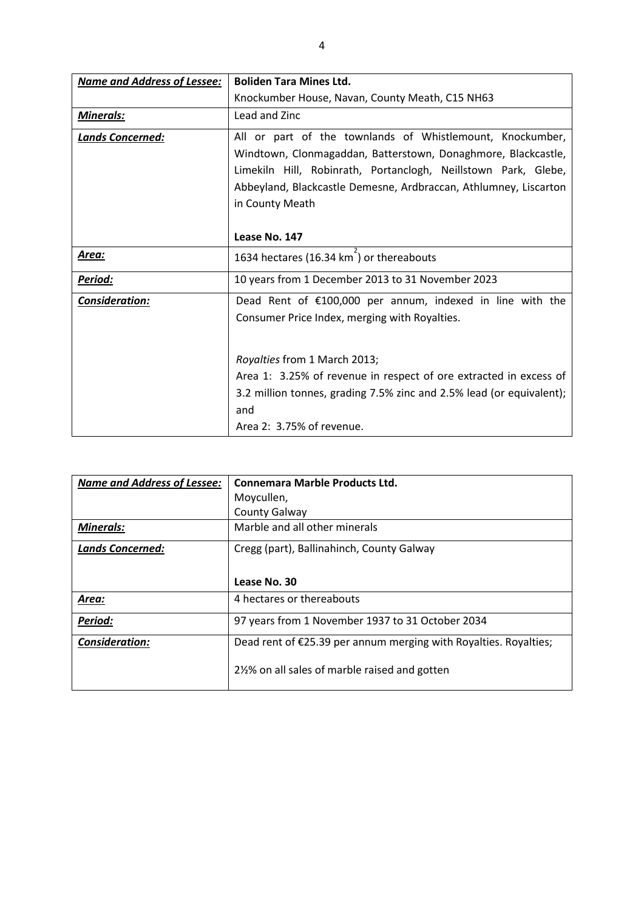| ***Name and Address of Lessee:*** | **Boliden Tara Mines Ltd.**<br>Knockumber House, Navan, County Meath, C15 NH63 |
|---|---|
| ***Minerals:*** | Lead and Zinc |
| ***Lands Concerned:*** | All or part of the townlands of Whistlemount, Knockumber, Windtown, Clonmagaddan, Batterstown, Donaghmore, Blackcastle, Limekiln Hill, Robinrath, Portanclogh, Neillstown Park, Glebe, Abbeyland, Blackcastle Demesne, Ardbraccan, Athlumney, Liscarton in County Meath<br><br>**Lease No. 147** |
| ***Area:*** | 1634 hectares (16.34 $km^2$) or thereabouts |
| ***Period:*** | 10 years from 1 December 2013 to 31 November 2023 |
| ***Consideration:*** | Dead Rent of €100,000 per annum, indexed in line with the Consumer Price Index, merging with Royalties.<br><br>*Royalties* from 1 March 2013;<br>Area 1: 3.25% of revenue in respect of ore extracted in excess of 3.2 million tonnes, grading 7.5% zinc and 2.5% lead (or equivalent); and<br>Area 2: 3.75% of revenue. |

| ***Name and Address of Lessee:*** | **Connemara Marble Products Ltd.**<br>Moycullen,<br>County Galway |
|---|---|
| ***Minerals:*** | Marble and all other minerals |
| ***Lands Concerned:*** | Cregg (part), Ballinahinch, County Galway<br><br>**Lease No. 30** |
| ***Area:*** | 4 hectares or thereabouts |
| ***Period:*** | 97 years from 1 November 1937 to 31 October 2034 |
| ***Consideration:*** | Dead rent of €25.39 per annum merging with Royalties. Royalties;<br><br>2½% on all sales of marble raised and gotten |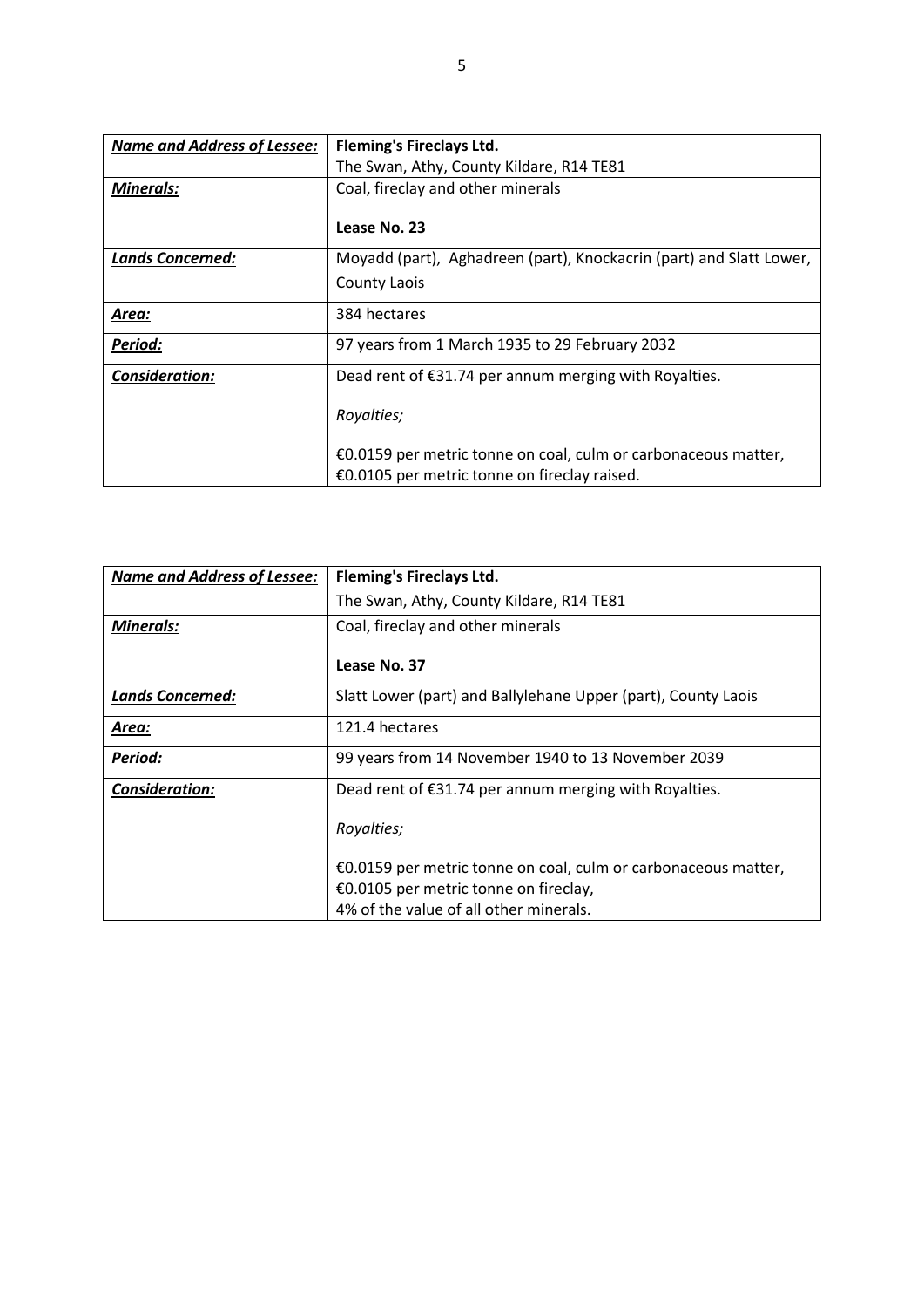| | |
|---|---|
| ***Name and Address of Lessee:*** | **Fleming's Fireclays Ltd.**<br>The Swan, Athy, County Kildare, R14 TE81 |
| ***Minerals:*** | Coal, fireclay and other minerals<br><br>**Lease No. 23** |
| ***Lands Concerned:*** | Moyadd (part), Aghadreen (part), Knockacrin (part) and Slatt Lower, County Laois |
| ***Area:*** | 384 hectares |
| ***Period:*** | 97 years from 1 March 1935 to 29 February 2032 |
| ***Consideration:*** | Dead rent of €31.74 per annum merging with Royalties.<br><br>*Royalties;*<br><br>€0.0159 per metric tonne on coal, culm or carbonaceous matter,<br>€0.0105 per metric tonne on fireclay raised. |

| | |
|---|---|
| ***Name and Address of Lessee:*** | **Fleming's Fireclays Ltd.**<br>The Swan, Athy, County Kildare, R14 TE81 |
| ***Minerals:*** | Coal, fireclay and other minerals<br><br>**Lease No. 37** |
| ***Lands Concerned:*** | Slatt Lower (part) and Ballylehane Upper (part), County Laois |
| ***Area:*** | 121.4 hectares |
| ***Period:*** | 99 years from 14 November 1940 to 13 November 2039 |
| ***Consideration:*** | Dead rent of €31.74 per annum merging with Royalties.<br><br>*Royalties;*<br><br>€0.0159 per metric tonne on coal, culm or carbonaceous matter,<br>€0.0105 per metric tonne on fireclay,<br>4% of the value of all other minerals. |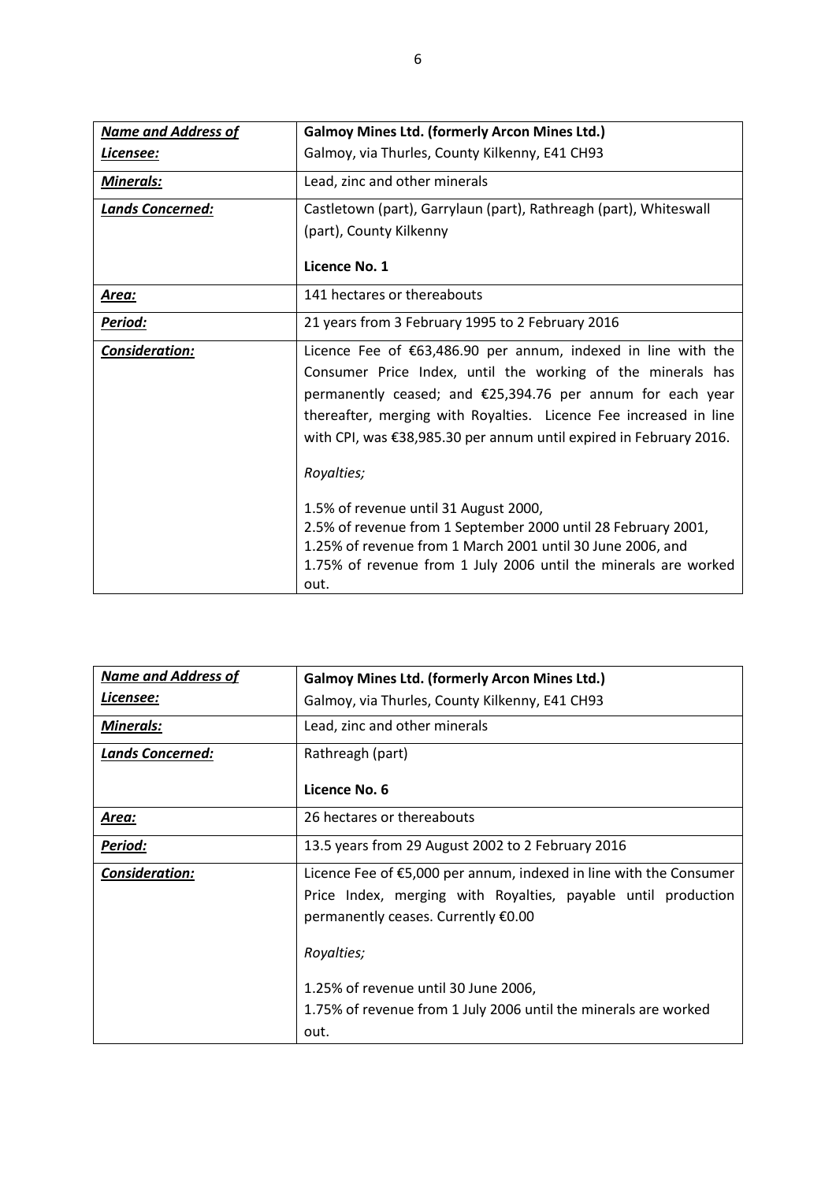| | |
|---|---|
| ***Name and Address of Licensee:*** | **Galmoy Mines Ltd. (formerly Arcon Mines Ltd.)**<br>Galmoy, via Thurles, County Kilkenny, E41 CH93 |
| ***Minerals:*** | Lead, zinc and other minerals |
| ***Lands Concerned:*** | Castletown (part), Garrylaun (part), Rathreagh (part), Whiteswall (part), County Kilkenny<br><br>**Licence No. 1** |
| ***Area:*** | 141 hectares or thereabouts |
| ***Period:*** | 21 years from 3 February 1995 to 2 February 2016 |
| ***Consideration:*** | Licence Fee of €63,486.90 per annum, indexed in line with the Consumer Price Index, until the working of the minerals has permanently ceased; and €25,394.76 per annum for each year thereafter, merging with Royalties. Licence Fee increased in line with CPI, was €38,985.30 per annum until expired in February 2016.<br><br>*Royalties;*<br><br>1.5% of revenue until 31 August 2000,<br>2.5% of revenue from 1 September 2000 until 28 February 2001,<br>1.25% of revenue from 1 March 2001 until 30 June 2006, and<br>1.75% of revenue from 1 July 2006 until the minerals are worked out. |

| | |
|---|---|
| ***Name and Address of Licensee:*** | **Galmoy Mines Ltd. (formerly Arcon Mines Ltd.)**<br>Galmoy, via Thurles, County Kilkenny, E41 CH93 |
| ***Minerals:*** | Lead, zinc and other minerals |
| ***Lands Concerned:*** | Rathreagh (part)<br><br>**Licence No. 6** |
| ***Area:*** | 26 hectares or thereabouts |
| ***Period:*** | 13.5 years from 29 August 2002 to 2 February 2016 |
| ***Consideration:*** | Licence Fee of €5,000 per annum, indexed in line with the Consumer Price Index, merging with Royalties, payable until production permanently ceases. Currently €0.00<br><br>*Royalties;*<br><br>1.25% of revenue until 30 June 2006,<br>1.75% of revenue from 1 July 2006 until the minerals are worked out. |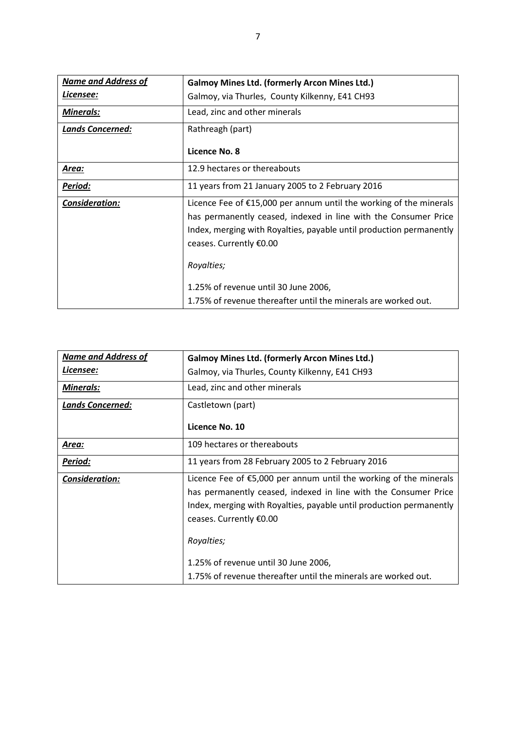| | |
|---|---|
| ***Name and Address of Licensee:*** | **Galmoy Mines Ltd. (formerly Arcon Mines Ltd.)**<br>Galmoy, via Thurles, County Kilkenny, E41 CH93 |
| ***Minerals:*** | Lead, zinc and other minerals |
| ***Lands Concerned:*** | Rathreagh (part)<br><br>**Licence No. 8** |
| ***Area:*** | 12.9 hectares or thereabouts |
| ***Period:*** | 11 years from 21 January 2005 to 2 February 2016 |
| ***Consideration:*** | Licence Fee of €15,000 per annum until the working of the minerals has permanently ceased, indexed in line with the Consumer Price Index, merging with Royalties, payable until production permanently ceases. Currently €0.00<br><br>*Royalties;*<br><br>1.25% of revenue until 30 June 2006,<br>1.75% of revenue thereafter until the minerals are worked out. |

| | |
|---|---|
| ***Name and Address of Licensee:*** | **Galmoy Mines Ltd. (formerly Arcon Mines Ltd.)**<br>Galmoy, via Thurles, County Kilkenny, E41 CH93 |
| ***Minerals:*** | Lead, zinc and other minerals |
| ***Lands Concerned:*** | Castletown (part)<br><br>**Licence No. 10** |
| ***Area:*** | 109 hectares or thereabouts |
| ***Period:*** | 11 years from 28 February 2005 to 2 February 2016 |
| ***Consideration:*** | Licence Fee of €5,000 per annum until the working of the minerals has permanently ceased, indexed in line with the Consumer Price Index, merging with Royalties, payable until production permanently ceases. Currently €0.00<br><br>*Royalties;*<br><br>1.25% of revenue until 30 June 2006,<br>1.75% of revenue thereafter until the minerals are worked out. |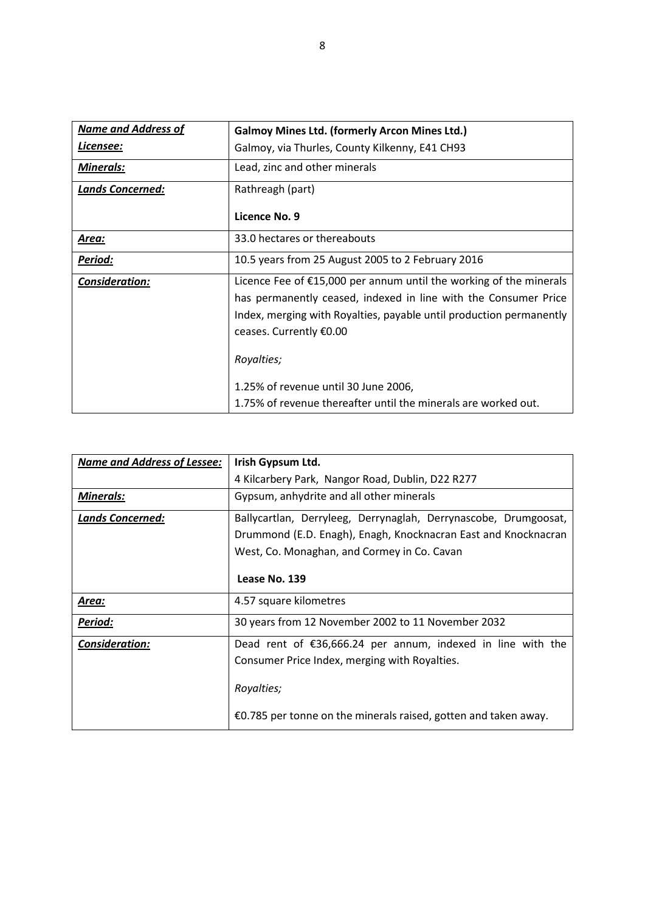| | |
|---|---|
| ***Name and Address of Licensee:*** | **Galmoy Mines Ltd. (formerly Arcon Mines Ltd.)**<br>Galmoy, via Thurles, County Kilkenny, E41 CH93 |
| ***Minerals:*** | Lead, zinc and other minerals |
| ***Lands Concerned:*** | Rathreagh (part)<br><br>**Licence No. 9** |
| ***Area:*** | 33.0 hectares or thereabouts |
| ***Period:*** | 10.5 years from 25 August 2005 to 2 February 2016 |
| ***Consideration:*** | Licence Fee of €15,000 per annum until the working of the minerals has permanently ceased, indexed in line with the Consumer Price Index, merging with Royalties, payable until production permanently ceases. Currently €0.00<br><br>*Royalties;*<br><br>1.25% of revenue until 30 June 2006,<br>1.75% of revenue thereafter until the minerals are worked out. |

| | |
|---|---|
| ***Name and Address of Lessee:*** | **Irish Gypsum Ltd.**<br>4 Kilcarbery Park, Nangor Road, Dublin, D22 R277 |
| ***Minerals:*** | Gypsum, anhydrite and all other minerals |
| ***Lands Concerned:*** | Ballycartlan, Derryleeg, Derrynaglah, Derrynascobe, Drumgoosat, Drummond (E.D. Enagh), Enagh, Knocknacran East and Knocknacran West, Co. Monaghan, and Cormey in Co. Cavan<br><br>**Lease No. 139** |
| ***Area:*** | 4.57 square kilometres |
| ***Period:*** | 30 years from 12 November 2002 to 11 November 2032 |
| ***Consideration:*** | Dead rent of €36,666.24 per annum, indexed in line with the Consumer Price Index, merging with Royalties.<br><br>*Royalties;*<br><br>€0.785 per tonne on the minerals raised, gotten and taken away. |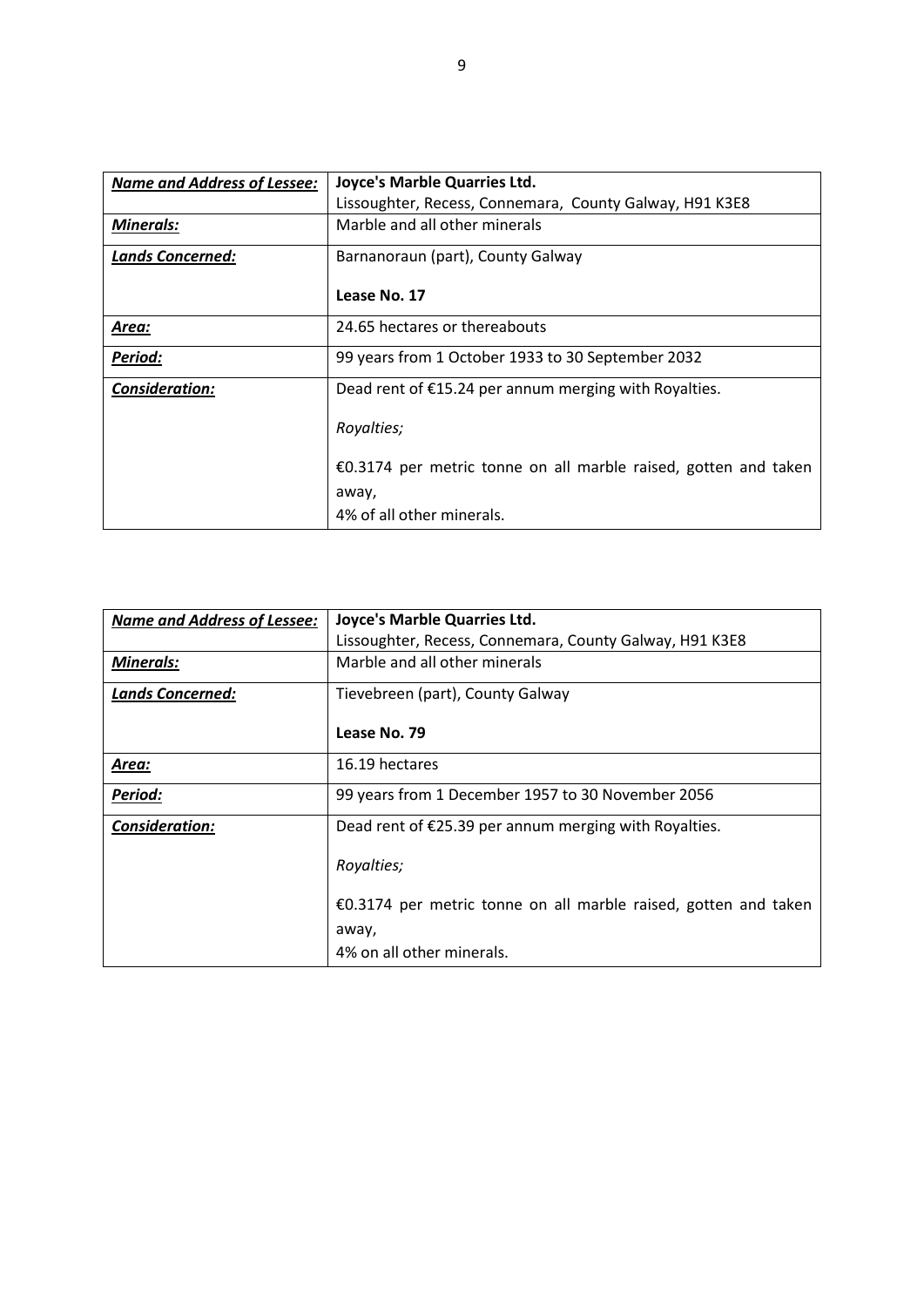| | |
|---|---|
| ***Name and Address of Lessee:*** | **Joyce's Marble Quarries Ltd.**<br>Lissoughter, Recess, Connemara, County Galway, H91 K3E8 |
| ***Minerals:*** | Marble and all other minerals |
| ***Lands Concerned:*** | Barnanoraun (part), County Galway<br><br>**Lease No. 17** |
| ***Area:*** | 24.65 hectares or thereabouts |
| ***Period:*** | 99 years from 1 October 1933 to 30 September 2032 |
| ***Consideration:*** | Dead rent of €15.24 per annum merging with Royalties.<br><br>*Royalties;*<br><br>€0.3174 per metric tonne on all marble raised, gotten and taken away,<br>4% of all other minerals. |

| | |
|---|---|
| ***Name and Address of Lessee:*** | **Joyce's Marble Quarries Ltd.**<br>Lissoughter, Recess, Connemara, County Galway, H91 K3E8 |
| ***Minerals:*** | Marble and all other minerals |
| ***Lands Concerned:*** | Tievebreen (part), County Galway<br><br>**Lease No. 79** |
| ***Area:*** | 16.19 hectares |
| ***Period:*** | 99 years from 1 December 1957 to 30 November 2056 |
| ***Consideration:*** | Dead rent of €25.39 per annum merging with Royalties.<br><br>*Royalties;*<br><br>€0.3174 per metric tonne on all marble raised, gotten and taken away,<br>4% on all other minerals. |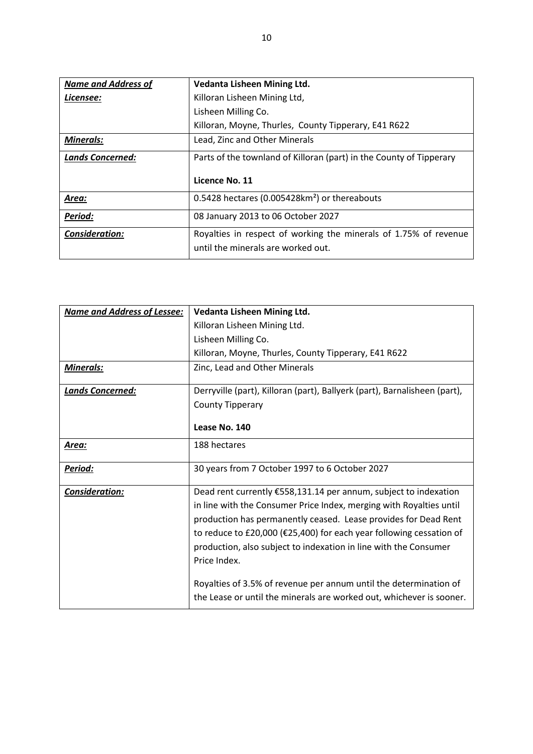| | |
|---|---|
| ***Name and Address of Licensee:*** | **Vedanta Lisheen Mining Ltd.**<br>Killoran Lisheen Mining Ltd,<br>Lisheen Milling Co.<br>Killoran, Moyne, Thurles, County Tipperary, E41 R622 |
| ***Minerals:*** | Lead, Zinc and Other Minerals |
| ***Lands Concerned:*** | Parts of the townland of Killoran (part) in the County of Tipperary<br><br>**Licence No. 11** |
| ***Area:*** | 0.5428 hectares (0.005428km²) or thereabouts |
| ***Period:*** | 08 January 2013 to 06 October 2027 |
| ***Consideration:*** | Royalties in respect of working the minerals of 1.75% of revenue until the minerals are worked out. |

| | |
|---|---|
| ***Name and Address of Lessee:*** | **Vedanta Lisheen Mining Ltd.**<br>Killoran Lisheen Mining Ltd.<br>Lisheen Milling Co.<br>Killoran, Moyne, Thurles, County Tipperary, E41 R622 |
| ***Minerals:*** | Zinc, Lead and Other Minerals |
| ***Lands Concerned:*** | Derryville (part), Killoran (part), Ballyerk (part), Barnalisheen (part), County Tipperary<br><br>**Lease No. 140** |
| ***Area:*** | 188 hectares |
| ***Period:*** | 30 years from 7 October 1997 to 6 October 2027 |
| ***Consideration:*** | Dead rent currently €558,131.14 per annum, subject to indexation in line with the Consumer Price Index, merging with Royalties until production has permanently ceased. Lease provides for Dead Rent to reduce to £20,000 (€25,400) for each year following cessation of production, also subject to indexation in line with the Consumer Price Index.<br><br>Royalties of 3.5% of revenue per annum until the determination of the Lease or until the minerals are worked out, whichever is sooner. |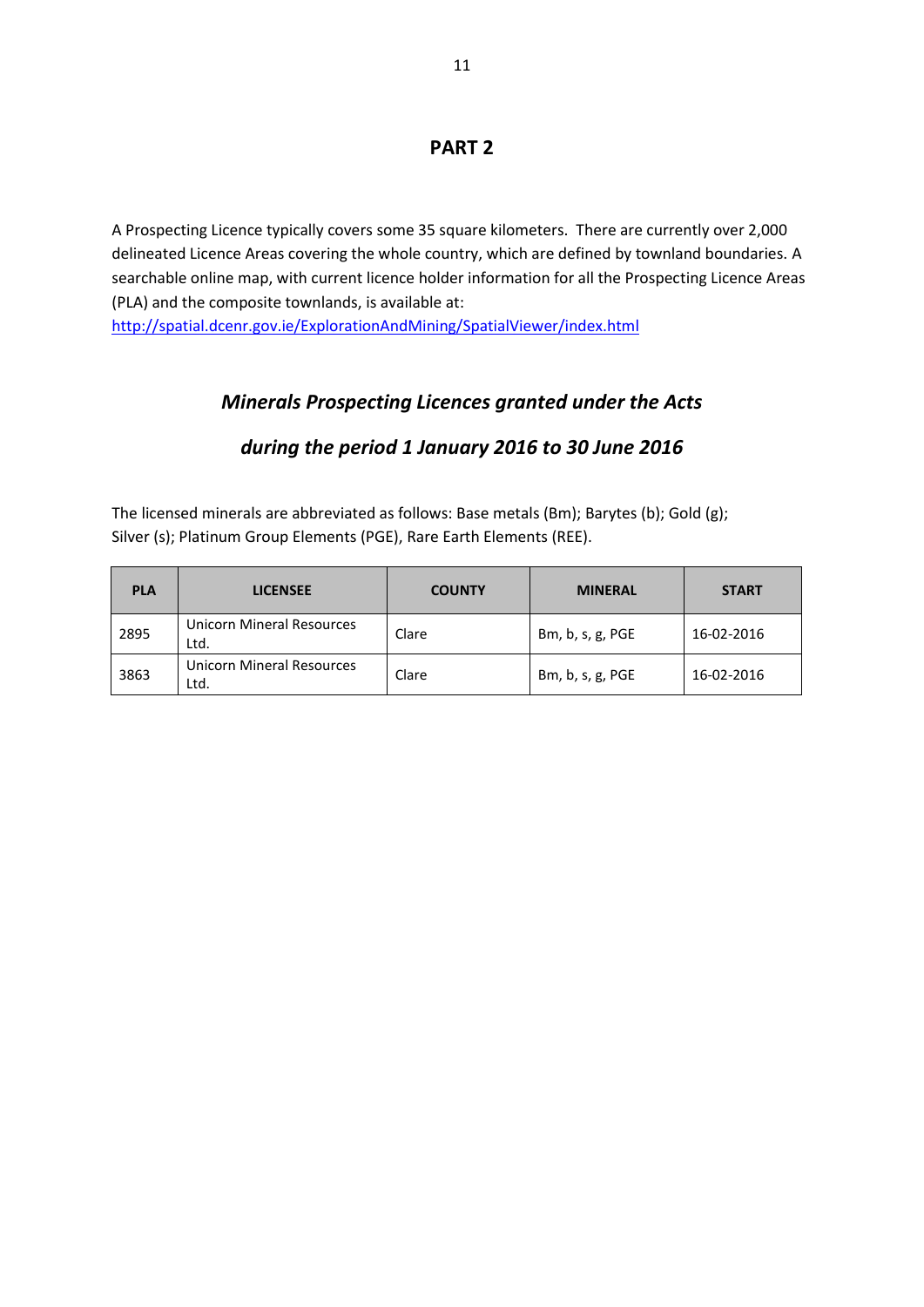## PART 2

A Prospecting Licence typically covers some 35 square kilometers. There are currently over 2,000 delineated Licence Areas covering the whole country, which are defined by townland boundaries. A searchable online map, with current licence holder information for all the Prospecting Licence Areas (PLA) and the composite townlands, is available at:
http://spatial.dcenr.gov.ie/ExplorationAndMining/SpatialViewer/index.html

### *Minerals Prospecting Licences granted under the Acts*

### *during the period 1 January 2016 to 30 June 2016*

The licensed minerals are abbreviated as follows: Base metals (Bm); Barytes (b); Gold (g); Silver (s); Platinum Group Elements (PGE), Rare Earth Elements (REE).

| PLA | LICENSEE | COUNTY | MINERAL | START |
|---|---|---|---|---|
| 2895 | Unicorn Mineral Resources Ltd. | Clare | Bm, b, s, g, PGE | 16-02-2016 |
| 3863 | Unicorn Mineral Resources Ltd. | Clare | Bm, b, s, g, PGE | 16-02-2016 |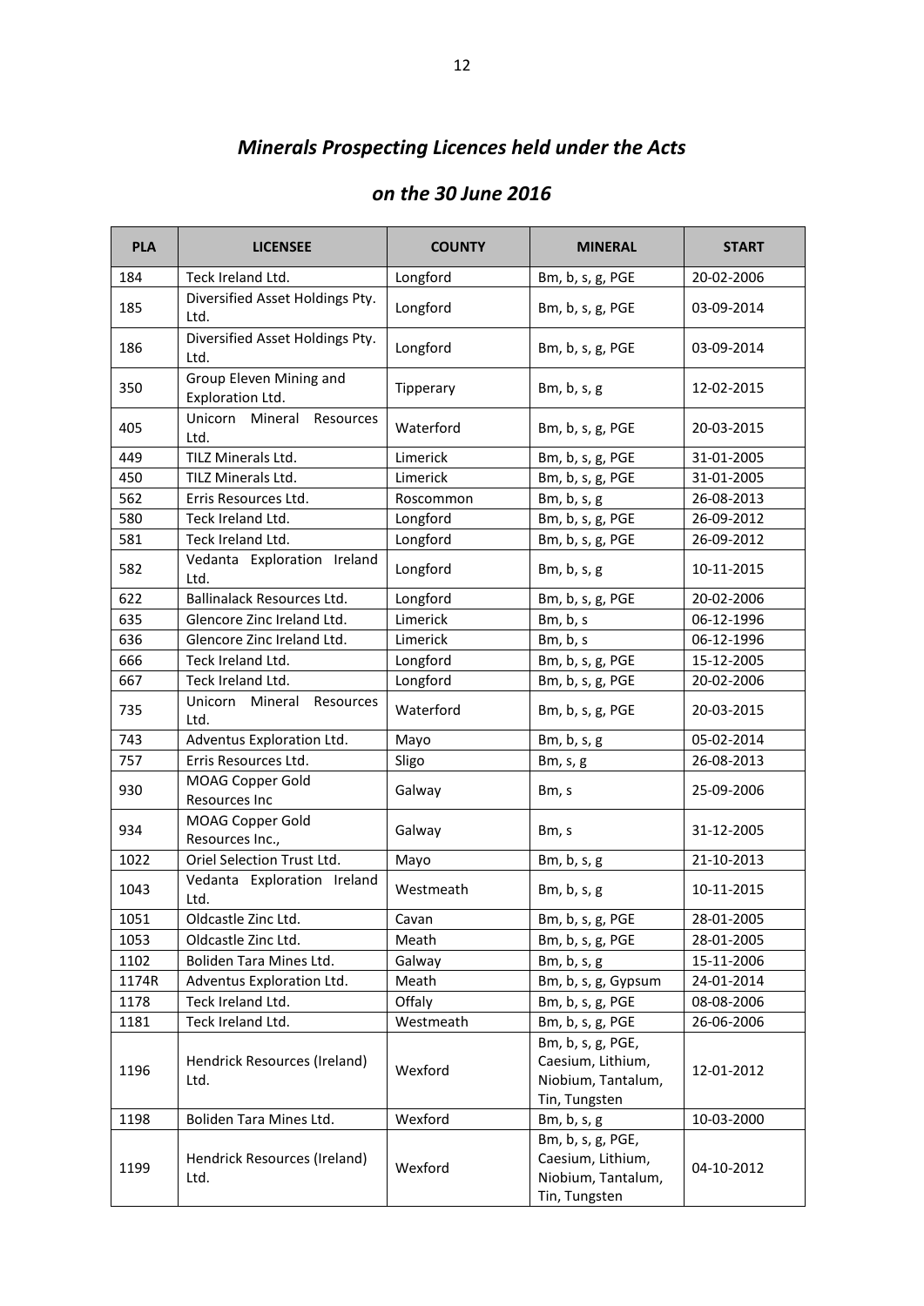## *Minerals Prospecting Licences held under the Acts*

## *on the 30 June 2016*

| PLA | LICENSEE | COUNTY | MINERAL | START |
|---|---|---|---|---|
| 184 | Teck Ireland Ltd. | Longford | Bm, b, s, g, PGE | 20-02-2006 |
| 185 | Diversified Asset Holdings Pty. Ltd. | Longford | Bm, b, s, g, PGE | 03-09-2014 |
| 186 | Diversified Asset Holdings Pty. Ltd. | Longford | Bm, b, s, g, PGE | 03-09-2014 |
| 350 | Group Eleven Mining and Exploration Ltd. | Tipperary | Bm, b, s, g | 12-02-2015 |
| 405 | Unicorn Mineral Resources Ltd. | Waterford | Bm, b, s, g, PGE | 20-03-2015 |
| 449 | TILZ Minerals Ltd. | Limerick | Bm, b, s, g, PGE | 31-01-2005 |
| 450 | TILZ Minerals Ltd. | Limerick | Bm, b, s, g, PGE | 31-01-2005 |
| 562 | Erris Resources Ltd. | Roscommon | Bm, b, s, g | 26-08-2013 |
| 580 | Teck Ireland Ltd. | Longford | Bm, b, s, g, PGE | 26-09-2012 |
| 581 | Teck Ireland Ltd. | Longford | Bm, b, s, g, PGE | 26-09-2012 |
| 582 | Vedanta Exploration Ireland Ltd. | Longford | Bm, b, s, g | 10-11-2015 |
| 622 | Ballinalack Resources Ltd. | Longford | Bm, b, s, g, PGE | 20-02-2006 |
| 635 | Glencore Zinc Ireland Ltd. | Limerick | Bm, b, s | 06-12-1996 |
| 636 | Glencore Zinc Ireland Ltd. | Limerick | Bm, b, s | 06-12-1996 |
| 666 | Teck Ireland Ltd. | Longford | Bm, b, s, g, PGE | 15-12-2005 |
| 667 | Teck Ireland Ltd. | Longford | Bm, b, s, g, PGE | 20-02-2006 |
| 735 | Unicorn Mineral Resources Ltd. | Waterford | Bm, b, s, g, PGE | 20-03-2015 |
| 743 | Adventus Exploration Ltd. | Mayo | Bm, b, s, g | 05-02-2014 |
| 757 | Erris Resources Ltd. | Sligo | Bm, s, g | 26-08-2013 |
| 930 | MOAG Copper Gold Resources Inc | Galway | Bm, s | 25-09-2006 |
| 934 | MOAG Copper Gold Resources Inc., | Galway | Bm, s | 31-12-2005 |
| 1022 | Oriel Selection Trust Ltd. | Mayo | Bm, b, s, g | 21-10-2013 |
| 1043 | Vedanta Exploration Ireland Ltd. | Westmeath | Bm, b, s, g | 10-11-2015 |
| 1051 | Oldcastle Zinc Ltd. | Cavan | Bm, b, s, g, PGE | 28-01-2005 |
| 1053 | Oldcastle Zinc Ltd. | Meath | Bm, b, s, g, PGE | 28-01-2005 |
| 1102 | Boliden Tara Mines Ltd. | Galway | Bm, b, s, g | 15-11-2006 |
| 1174R | Adventus Exploration Ltd. | Meath | Bm, b, s, g, Gypsum | 24-01-2014 |
| 1178 | Teck Ireland Ltd. | Offaly | Bm, b, s, g, PGE | 08-08-2006 |
| 1181 | Teck Ireland Ltd. | Westmeath | Bm, b, s, g, PGE | 26-06-2006 |
| 1196 | Hendrick Resources (Ireland) Ltd. | Wexford | Bm, b, s, g, PGE, Caesium, Lithium, Niobium, Tantalum, Tin, Tungsten | 12-01-2012 |
| 1198 | Boliden Tara Mines Ltd. | Wexford | Bm, b, s, g | 10-03-2000 |
| 1199 | Hendrick Resources (Ireland) Ltd. | Wexford | Bm, b, s, g, PGE, Caesium, Lithium, Niobium, Tantalum, Tin, Tungsten | 04-10-2012 |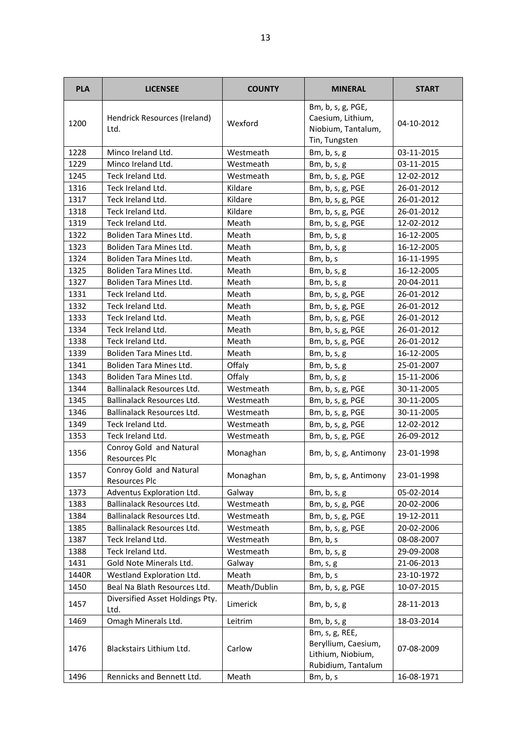| PLA | LICENSEE | COUNTY | MINERAL | START |
|---|---|---|---|---|
| 1200 | Hendrick Resources (Ireland) Ltd. | Wexford | Bm, b, s, g, PGE, Caesium, Lithium, Niobium, Tantalum, Tin, Tungsten | 04-10-2012 |
| 1228 | Minco Ireland Ltd. | Westmeath | Bm, b, s, g | 03-11-2015 |
| 1229 | Minco Ireland Ltd. | Westmeath | Bm, b, s, g | 03-11-2015 |
| 1245 | Teck Ireland Ltd. | Westmeath | Bm, b, s, g, PGE | 12-02-2012 |
| 1316 | Teck Ireland Ltd. | Kildare | Bm, b, s, g, PGE | 26-01-2012 |
| 1317 | Teck Ireland Ltd. | Kildare | Bm, b, s, g, PGE | 26-01-2012 |
| 1318 | Teck Ireland Ltd. | Kildare | Bm, b, s, g, PGE | 26-01-2012 |
| 1319 | Teck Ireland Ltd. | Meath | Bm, b, s, g, PGE | 12-02-2012 |
| 1322 | Boliden Tara Mines Ltd. | Meath | Bm, b, s, g | 16-12-2005 |
| 1323 | Boliden Tara Mines Ltd. | Meath | Bm, b, s, g | 16-12-2005 |
| 1324 | Boliden Tara Mines Ltd. | Meath | Bm, b, s | 16-11-1995 |
| 1325 | Boliden Tara Mines Ltd. | Meath | Bm, b, s, g | 16-12-2005 |
| 1327 | Boliden Tara Mines Ltd. | Meath | Bm, b, s, g | 20-04-2011 |
| 1331 | Teck Ireland Ltd. | Meath | Bm, b, s, g, PGE | 26-01-2012 |
| 1332 | Teck Ireland Ltd. | Meath | Bm, b, s, g, PGE | 26-01-2012 |
| 1333 | Teck Ireland Ltd. | Meath | Bm, b, s, g, PGE | 26-01-2012 |
| 1334 | Teck Ireland Ltd. | Meath | Bm, b, s, g, PGE | 26-01-2012 |
| 1338 | Teck Ireland Ltd. | Meath | Bm, b, s, g, PGE | 26-01-2012 |
| 1339 | Boliden Tara Mines Ltd. | Meath | Bm, b, s, g | 16-12-2005 |
| 1341 | Boliden Tara Mines Ltd. | Offaly | Bm, b, s, g | 25-01-2007 |
| 1343 | Boliden Tara Mines Ltd. | Offaly | Bm, b, s, g | 15-11-2006 |
| 1344 | Ballinalack Resources Ltd. | Westmeath | Bm, b, s, g, PGE | 30-11-2005 |
| 1345 | Ballinalack Resources Ltd. | Westmeath | Bm, b, s, g, PGE | 30-11-2005 |
| 1346 | Ballinalack Resources Ltd. | Westmeath | Bm, b, s, g, PGE | 30-11-2005 |
| 1349 | Teck Ireland Ltd. | Westmeath | Bm, b, s, g, PGE | 12-02-2012 |
| 1353 | Teck Ireland Ltd. | Westmeath | Bm, b, s, g, PGE | 26-09-2012 |
| 1356 | Conroy Gold and Natural Resources Plc | Monaghan | Bm, b, s, g, Antimony | 23-01-1998 |
| 1357 | Conroy Gold and Natural Resources Plc | Monaghan | Bm, b, s, g, Antimony | 23-01-1998 |
| 1373 | Adventus Exploration Ltd. | Galway | Bm, b, s, g | 05-02-2014 |
| 1383 | Ballinalack Resources Ltd. | Westmeath | Bm, b, s, g, PGE | 20-02-2006 |
| 1384 | Ballinalack Resources Ltd. | Westmeath | Bm, b, s, g, PGE | 19-12-2011 |
| 1385 | Ballinalack Resources Ltd. | Westmeath | Bm, b, s, g, PGE | 20-02-2006 |
| 1387 | Teck Ireland Ltd. | Westmeath | Bm, b, s | 08-08-2007 |
| 1388 | Teck Ireland Ltd. | Westmeath | Bm, b, s, g | 29-09-2008 |
| 1431 | Gold Note Minerals Ltd. | Galway | Bm, s, g | 21-06-2013 |
| 1440R | Westland Exploration Ltd. | Meath | Bm, b, s | 23-10-1972 |
| 1450 | Beal Na Blath Resources Ltd. | Meath/Dublin | Bm, b, s, g, PGE | 10-07-2015 |
| 1457 | Diversified Asset Holdings Pty. Ltd. | Limerick | Bm, b, s, g | 28-11-2013 |
| 1469 | Omagh Minerals Ltd. | Leitrim | Bm, b, s, g | 18-03-2014 |
| 1476 | Blackstairs Lithium Ltd. | Carlow | Bm, s, g, REE, Beryllium, Caesium, Lithium, Niobium, Rubidium, Tantalum | 07-08-2009 |
| 1496 | Rennicks and Bennett Ltd. | Meath | Bm, b, s | 16-08-1971 |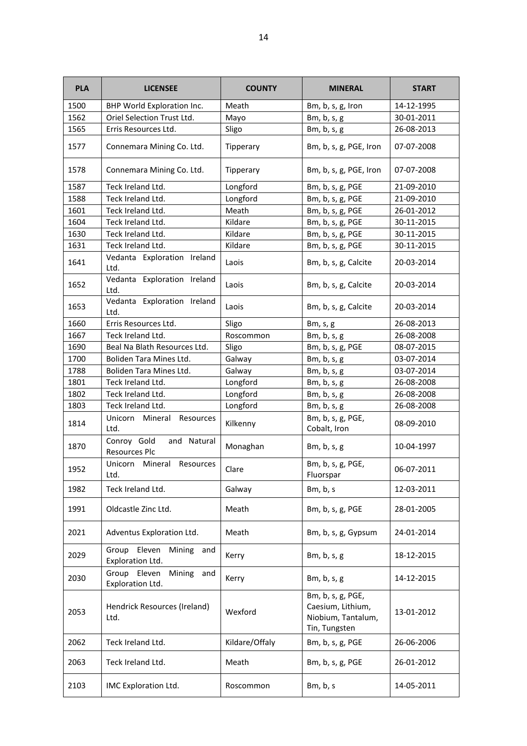| PLA | LICENSEE | COUNTY | MINERAL | START |
|---|---|---|---|---|
| 1500 | BHP World Exploration Inc. | Meath | Bm, b, s, g, Iron | 14-12-1995 |
| 1562 | Oriel Selection Trust Ltd. | Mayo | Bm, b, s, g | 30-01-2011 |
| 1565 | Erris Resources Ltd. | Sligo | Bm, b, s, g | 26-08-2013 |
| 1577 | Connemara Mining Co. Ltd. | Tipperary | Bm, b, s, g, PGE, Iron | 07-07-2008 |
| 1578 | Connemara Mining Co. Ltd. | Tipperary | Bm, b, s, g, PGE, Iron | 07-07-2008 |
| 1587 | Teck Ireland Ltd. | Longford | Bm, b, s, g, PGE | 21-09-2010 |
| 1588 | Teck Ireland Ltd. | Longford | Bm, b, s, g, PGE | 21-09-2010 |
| 1601 | Teck Ireland Ltd. | Meath | Bm, b, s, g, PGE | 26-01-2012 |
| 1604 | Teck Ireland Ltd. | Kildare | Bm, b, s, g, PGE | 30-11-2015 |
| 1630 | Teck Ireland Ltd. | Kildare | Bm, b, s, g, PGE | 30-11-2015 |
| 1631 | Teck Ireland Ltd. | Kildare | Bm, b, s, g, PGE | 30-11-2015 |
| 1641 | Vedanta Exploration Ireland Ltd. | Laois | Bm, b, s, g, Calcite | 20-03-2014 |
| 1652 | Vedanta Exploration Ireland Ltd. | Laois | Bm, b, s, g, Calcite | 20-03-2014 |
| 1653 | Vedanta Exploration Ireland Ltd. | Laois | Bm, b, s, g, Calcite | 20-03-2014 |
| 1660 | Erris Resources Ltd. | Sligo | Bm, s, g | 26-08-2013 |
| 1667 | Teck Ireland Ltd. | Roscommon | Bm, b, s, g | 26-08-2008 |
| 1690 | Beal Na Blath Resources Ltd. | Sligo | Bm, b, s, g, PGE | 08-07-2015 |
| 1700 | Boliden Tara Mines Ltd. | Galway | Bm, b, s, g | 03-07-2014 |
| 1788 | Boliden Tara Mines Ltd. | Galway | Bm, b, s, g | 03-07-2014 |
| 1801 | Teck Ireland Ltd. | Longford | Bm, b, s, g | 26-08-2008 |
| 1802 | Teck Ireland Ltd. | Longford | Bm, b, s, g | 26-08-2008 |
| 1803 | Teck Ireland Ltd. | Longford | Bm, b, s, g | 26-08-2008 |
| 1814 | Unicorn Mineral Resources Ltd. | Kilkenny | Bm, b, s, g, PGE, Cobalt, Iron | 08-09-2010 |
| 1870 | Conroy Gold and Natural Resources Plc | Monaghan | Bm, b, s, g | 10-04-1997 |
| 1952 | Unicorn Mineral Resources Ltd. | Clare | Bm, b, s, g, PGE, Fluorspar | 06-07-2011 |
| 1982 | Teck Ireland Ltd. | Galway | Bm, b, s | 12-03-2011 |
| 1991 | Oldcastle Zinc Ltd. | Meath | Bm, b, s, g, PGE | 28-01-2005 |
| 2021 | Adventus Exploration Ltd. | Meath | Bm, b, s, g, Gypsum | 24-01-2014 |
| 2029 | Group Eleven Mining and Exploration Ltd. | Kerry | Bm, b, s, g | 18-12-2015 |
| 2030 | Group Eleven Mining and Exploration Ltd. | Kerry | Bm, b, s, g | 14-12-2015 |
| 2053 | Hendrick Resources (Ireland) Ltd. | Wexford | Bm, b, s, g, PGE, Caesium, Lithium, Niobium, Tantalum, Tin, Tungsten | 13-01-2012 |
| 2062 | Teck Ireland Ltd. | Kildare/Offaly | Bm, b, s, g, PGE | 26-06-2006 |
| 2063 | Teck Ireland Ltd. | Meath | Bm, b, s, g, PGE | 26-01-2012 |
| 2103 | IMC Exploration Ltd. | Roscommon | Bm, b, s | 14-05-2011 |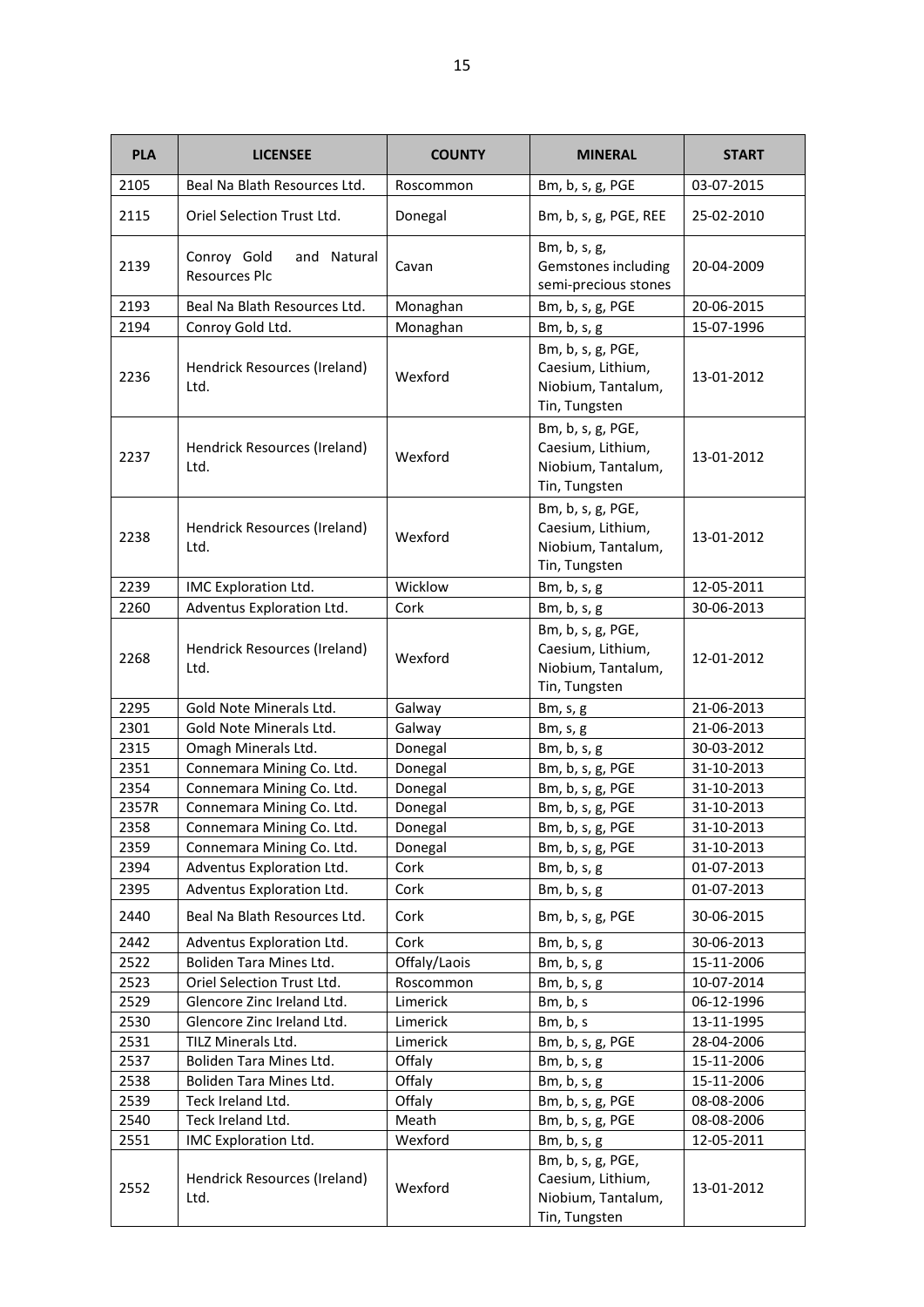| PLA | LICENSEE | COUNTY | MINERAL | START |
|---|---|---|---|---|
| 2105 | Beal Na Blath Resources Ltd. | Roscommon | Bm, b, s, g, PGE | 03-07-2015 |
| 2115 | Oriel Selection Trust Ltd. | Donegal | Bm, b, s, g, PGE, REE | 25-02-2010 |
| 2139 | Conroy Gold and Natural Resources Plc | Cavan | Bm, b, s, g, Gemstones including semi-precious stones | 20-04-2009 |
| 2193 | Beal Na Blath Resources Ltd. | Monaghan | Bm, b, s, g, PGE | 20-06-2015 |
| 2194 | Conroy Gold Ltd. | Monaghan | Bm, b, s, g | 15-07-1996 |
| 2236 | Hendrick Resources (Ireland) Ltd. | Wexford | Bm, b, s, g, PGE, Caesium, Lithium, Niobium, Tantalum, Tin, Tungsten | 13-01-2012 |
| 2237 | Hendrick Resources (Ireland) Ltd. | Wexford | Bm, b, s, g, PGE, Caesium, Lithium, Niobium, Tantalum, Tin, Tungsten | 13-01-2012 |
| 2238 | Hendrick Resources (Ireland) Ltd. | Wexford | Bm, b, s, g, PGE, Caesium, Lithium, Niobium, Tantalum, Tin, Tungsten | 13-01-2012 |
| 2239 | IMC Exploration Ltd. | Wicklow | Bm, b, s, g | 12-05-2011 |
| 2260 | Adventus Exploration Ltd. | Cork | Bm, b, s, g | 30-06-2013 |
| 2268 | Hendrick Resources (Ireland) Ltd. | Wexford | Bm, b, s, g, PGE, Caesium, Lithium, Niobium, Tantalum, Tin, Tungsten | 12-01-2012 |
| 2295 | Gold Note Minerals Ltd. | Galway | Bm, s, g | 21-06-2013 |
| 2301 | Gold Note Minerals Ltd. | Galway | Bm, s, g | 21-06-2013 |
| 2315 | Omagh Minerals Ltd. | Donegal | Bm, b, s, g | 30-03-2012 |
| 2351 | Connemara Mining Co. Ltd. | Donegal | Bm, b, s, g, PGE | 31-10-2013 |
| 2354 | Connemara Mining Co. Ltd. | Donegal | Bm, b, s, g, PGE | 31-10-2013 |
| 2357R | Connemara Mining Co. Ltd. | Donegal | Bm, b, s, g, PGE | 31-10-2013 |
| 2358 | Connemara Mining Co. Ltd. | Donegal | Bm, b, s, g, PGE | 31-10-2013 |
| 2359 | Connemara Mining Co. Ltd. | Donegal | Bm, b, s, g, PGE | 31-10-2013 |
| 2394 | Adventus Exploration Ltd. | Cork | Bm, b, s, g | 01-07-2013 |
| 2395 | Adventus Exploration Ltd. | Cork | Bm, b, s, g | 01-07-2013 |
| 2440 | Beal Na Blath Resources Ltd. | Cork | Bm, b, s, g, PGE | 30-06-2015 |
| 2442 | Adventus Exploration Ltd. | Cork | Bm, b, s, g | 30-06-2013 |
| 2522 | Boliden Tara Mines Ltd. | Offaly/Laois | Bm, b, s, g | 15-11-2006 |
| 2523 | Oriel Selection Trust Ltd. | Roscommon | Bm, b, s, g | 10-07-2014 |
| 2529 | Glencore Zinc Ireland Ltd. | Limerick | Bm, b, s | 06-12-1996 |
| 2530 | Glencore Zinc Ireland Ltd. | Limerick | Bm, b, s | 13-11-1995 |
| 2531 | TILZ Minerals Ltd. | Limerick | Bm, b, s, g, PGE | 28-04-2006 |
| 2537 | Boliden Tara Mines Ltd. | Offaly | Bm, b, s, g | 15-11-2006 |
| 2538 | Boliden Tara Mines Ltd. | Offaly | Bm, b, s, g | 15-11-2006 |
| 2539 | Teck Ireland Ltd. | Offaly | Bm, b, s, g, PGE | 08-08-2006 |
| 2540 | Teck Ireland Ltd. | Meath | Bm, b, s, g, PGE | 08-08-2006 |
| 2551 | IMC Exploration Ltd. | Wexford | Bm, b, s, g | 12-05-2011 |
| 2552 | Hendrick Resources (Ireland) Ltd. | Wexford | Bm, b, s, g, PGE, Caesium, Lithium, Niobium, Tantalum, Tin, Tungsten | 13-01-2012 |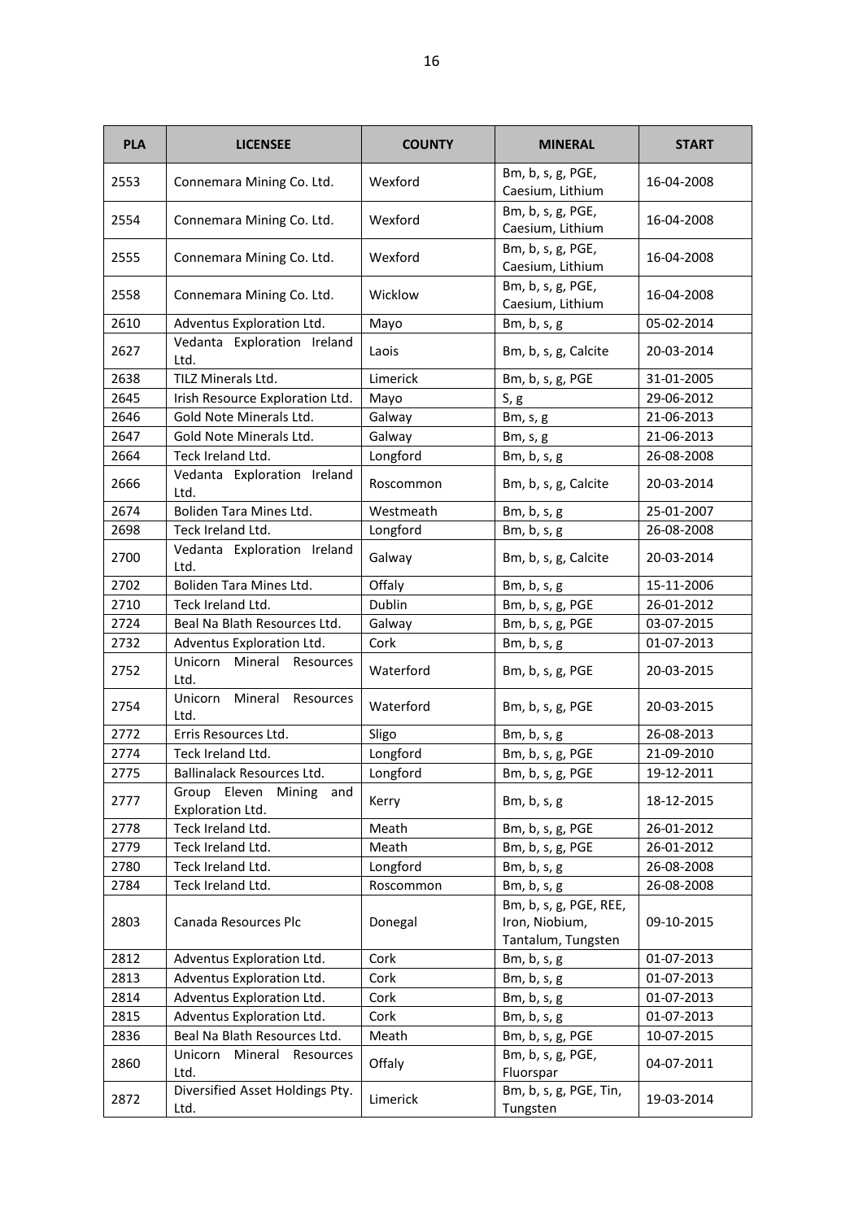| PLA | LICENSEE | COUNTY | MINERAL | START |
|---|---|---|---|---|
| 2553 | Connemara Mining Co. Ltd. | Wexford | Bm, b, s, g, PGE, Caesium, Lithium | 16-04-2008 |
| 2554 | Connemara Mining Co. Ltd. | Wexford | Bm, b, s, g, PGE, Caesium, Lithium | 16-04-2008 |
| 2555 | Connemara Mining Co. Ltd. | Wexford | Bm, b, s, g, PGE, Caesium, Lithium | 16-04-2008 |
| 2558 | Connemara Mining Co. Ltd. | Wicklow | Bm, b, s, g, PGE, Caesium, Lithium | 16-04-2008 |
| 2610 | Adventus Exploration Ltd. | Mayo | Bm, b, s, g | 05-02-2014 |
| 2627 | Vedanta Exploration Ireland Ltd. | Laois | Bm, b, s, g, Calcite | 20-03-2014 |
| 2638 | TILZ Minerals Ltd. | Limerick | Bm, b, s, g, PGE | 31-01-2005 |
| 2645 | Irish Resource Exploration Ltd. | Mayo | S, g | 29-06-2012 |
| 2646 | Gold Note Minerals Ltd. | Galway | Bm, s, g | 21-06-2013 |
| 2647 | Gold Note Minerals Ltd. | Galway | Bm, s, g | 21-06-2013 |
| 2664 | Teck Ireland Ltd. | Longford | Bm, b, s, g | 26-08-2008 |
| 2666 | Vedanta Exploration Ireland Ltd. | Roscommon | Bm, b, s, g, Calcite | 20-03-2014 |
| 2674 | Boliden Tara Mines Ltd. | Westmeath | Bm, b, s, g | 25-01-2007 |
| 2698 | Teck Ireland Ltd. | Longford | Bm, b, s, g | 26-08-2008 |
| 2700 | Vedanta Exploration Ireland Ltd. | Galway | Bm, b, s, g, Calcite | 20-03-2014 |
| 2702 | Boliden Tara Mines Ltd. | Offaly | Bm, b, s, g | 15-11-2006 |
| 2710 | Teck Ireland Ltd. | Dublin | Bm, b, s, g, PGE | 26-01-2012 |
| 2724 | Beal Na Blath Resources Ltd. | Galway | Bm, b, s, g, PGE | 03-07-2015 |
| 2732 | Adventus Exploration Ltd. | Cork | Bm, b, s, g | 01-07-2013 |
| 2752 | Unicorn Mineral Resources Ltd. | Waterford | Bm, b, s, g, PGE | 20-03-2015 |
| 2754 | Unicorn Mineral Resources Ltd. | Waterford | Bm, b, s, g, PGE | 20-03-2015 |
| 2772 | Erris Resources Ltd. | Sligo | Bm, b, s, g | 26-08-2013 |
| 2774 | Teck Ireland Ltd. | Longford | Bm, b, s, g, PGE | 21-09-2010 |
| 2775 | Ballinalack Resources Ltd. | Longford | Bm, b, s, g, PGE | 19-12-2011 |
| 2777 | Group Eleven Mining and Exploration Ltd. | Kerry | Bm, b, s, g | 18-12-2015 |
| 2778 | Teck Ireland Ltd. | Meath | Bm, b, s, g, PGE | 26-01-2012 |
| 2779 | Teck Ireland Ltd. | Meath | Bm, b, s, g, PGE | 26-01-2012 |
| 2780 | Teck Ireland Ltd. | Longford | Bm, b, s, g | 26-08-2008 |
| 2784 | Teck Ireland Ltd. | Roscommon | Bm, b, s, g | 26-08-2008 |
| 2803 | Canada Resources Plc | Donegal | Bm, b, s, g, PGE, REE, Iron, Niobium, Tantalum, Tungsten | 09-10-2015 |
| 2812 | Adventus Exploration Ltd. | Cork | Bm, b, s, g | 01-07-2013 |
| 2813 | Adventus Exploration Ltd. | Cork | Bm, b, s, g | 01-07-2013 |
| 2814 | Adventus Exploration Ltd. | Cork | Bm, b, s, g | 01-07-2013 |
| 2815 | Adventus Exploration Ltd. | Cork | Bm, b, s, g | 01-07-2013 |
| 2836 | Beal Na Blath Resources Ltd. | Meath | Bm, b, s, g, PGE | 10-07-2015 |
| 2860 | Unicorn Mineral Resources Ltd. | Offaly | Bm, b, s, g, PGE, Fluorspar | 04-07-2011 |
| 2872 | Diversified Asset Holdings Pty. Ltd. | Limerick | Bm, b, s, g, PGE, Tin, Tungsten | 19-03-2014 |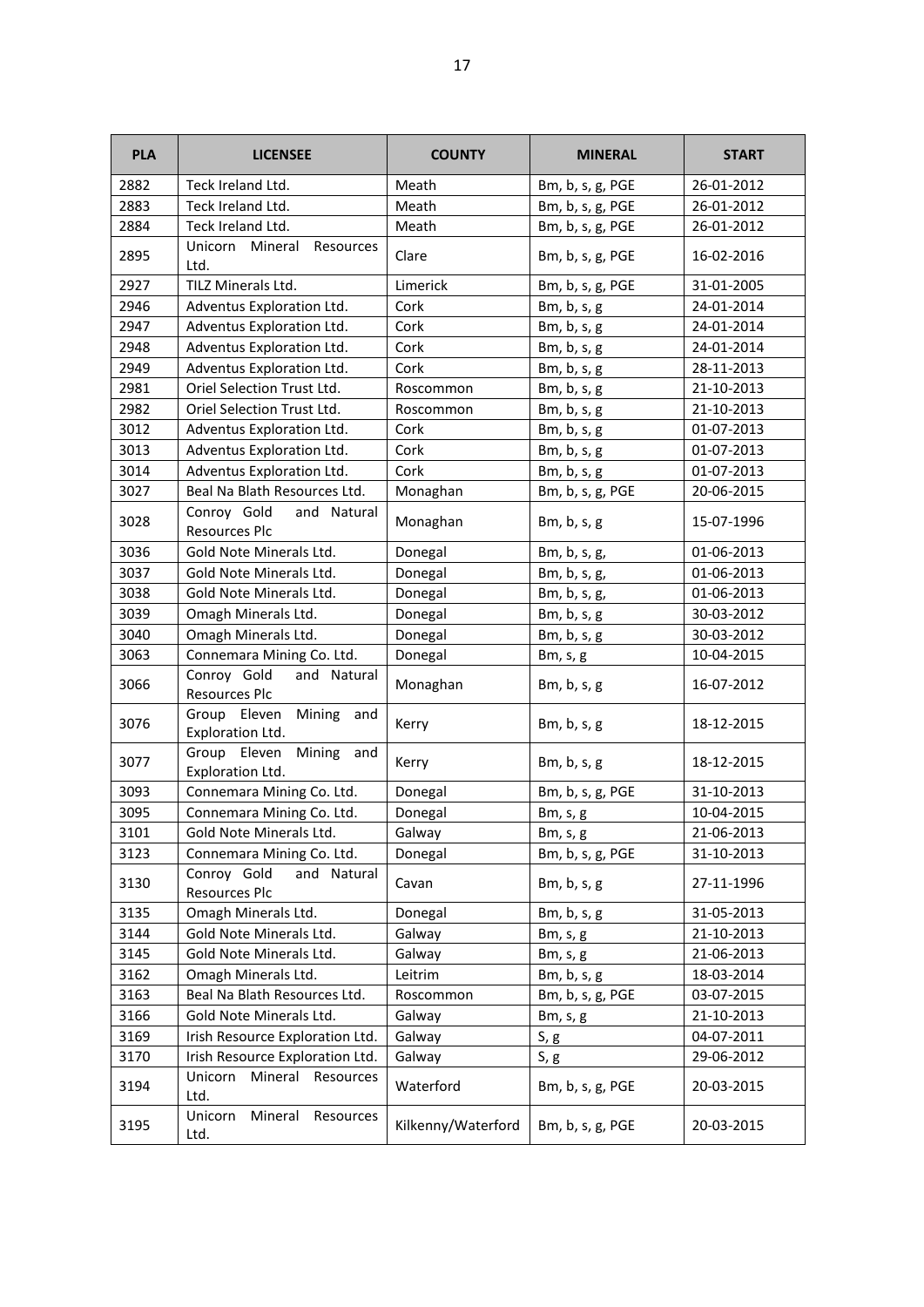| PLA | LICENSEE | COUNTY | MINERAL | START |
|---|---|---|---|---|
| 2882 | Teck Ireland Ltd. | Meath | Bm, b, s, g, PGE | 26-01-2012 |
| 2883 | Teck Ireland Ltd. | Meath | Bm, b, s, g, PGE | 26-01-2012 |
| 2884 | Teck Ireland Ltd. | Meath | Bm, b, s, g, PGE | 26-01-2012 |
| 2895 | Unicorn Mineral Resources Ltd. | Clare | Bm, b, s, g, PGE | 16-02-2016 |
| 2927 | TILZ Minerals Ltd. | Limerick | Bm, b, s, g, PGE | 31-01-2005 |
| 2946 | Adventus Exploration Ltd. | Cork | Bm, b, s, g | 24-01-2014 |
| 2947 | Adventus Exploration Ltd. | Cork | Bm, b, s, g | 24-01-2014 |
| 2948 | Adventus Exploration Ltd. | Cork | Bm, b, s, g | 24-01-2014 |
| 2949 | Adventus Exploration Ltd. | Cork | Bm, b, s, g | 28-11-2013 |
| 2981 | Oriel Selection Trust Ltd. | Roscommon | Bm, b, s, g | 21-10-2013 |
| 2982 | Oriel Selection Trust Ltd. | Roscommon | Bm, b, s, g | 21-10-2013 |
| 3012 | Adventus Exploration Ltd. | Cork | Bm, b, s, g | 01-07-2013 |
| 3013 | Adventus Exploration Ltd. | Cork | Bm, b, s, g | 01-07-2013 |
| 3014 | Adventus Exploration Ltd. | Cork | Bm, b, s, g | 01-07-2013 |
| 3027 | Beal Na Blath Resources Ltd. | Monaghan | Bm, b, s, g, PGE | 20-06-2015 |
| 3028 | Conroy Gold and Natural Resources Plc | Monaghan | Bm, b, s, g | 15-07-1996 |
| 3036 | Gold Note Minerals Ltd. | Donegal | Bm, b, s, g, | 01-06-2013 |
| 3037 | Gold Note Minerals Ltd. | Donegal | Bm, b, s, g, | 01-06-2013 |
| 3038 | Gold Note Minerals Ltd. | Donegal | Bm, b, s, g, | 01-06-2013 |
| 3039 | Omagh Minerals Ltd. | Donegal | Bm, b, s, g | 30-03-2012 |
| 3040 | Omagh Minerals Ltd. | Donegal | Bm, b, s, g | 30-03-2012 |
| 3063 | Connemara Mining Co. Ltd. | Donegal | Bm, s, g | 10-04-2015 |
| 3066 | Conroy Gold and Natural Resources Plc | Monaghan | Bm, b, s, g | 16-07-2012 |
| 3076 | Group Eleven Mining and Exploration Ltd. | Kerry | Bm, b, s, g | 18-12-2015 |
| 3077 | Group Eleven Mining and Exploration Ltd. | Kerry | Bm, b, s, g | 18-12-2015 |
| 3093 | Connemara Mining Co. Ltd. | Donegal | Bm, b, s, g, PGE | 31-10-2013 |
| 3095 | Connemara Mining Co. Ltd. | Donegal | Bm, s, g | 10-04-2015 |
| 3101 | Gold Note Minerals Ltd. | Galway | Bm, s, g | 21-06-2013 |
| 3123 | Connemara Mining Co. Ltd. | Donegal | Bm, b, s, g, PGE | 31-10-2013 |
| 3130 | Conroy Gold and Natural Resources Plc | Cavan | Bm, b, s, g | 27-11-1996 |
| 3135 | Omagh Minerals Ltd. | Donegal | Bm, b, s, g | 31-05-2013 |
| 3144 | Gold Note Minerals Ltd. | Galway | Bm, s, g | 21-10-2013 |
| 3145 | Gold Note Minerals Ltd. | Galway | Bm, s, g | 21-06-2013 |
| 3162 | Omagh Minerals Ltd. | Leitrim | Bm, b, s, g | 18-03-2014 |
| 3163 | Beal Na Blath Resources Ltd. | Roscommon | Bm, b, s, g, PGE | 03-07-2015 |
| 3166 | Gold Note Minerals Ltd. | Galway | Bm, s, g | 21-10-2013 |
| 3169 | Irish Resource Exploration Ltd. | Galway | S, g | 04-07-2011 |
| 3170 | Irish Resource Exploration Ltd. | Galway | S, g | 29-06-2012 |
| 3194 | Unicorn Mineral Resources Ltd. | Waterford | Bm, b, s, g, PGE | 20-03-2015 |
| 3195 | Unicorn Mineral Resources Ltd. | Kilkenny/Waterford | Bm, b, s, g, PGE | 20-03-2015 |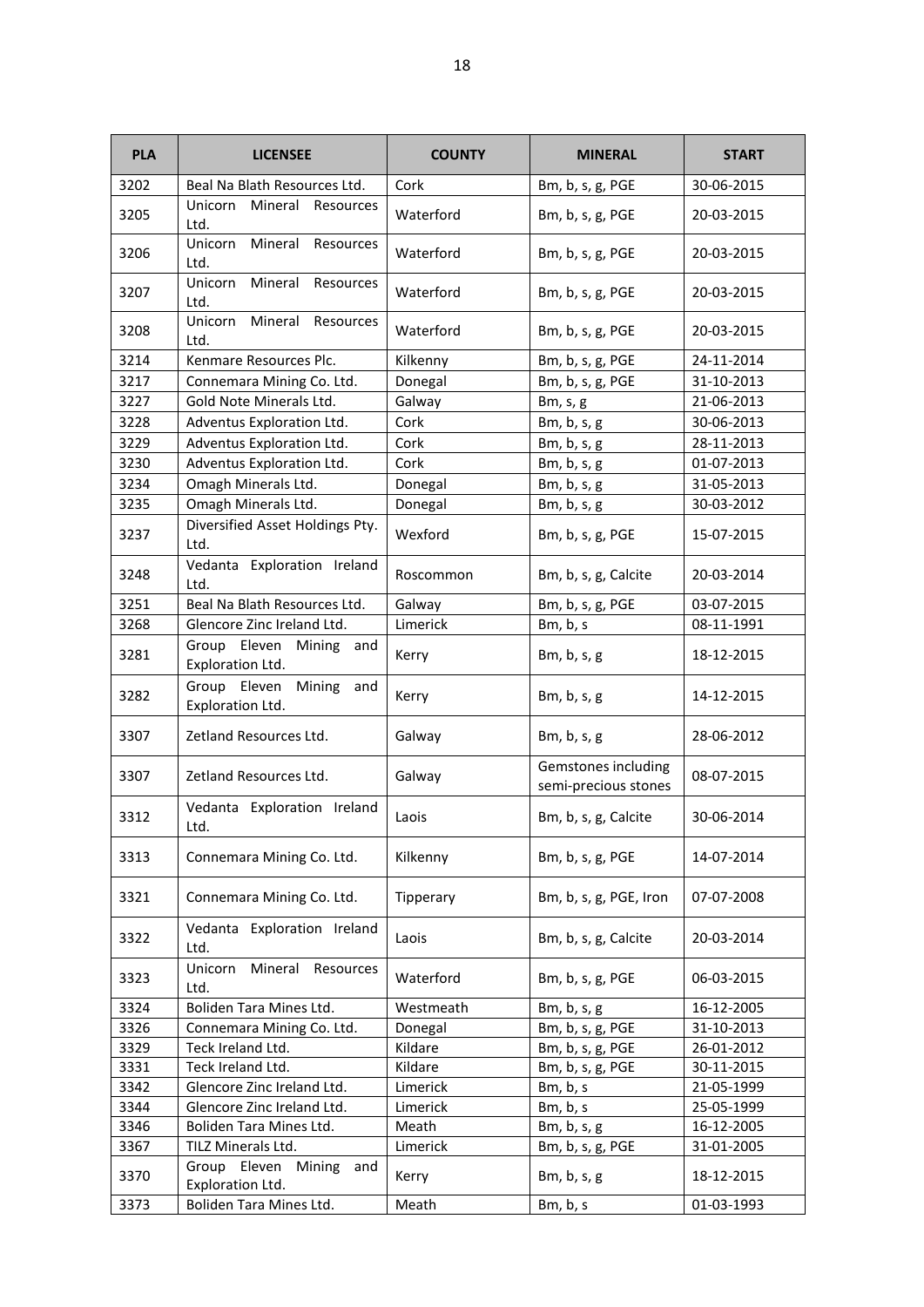| PLA | LICENSEE | COUNTY | MINERAL | START |
|---|---|---|---|---|
| 3202 | Beal Na Blath Resources Ltd. | Cork | Bm, b, s, g, PGE | 30-06-2015 |
| 3205 | Unicorn Mineral Resources Ltd. | Waterford | Bm, b, s, g, PGE | 20-03-2015 |
| 3206 | Unicorn Mineral Resources Ltd. | Waterford | Bm, b, s, g, PGE | 20-03-2015 |
| 3207 | Unicorn Mineral Resources Ltd. | Waterford | Bm, b, s, g, PGE | 20-03-2015 |
| 3208 | Unicorn Mineral Resources Ltd. | Waterford | Bm, b, s, g, PGE | 20-03-2015 |
| 3214 | Kenmare Resources Plc. | Kilkenny | Bm, b, s, g, PGE | 24-11-2014 |
| 3217 | Connemara Mining Co. Ltd. | Donegal | Bm, b, s, g, PGE | 31-10-2013 |
| 3227 | Gold Note Minerals Ltd. | Galway | Bm, s, g | 21-06-2013 |
| 3228 | Adventus Exploration Ltd. | Cork | Bm, b, s, g | 30-06-2013 |
| 3229 | Adventus Exploration Ltd. | Cork | Bm, b, s, g | 28-11-2013 |
| 3230 | Adventus Exploration Ltd. | Cork | Bm, b, s, g | 01-07-2013 |
| 3234 | Omagh Minerals Ltd. | Donegal | Bm, b, s, g | 31-05-2013 |
| 3235 | Omagh Minerals Ltd. | Donegal | Bm, b, s, g | 30-03-2012 |
| 3237 | Diversified Asset Holdings Pty. Ltd. | Wexford | Bm, b, s, g, PGE | 15-07-2015 |
| 3248 | Vedanta Exploration Ireland Ltd. | Roscommon | Bm, b, s, g, Calcite | 20-03-2014 |
| 3251 | Beal Na Blath Resources Ltd. | Galway | Bm, b, s, g, PGE | 03-07-2015 |
| 3268 | Glencore Zinc Ireland Ltd. | Limerick | Bm, b, s | 08-11-1991 |
| 3281 | Group Eleven Mining and Exploration Ltd. | Kerry | Bm, b, s, g | 18-12-2015 |
| 3282 | Group Eleven Mining and Exploration Ltd. | Kerry | Bm, b, s, g | 14-12-2015 |
| 3307 | Zetland Resources Ltd. | Galway | Bm, b, s, g | 28-06-2012 |
| 3307 | Zetland Resources Ltd. | Galway | Gemstones including semi-precious stones | 08-07-2015 |
| 3312 | Vedanta Exploration Ireland Ltd. | Laois | Bm, b, s, g, Calcite | 30-06-2014 |
| 3313 | Connemara Mining Co. Ltd. | Kilkenny | Bm, b, s, g, PGE | 14-07-2014 |
| 3321 | Connemara Mining Co. Ltd. | Tipperary | Bm, b, s, g, PGE, Iron | 07-07-2008 |
| 3322 | Vedanta Exploration Ireland Ltd. | Laois | Bm, b, s, g, Calcite | 20-03-2014 |
| 3323 | Unicorn Mineral Resources Ltd. | Waterford | Bm, b, s, g, PGE | 06-03-2015 |
| 3324 | Boliden Tara Mines Ltd. | Westmeath | Bm, b, s, g | 16-12-2005 |
| 3326 | Connemara Mining Co. Ltd. | Donegal | Bm, b, s, g, PGE | 31-10-2013 |
| 3329 | Teck Ireland Ltd. | Kildare | Bm, b, s, g, PGE | 26-01-2012 |
| 3331 | Teck Ireland Ltd. | Kildare | Bm, b, s, g, PGE | 30-11-2015 |
| 3342 | Glencore Zinc Ireland Ltd. | Limerick | Bm, b, s | 21-05-1999 |
| 3344 | Glencore Zinc Ireland Ltd. | Limerick | Bm, b, s | 25-05-1999 |
| 3346 | Boliden Tara Mines Ltd. | Meath | Bm, b, s, g | 16-12-2005 |
| 3367 | TILZ Minerals Ltd. | Limerick | Bm, b, s, g, PGE | 31-01-2005 |
| 3370 | Group Eleven Mining and Exploration Ltd. | Kerry | Bm, b, s, g | 18-12-2015 |
| 3373 | Boliden Tara Mines Ltd. | Meath | Bm, b, s | 01-03-1993 |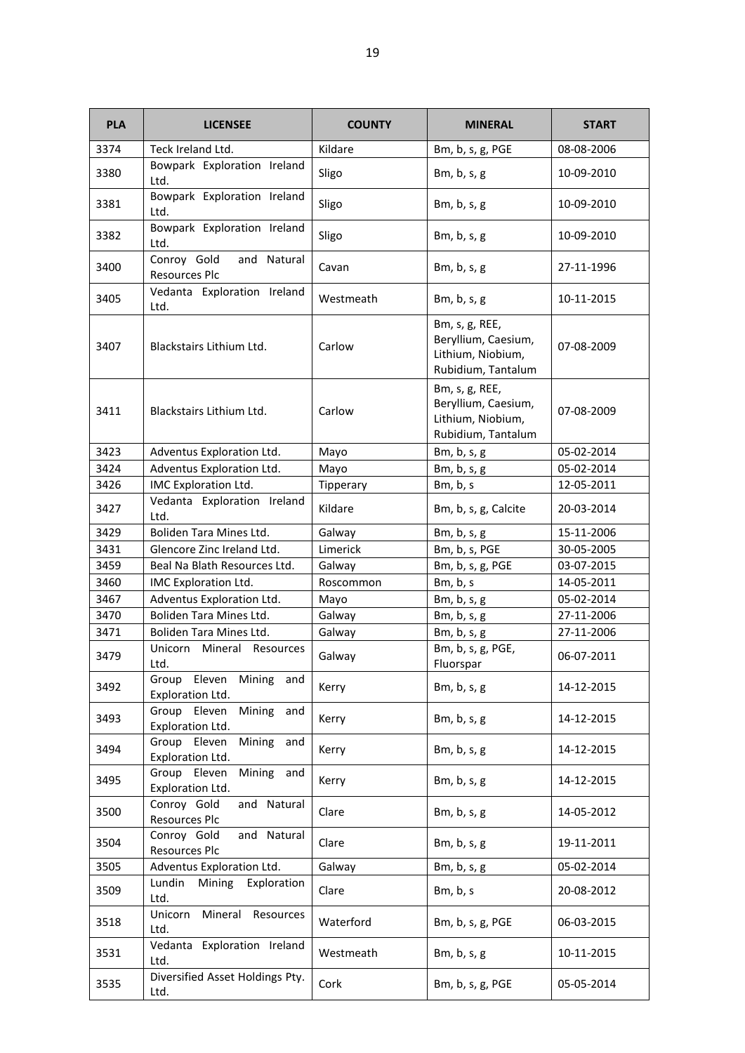| PLA | LICENSEE | COUNTY | MINERAL | START |
|---|---|---|---|---|
| 3374 | Teck Ireland Ltd. | Kildare | Bm, b, s, g, PGE | 08-08-2006 |
| 3380 | Bowpark Exploration Ireland Ltd. | Sligo | Bm, b, s, g | 10-09-2010 |
| 3381 | Bowpark Exploration Ireland Ltd. | Sligo | Bm, b, s, g | 10-09-2010 |
| 3382 | Bowpark Exploration Ireland Ltd. | Sligo | Bm, b, s, g | 10-09-2010 |
| 3400 | Conroy Gold and Natural Resources Plc | Cavan | Bm, b, s, g | 27-11-1996 |
| 3405 | Vedanta Exploration Ireland Ltd. | Westmeath | Bm, b, s, g | 10-11-2015 |
| 3407 | Blackstairs Lithium Ltd. | Carlow | Bm, s, g, REE, Beryllium, Caesium, Lithium, Niobium, Rubidium, Tantalum | 07-08-2009 |
| 3411 | Blackstairs Lithium Ltd. | Carlow | Bm, s, g, REE, Beryllium, Caesium, Lithium, Niobium, Rubidium, Tantalum | 07-08-2009 |
| 3423 | Adventus Exploration Ltd. | Mayo | Bm, b, s, g | 05-02-2014 |
| 3424 | Adventus Exploration Ltd. | Mayo | Bm, b, s, g | 05-02-2014 |
| 3426 | IMC Exploration Ltd. | Tipperary | Bm, b, s | 12-05-2011 |
| 3427 | Vedanta Exploration Ireland Ltd. | Kildare | Bm, b, s, g, Calcite | 20-03-2014 |
| 3429 | Boliden Tara Mines Ltd. | Galway | Bm, b, s, g | 15-11-2006 |
| 3431 | Glencore Zinc Ireland Ltd. | Limerick | Bm, b, s, PGE | 30-05-2005 |
| 3459 | Beal Na Blath Resources Ltd. | Galway | Bm, b, s, g, PGE | 03-07-2015 |
| 3460 | IMC Exploration Ltd. | Roscommon | Bm, b, s | 14-05-2011 |
| 3467 | Adventus Exploration Ltd. | Mayo | Bm, b, s, g | 05-02-2014 |
| 3470 | Boliden Tara Mines Ltd. | Galway | Bm, b, s, g | 27-11-2006 |
| 3471 | Boliden Tara Mines Ltd. | Galway | Bm, b, s, g | 27-11-2006 |
| 3479 | Unicorn Mineral Resources Ltd. | Galway | Bm, b, s, g, PGE, Fluorspar | 06-07-2011 |
| 3492 | Group Eleven Mining and Exploration Ltd. | Kerry | Bm, b, s, g | 14-12-2015 |
| 3493 | Group Eleven Mining and Exploration Ltd. | Kerry | Bm, b, s, g | 14-12-2015 |
| 3494 | Group Eleven Mining and Exploration Ltd. | Kerry | Bm, b, s, g | 14-12-2015 |
| 3495 | Group Eleven Mining and Exploration Ltd. | Kerry | Bm, b, s, g | 14-12-2015 |
| 3500 | Conroy Gold and Natural Resources Plc | Clare | Bm, b, s, g | 14-05-2012 |
| 3504 | Conroy Gold and Natural Resources Plc | Clare | Bm, b, s, g | 19-11-2011 |
| 3505 | Adventus Exploration Ltd. | Galway | Bm, b, s, g | 05-02-2014 |
| 3509 | Lundin Mining Exploration Ltd. | Clare | Bm, b, s | 20-08-2012 |
| 3518 | Unicorn Mineral Resources Ltd. | Waterford | Bm, b, s, g, PGE | 06-03-2015 |
| 3531 | Vedanta Exploration Ireland Ltd. | Westmeath | Bm, b, s, g | 10-11-2015 |
| 3535 | Diversified Asset Holdings Pty. Ltd. | Cork | Bm, b, s, g, PGE | 05-05-2014 |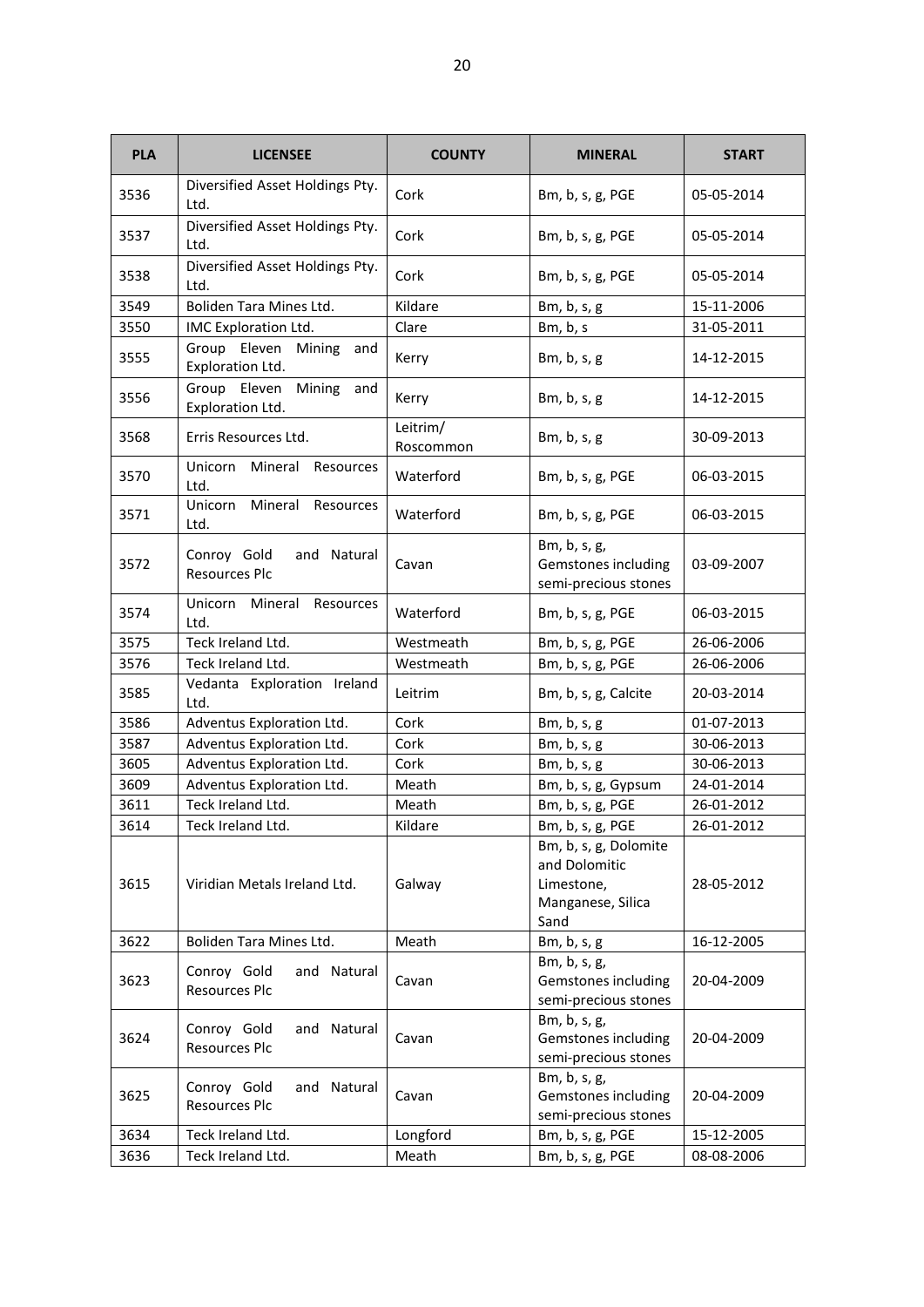| PLA | LICENSEE | COUNTY | MINERAL | START |
|---|---|---|---|---|
| 3536 | Diversified Asset Holdings Pty. Ltd. | Cork | Bm, b, s, g, PGE | 05-05-2014 |
| 3537 | Diversified Asset Holdings Pty. Ltd. | Cork | Bm, b, s, g, PGE | 05-05-2014 |
| 3538 | Diversified Asset Holdings Pty. Ltd. | Cork | Bm, b, s, g, PGE | 05-05-2014 |
| 3549 | Boliden Tara Mines Ltd. | Kildare | Bm, b, s, g | 15-11-2006 |
| 3550 | IMC Exploration Ltd. | Clare | Bm, b, s | 31-05-2011 |
| 3555 | Group Eleven Mining and Exploration Ltd. | Kerry | Bm, b, s, g | 14-12-2015 |
| 3556 | Group Eleven Mining and Exploration Ltd. | Kerry | Bm, b, s, g | 14-12-2015 |
| 3568 | Erris Resources Ltd. | Leitrim/ Roscommon | Bm, b, s, g | 30-09-2013 |
| 3570 | Unicorn Mineral Resources Ltd. | Waterford | Bm, b, s, g, PGE | 06-03-2015 |
| 3571 | Unicorn Mineral Resources Ltd. | Waterford | Bm, b, s, g, PGE | 06-03-2015 |
| 3572 | Conroy Gold and Natural Resources Plc | Cavan | Bm, b, s, g, Gemstones including semi-precious stones | 03-09-2007 |
| 3574 | Unicorn Mineral Resources Ltd. | Waterford | Bm, b, s, g, PGE | 06-03-2015 |
| 3575 | Teck Ireland Ltd. | Westmeath | Bm, b, s, g, PGE | 26-06-2006 |
| 3576 | Teck Ireland Ltd. | Westmeath | Bm, b, s, g, PGE | 26-06-2006 |
| 3585 | Vedanta Exploration Ireland Ltd. | Leitrim | Bm, b, s, g, Calcite | 20-03-2014 |
| 3586 | Adventus Exploration Ltd. | Cork | Bm, b, s, g | 01-07-2013 |
| 3587 | Adventus Exploration Ltd. | Cork | Bm, b, s, g | 30-06-2013 |
| 3605 | Adventus Exploration Ltd. | Cork | Bm, b, s, g | 30-06-2013 |
| 3609 | Adventus Exploration Ltd. | Meath | Bm, b, s, g, Gypsum | 24-01-2014 |
| 3611 | Teck Ireland Ltd. | Meath | Bm, b, s, g, PGE | 26-01-2012 |
| 3614 | Teck Ireland Ltd. | Kildare | Bm, b, s, g, PGE | 26-01-2012 |
| 3615 | Viridian Metals Ireland Ltd. | Galway | Bm, b, s, g, Dolomite and Dolomitic Limestone, Manganese, Silica Sand | 28-05-2012 |
| 3622 | Boliden Tara Mines Ltd. | Meath | Bm, b, s, g | 16-12-2005 |
| 3623 | Conroy Gold and Natural Resources Plc | Cavan | Bm, b, s, g, Gemstones including semi-precious stones | 20-04-2009 |
| 3624 | Conroy Gold and Natural Resources Plc | Cavan | Bm, b, s, g, Gemstones including semi-precious stones | 20-04-2009 |
| 3625 | Conroy Gold and Natural Resources Plc | Cavan | Bm, b, s, g, Gemstones including semi-precious stones | 20-04-2009 |
| 3634 | Teck Ireland Ltd. | Longford | Bm, b, s, g, PGE | 15-12-2005 |
| 3636 | Teck Ireland Ltd. | Meath | Bm, b, s, g, PGE | 08-08-2006 |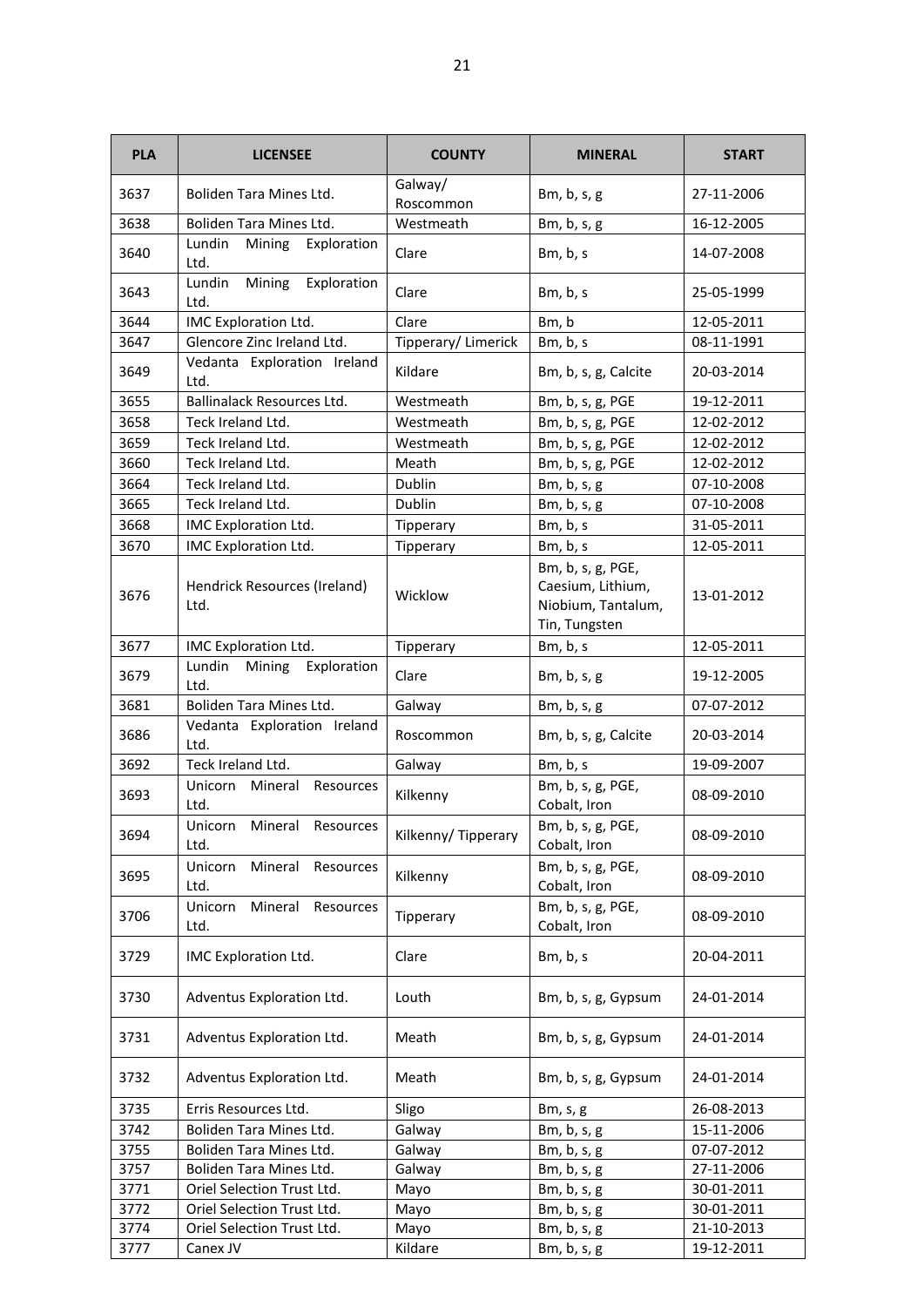| PLA | LICENSEE | COUNTY | MINERAL | START |
|---|---|---|---|---|
| 3637 | Boliden Tara Mines Ltd. | Galway/ Roscommon | Bm, b, s, g | 27-11-2006 |
| 3638 | Boliden Tara Mines Ltd. | Westmeath | Bm, b, s, g | 16-12-2005 |
| 3640 | Lundin Mining Exploration Ltd. | Clare | Bm, b, s | 14-07-2008 |
| 3643 | Lundin Mining Exploration Ltd. | Clare | Bm, b, s | 25-05-1999 |
| 3644 | IMC Exploration Ltd. | Clare | Bm, b | 12-05-2011 |
| 3647 | Glencore Zinc Ireland Ltd. | Tipperary/ Limerick | Bm, b, s | 08-11-1991 |
| 3649 | Vedanta Exploration Ireland Ltd. | Kildare | Bm, b, s, g, Calcite | 20-03-2014 |
| 3655 | Ballinalack Resources Ltd. | Westmeath | Bm, b, s, g, PGE | 19-12-2011 |
| 3658 | Teck Ireland Ltd. | Westmeath | Bm, b, s, g, PGE | 12-02-2012 |
| 3659 | Teck Ireland Ltd. | Westmeath | Bm, b, s, g, PGE | 12-02-2012 |
| 3660 | Teck Ireland Ltd. | Meath | Bm, b, s, g, PGE | 12-02-2012 |
| 3664 | Teck Ireland Ltd. | Dublin | Bm, b, s, g | 07-10-2008 |
| 3665 | Teck Ireland Ltd. | Dublin | Bm, b, s, g | 07-10-2008 |
| 3668 | IMC Exploration Ltd. | Tipperary | Bm, b, s | 31-05-2011 |
| 3670 | IMC Exploration Ltd. | Tipperary | Bm, b, s | 12-05-2011 |
| 3676 | Hendrick Resources (Ireland) Ltd. | Wicklow | Bm, b, s, g, PGE, Caesium, Lithium, Niobium, Tantalum, Tin, Tungsten | 13-01-2012 |
| 3677 | IMC Exploration Ltd. | Tipperary | Bm, b, s | 12-05-2011 |
| 3679 | Lundin Mining Exploration Ltd. | Clare | Bm, b, s, g | 19-12-2005 |
| 3681 | Boliden Tara Mines Ltd. | Galway | Bm, b, s, g | 07-07-2012 |
| 3686 | Vedanta Exploration Ireland Ltd. | Roscommon | Bm, b, s, g, Calcite | 20-03-2014 |
| 3692 | Teck Ireland Ltd. | Galway | Bm, b, s | 19-09-2007 |
| 3693 | Unicorn Mineral Resources Ltd. | Kilkenny | Bm, b, s, g, PGE, Cobalt, Iron | 08-09-2010 |
| 3694 | Unicorn Mineral Resources Ltd. | Kilkenny/ Tipperary | Bm, b, s, g, PGE, Cobalt, Iron | 08-09-2010 |
| 3695 | Unicorn Mineral Resources Ltd. | Kilkenny | Bm, b, s, g, PGE, Cobalt, Iron | 08-09-2010 |
| 3706 | Unicorn Mineral Resources Ltd. | Tipperary | Bm, b, s, g, PGE, Cobalt, Iron | 08-09-2010 |
| 3729 | IMC Exploration Ltd. | Clare | Bm, b, s | 20-04-2011 |
| 3730 | Adventus Exploration Ltd. | Louth | Bm, b, s, g, Gypsum | 24-01-2014 |
| 3731 | Adventus Exploration Ltd. | Meath | Bm, b, s, g, Gypsum | 24-01-2014 |
| 3732 | Adventus Exploration Ltd. | Meath | Bm, b, s, g, Gypsum | 24-01-2014 |
| 3735 | Erris Resources Ltd. | Sligo | Bm, s, g | 26-08-2013 |
| 3742 | Boliden Tara Mines Ltd. | Galway | Bm, b, s, g | 15-11-2006 |
| 3755 | Boliden Tara Mines Ltd. | Galway | Bm, b, s, g | 07-07-2012 |
| 3757 | Boliden Tara Mines Ltd. | Galway | Bm, b, s, g | 27-11-2006 |
| 3771 | Oriel Selection Trust Ltd. | Mayo | Bm, b, s, g | 30-01-2011 |
| 3772 | Oriel Selection Trust Ltd. | Mayo | Bm, b, s, g | 30-01-2011 |
| 3774 | Oriel Selection Trust Ltd. | Mayo | Bm, b, s, g | 21-10-2013 |
| 3777 | Canex JV | Kildare | Bm, b, s, g | 19-12-2011 |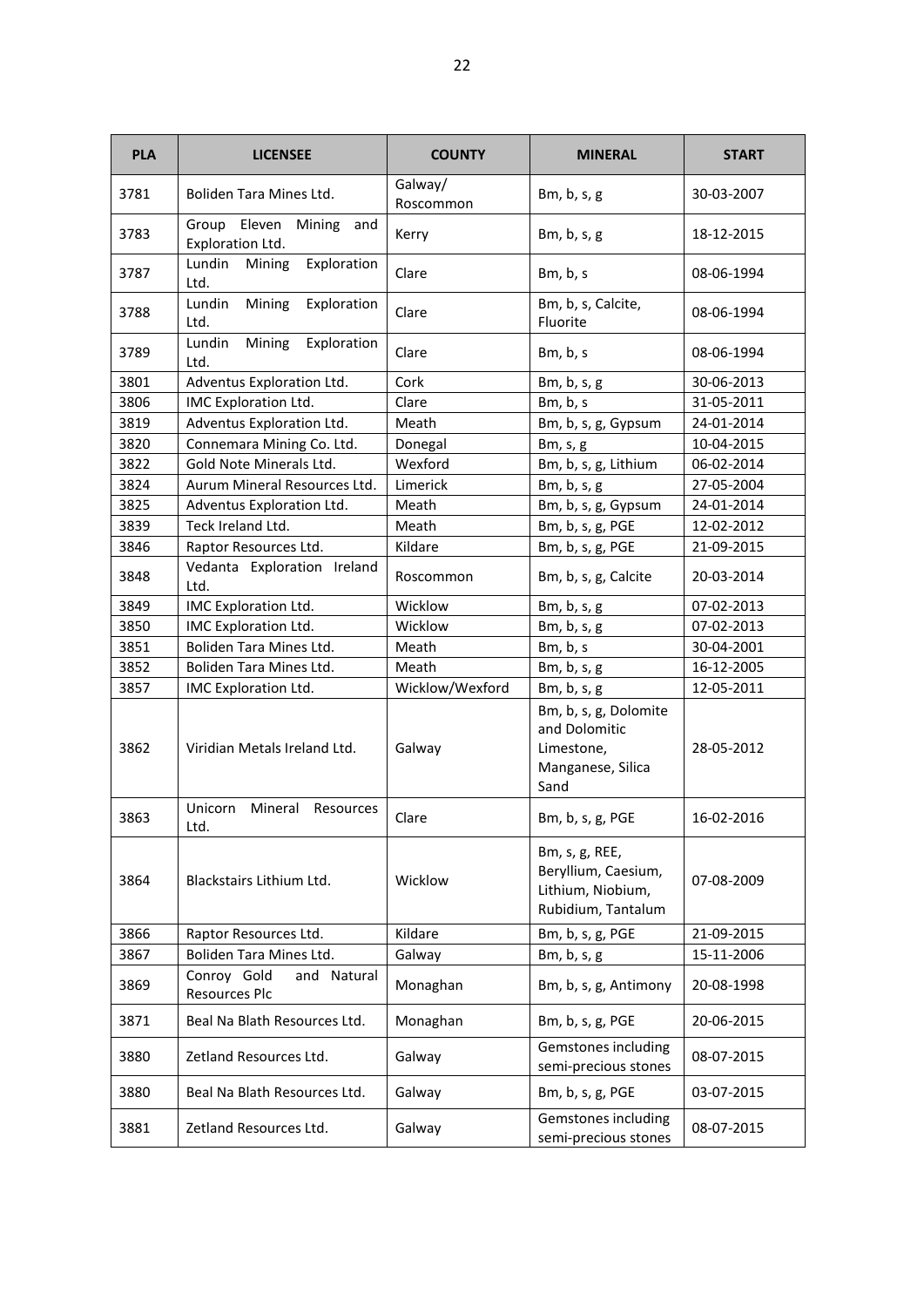| PLA | LICENSEE | COUNTY | MINERAL | START |
|---|---|---|---|---|
| 3781 | Boliden Tara Mines Ltd. | Galway/ Roscommon | Bm, b, s, g | 30-03-2007 |
| 3783 | Group Eleven Mining and Exploration Ltd. | Kerry | Bm, b, s, g | 18-12-2015 |
| 3787 | Lundin Mining Exploration Ltd. | Clare | Bm, b, s | 08-06-1994 |
| 3788 | Lundin Mining Exploration Ltd. | Clare | Bm, b, s, Calcite, Fluorite | 08-06-1994 |
| 3789 | Lundin Mining Exploration Ltd. | Clare | Bm, b, s | 08-06-1994 |
| 3801 | Adventus Exploration Ltd. | Cork | Bm, b, s, g | 30-06-2013 |
| 3806 | IMC Exploration Ltd. | Clare | Bm, b, s | 31-05-2011 |
| 3819 | Adventus Exploration Ltd. | Meath | Bm, b, s, g, Gypsum | 24-01-2014 |
| 3820 | Connemara Mining Co. Ltd. | Donegal | Bm, s, g | 10-04-2015 |
| 3822 | Gold Note Minerals Ltd. | Wexford | Bm, b, s, g, Lithium | 06-02-2014 |
| 3824 | Aurum Mineral Resources Ltd. | Limerick | Bm, b, s, g | 27-05-2004 |
| 3825 | Adventus Exploration Ltd. | Meath | Bm, b, s, g, Gypsum | 24-01-2014 |
| 3839 | Teck Ireland Ltd. | Meath | Bm, b, s, g, PGE | 12-02-2012 |
| 3846 | Raptor Resources Ltd. | Kildare | Bm, b, s, g, PGE | 21-09-2015 |
| 3848 | Vedanta Exploration Ireland Ltd. | Roscommon | Bm, b, s, g, Calcite | 20-03-2014 |
| 3849 | IMC Exploration Ltd. | Wicklow | Bm, b, s, g | 07-02-2013 |
| 3850 | IMC Exploration Ltd. | Wicklow | Bm, b, s, g | 07-02-2013 |
| 3851 | Boliden Tara Mines Ltd. | Meath | Bm, b, s | 30-04-2001 |
| 3852 | Boliden Tara Mines Ltd. | Meath | Bm, b, s, g | 16-12-2005 |
| 3857 | IMC Exploration Ltd. | Wicklow/Wexford | Bm, b, s, g | 12-05-2011 |
| 3862 | Viridian Metals Ireland Ltd. | Galway | Bm, b, s, g, Dolomite and Dolomitic Limestone, Manganese, Silica Sand | 28-05-2012 |
| 3863 | Unicorn Mineral Resources Ltd. | Clare | Bm, b, s, g, PGE | 16-02-2016 |
| 3864 | Blackstairs Lithium Ltd. | Wicklow | Bm, s, g, REE, Beryllium, Caesium, Lithium, Niobium, Rubidium, Tantalum | 07-08-2009 |
| 3866 | Raptor Resources Ltd. | Kildare | Bm, b, s, g, PGE | 21-09-2015 |
| 3867 | Boliden Tara Mines Ltd. | Galway | Bm, b, s, g | 15-11-2006 |
| 3869 | Conroy Gold and Natural Resources Plc | Monaghan | Bm, b, s, g, Antimony | 20-08-1998 |
| 3871 | Beal Na Blath Resources Ltd. | Monaghan | Bm, b, s, g, PGE | 20-06-2015 |
| 3880 | Zetland Resources Ltd. | Galway | Gemstones including semi-precious stones | 08-07-2015 |
| 3880 | Beal Na Blath Resources Ltd. | Galway | Bm, b, s, g, PGE | 03-07-2015 |
| 3881 | Zetland Resources Ltd. | Galway | Gemstones including semi-precious stones | 08-07-2015 |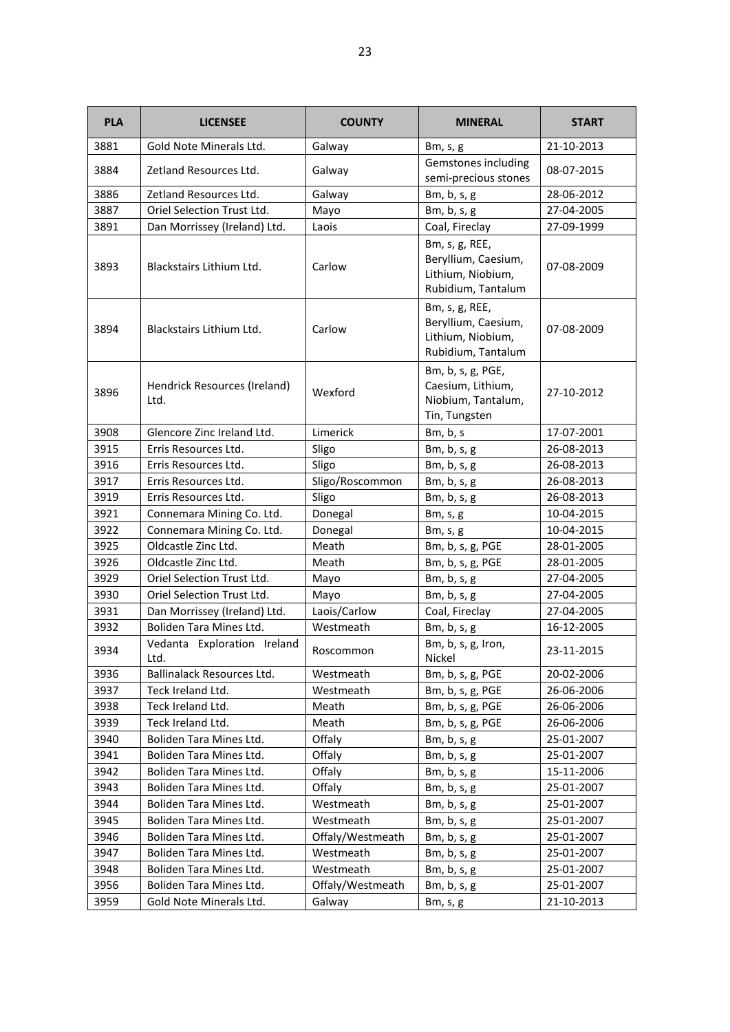| PLA | LICENSEE | COUNTY | MINERAL | START |
|---|---|---|---|---|
| 3881 | Gold Note Minerals Ltd. | Galway | Bm, s, g | 21-10-2013 |
| 3884 | Zetland Resources Ltd. | Galway | Gemstones including semi-precious stones | 08-07-2015 |
| 3886 | Zetland Resources Ltd. | Galway | Bm, b, s, g | 28-06-2012 |
| 3887 | Oriel Selection Trust Ltd. | Mayo | Bm, b, s, g | 27-04-2005 |
| 3891 | Dan Morrissey (Ireland) Ltd. | Laois | Coal, Fireclay | 27-09-1999 |
| 3893 | Blackstairs Lithium Ltd. | Carlow | Bm, s, g, REE, Beryllium, Caesium, Lithium, Niobium, Rubidium, Tantalum | 07-08-2009 |
| 3894 | Blackstairs Lithium Ltd. | Carlow | Bm, s, g, REE, Beryllium, Caesium, Lithium, Niobium, Rubidium, Tantalum | 07-08-2009 |
| 3896 | Hendrick Resources (Ireland) Ltd. | Wexford | Bm, b, s, g, PGE, Caesium, Lithium, Niobium, Tantalum, Tin, Tungsten | 27-10-2012 |
| 3908 | Glencore Zinc Ireland Ltd. | Limerick | Bm, b, s | 17-07-2001 |
| 3915 | Erris Resources Ltd. | Sligo | Bm, b, s, g | 26-08-2013 |
| 3916 | Erris Resources Ltd. | Sligo | Bm, b, s, g | 26-08-2013 |
| 3917 | Erris Resources Ltd. | Sligo/Roscommon | Bm, b, s, g | 26-08-2013 |
| 3919 | Erris Resources Ltd. | Sligo | Bm, b, s, g | 26-08-2013 |
| 3921 | Connemara Mining Co. Ltd. | Donegal | Bm, s, g | 10-04-2015 |
| 3922 | Connemara Mining Co. Ltd. | Donegal | Bm, s, g | 10-04-2015 |
| 3925 | Oldcastle Zinc Ltd. | Meath | Bm, b, s, g, PGE | 28-01-2005 |
| 3926 | Oldcastle Zinc Ltd. | Meath | Bm, b, s, g, PGE | 28-01-2005 |
| 3929 | Oriel Selection Trust Ltd. | Mayo | Bm, b, s, g | 27-04-2005 |
| 3930 | Oriel Selection Trust Ltd. | Mayo | Bm, b, s, g | 27-04-2005 |
| 3931 | Dan Morrissey (Ireland) Ltd. | Laois/Carlow | Coal, Fireclay | 27-04-2005 |
| 3932 | Boliden Tara Mines Ltd. | Westmeath | Bm, b, s, g | 16-12-2005 |
| 3934 | Vedanta Exploration Ireland Ltd. | Roscommon | Bm, b, s, g, Iron, Nickel | 23-11-2015 |
| 3936 | Ballinalack Resources Ltd. | Westmeath | Bm, b, s, g, PGE | 20-02-2006 |
| 3937 | Teck Ireland Ltd. | Westmeath | Bm, b, s, g, PGE | 26-06-2006 |
| 3938 | Teck Ireland Ltd. | Meath | Bm, b, s, g, PGE | 26-06-2006 |
| 3939 | Teck Ireland Ltd. | Meath | Bm, b, s, g, PGE | 26-06-2006 |
| 3940 | Boliden Tara Mines Ltd. | Offaly | Bm, b, s, g | 25-01-2007 |
| 3941 | Boliden Tara Mines Ltd. | Offaly | Bm, b, s, g | 25-01-2007 |
| 3942 | Boliden Tara Mines Ltd. | Offaly | Bm, b, s, g | 15-11-2006 |
| 3943 | Boliden Tara Mines Ltd. | Offaly | Bm, b, s, g | 25-01-2007 |
| 3944 | Boliden Tara Mines Ltd. | Westmeath | Bm, b, s, g | 25-01-2007 |
| 3945 | Boliden Tara Mines Ltd. | Westmeath | Bm, b, s, g | 25-01-2007 |
| 3946 | Boliden Tara Mines Ltd. | Offaly/Westmeath | Bm, b, s, g | 25-01-2007 |
| 3947 | Boliden Tara Mines Ltd. | Westmeath | Bm, b, s, g | 25-01-2007 |
| 3948 | Boliden Tara Mines Ltd. | Westmeath | Bm, b, s, g | 25-01-2007 |
| 3956 | Boliden Tara Mines Ltd. | Offaly/Westmeath | Bm, b, s, g | 25-01-2007 |
| 3959 | Gold Note Minerals Ltd. | Galway | Bm, s, g | 21-10-2013 |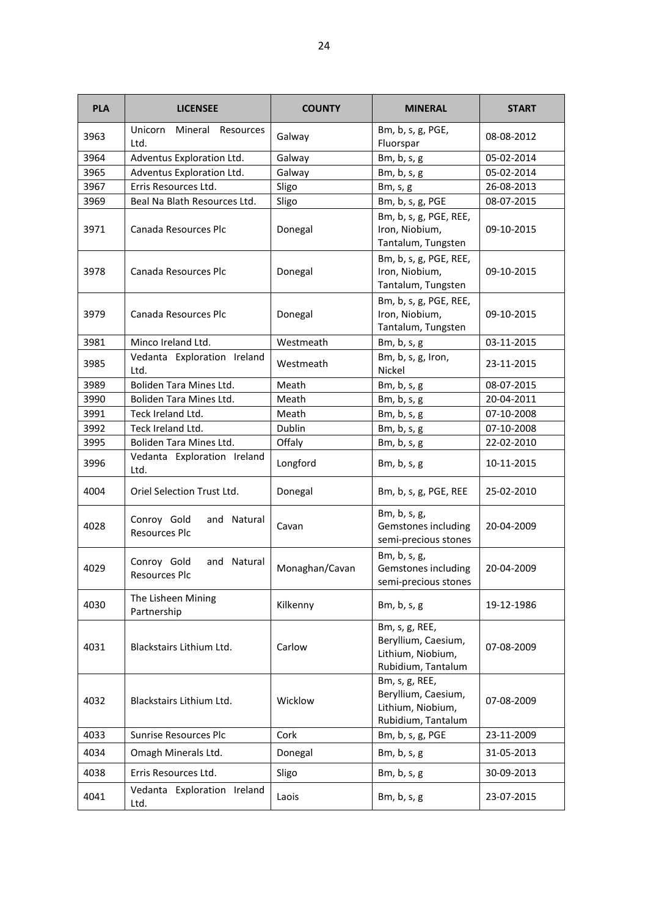| PLA | LICENSEE | COUNTY | MINERAL | START |
|---|---|---|---|---|
| 3963 | Unicorn Mineral Resources Ltd. | Galway | Bm, b, s, g, PGE, Fluorspar | 08-08-2012 |
| 3964 | Adventus Exploration Ltd. | Galway | Bm, b, s, g | 05-02-2014 |
| 3965 | Adventus Exploration Ltd. | Galway | Bm, b, s, g | 05-02-2014 |
| 3967 | Erris Resources Ltd. | Sligo | Bm, s, g | 26-08-2013 |
| 3969 | Beal Na Blath Resources Ltd. | Sligo | Bm, b, s, g, PGE | 08-07-2015 |
| 3971 | Canada Resources Plc | Donegal | Bm, b, s, g, PGE, REE, Iron, Niobium, Tantalum, Tungsten | 09-10-2015 |
| 3978 | Canada Resources Plc | Donegal | Bm, b, s, g, PGE, REE, Iron, Niobium, Tantalum, Tungsten | 09-10-2015 |
| 3979 | Canada Resources Plc | Donegal | Bm, b, s, g, PGE, REE, Iron, Niobium, Tantalum, Tungsten | 09-10-2015 |
| 3981 | Minco Ireland Ltd. | Westmeath | Bm, b, s, g | 03-11-2015 |
| 3985 | Vedanta Exploration Ireland Ltd. | Westmeath | Bm, b, s, g, Iron, Nickel | 23-11-2015 |
| 3989 | Boliden Tara Mines Ltd. | Meath | Bm, b, s, g | 08-07-2015 |
| 3990 | Boliden Tara Mines Ltd. | Meath | Bm, b, s, g | 20-04-2011 |
| 3991 | Teck Ireland Ltd. | Meath | Bm, b, s, g | 07-10-2008 |
| 3992 | Teck Ireland Ltd. | Dublin | Bm, b, s, g | 07-10-2008 |
| 3995 | Boliden Tara Mines Ltd. | Offaly | Bm, b, s, g | 22-02-2010 |
| 3996 | Vedanta Exploration Ireland Ltd. | Longford | Bm, b, s, g | 10-11-2015 |
| 4004 | Oriel Selection Trust Ltd. | Donegal | Bm, b, s, g, PGE, REE | 25-02-2010 |
| 4028 | Conroy Gold and Natural Resources Plc | Cavan | Bm, b, s, g, Gemstones including semi-precious stones | 20-04-2009 |
| 4029 | Conroy Gold and Natural Resources Plc | Monaghan/Cavan | Bm, b, s, g, Gemstones including semi-precious stones | 20-04-2009 |
| 4030 | The Lisheen Mining Partnership | Kilkenny | Bm, b, s, g | 19-12-1986 |
| 4031 | Blackstairs Lithium Ltd. | Carlow | Bm, s, g, REE, Beryllium, Caesium, Lithium, Niobium, Rubidium, Tantalum | 07-08-2009 |
| 4032 | Blackstairs Lithium Ltd. | Wicklow | Bm, s, g, REE, Beryllium, Caesium, Lithium, Niobium, Rubidium, Tantalum | 07-08-2009 |
| 4033 | Sunrise Resources Plc | Cork | Bm, b, s, g, PGE | 23-11-2009 |
| 4034 | Omagh Minerals Ltd. | Donegal | Bm, b, s, g | 31-05-2013 |
| 4038 | Erris Resources Ltd. | Sligo | Bm, b, s, g | 30-09-2013 |
| 4041 | Vedanta Exploration Ireland Ltd. | Laois | Bm, b, s, g | 23-07-2015 |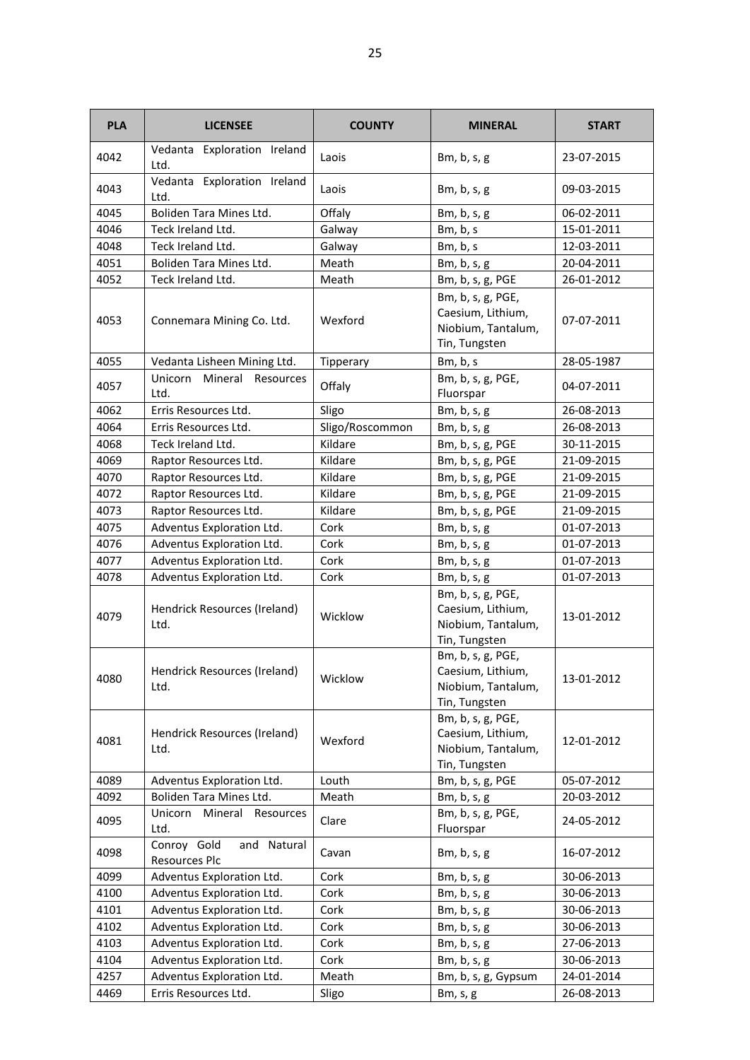| PLA | LICENSEE | COUNTY | MINERAL | START |
|---|---|---|---|---|
| 4042 | Vedanta Exploration Ireland Ltd. | Laois | Bm, b, s, g | 23-07-2015 |
| 4043 | Vedanta Exploration Ireland Ltd. | Laois | Bm, b, s, g | 09-03-2015 |
| 4045 | Boliden Tara Mines Ltd. | Offaly | Bm, b, s, g | 06-02-2011 |
| 4046 | Teck Ireland Ltd. | Galway | Bm, b, s | 15-01-2011 |
| 4048 | Teck Ireland Ltd. | Galway | Bm, b, s | 12-03-2011 |
| 4051 | Boliden Tara Mines Ltd. | Meath | Bm, b, s, g | 20-04-2011 |
| 4052 | Teck Ireland Ltd. | Meath | Bm, b, s, g, PGE | 26-01-2012 |
| 4053 | Connemara Mining Co. Ltd. | Wexford | Bm, b, s, g, PGE, Caesium, Lithium, Niobium, Tantalum, Tin, Tungsten | 07-07-2011 |
| 4055 | Vedanta Lisheen Mining Ltd. | Tipperary | Bm, b, s | 28-05-1987 |
| 4057 | Unicorn Mineral Resources Ltd. | Offaly | Bm, b, s, g, PGE, Fluorspar | 04-07-2011 |
| 4062 | Erris Resources Ltd. | Sligo | Bm, b, s, g | 26-08-2013 |
| 4064 | Erris Resources Ltd. | Sligo/Roscommon | Bm, b, s, g | 26-08-2013 |
| 4068 | Teck Ireland Ltd. | Kildare | Bm, b, s, g, PGE | 30-11-2015 |
| 4069 | Raptor Resources Ltd. | Kildare | Bm, b, s, g, PGE | 21-09-2015 |
| 4070 | Raptor Resources Ltd. | Kildare | Bm, b, s, g, PGE | 21-09-2015 |
| 4072 | Raptor Resources Ltd. | Kildare | Bm, b, s, g, PGE | 21-09-2015 |
| 4073 | Raptor Resources Ltd. | Kildare | Bm, b, s, g, PGE | 21-09-2015 |
| 4075 | Adventus Exploration Ltd. | Cork | Bm, b, s, g | 01-07-2013 |
| 4076 | Adventus Exploration Ltd. | Cork | Bm, b, s, g | 01-07-2013 |
| 4077 | Adventus Exploration Ltd. | Cork | Bm, b, s, g | 01-07-2013 |
| 4078 | Adventus Exploration Ltd. | Cork | Bm, b, s, g | 01-07-2013 |
| 4079 | Hendrick Resources (Ireland) Ltd. | Wicklow | Bm, b, s, g, PGE, Caesium, Lithium, Niobium, Tantalum, Tin, Tungsten | 13-01-2012 |
| 4080 | Hendrick Resources (Ireland) Ltd. | Wicklow | Bm, b, s, g, PGE, Caesium, Lithium, Niobium, Tantalum, Tin, Tungsten | 13-01-2012 |
| 4081 | Hendrick Resources (Ireland) Ltd. | Wexford | Bm, b, s, g, PGE, Caesium, Lithium, Niobium, Tantalum, Tin, Tungsten | 12-01-2012 |
| 4089 | Adventus Exploration Ltd. | Louth | Bm, b, s, g, PGE | 05-07-2012 |
| 4092 | Boliden Tara Mines Ltd. | Meath | Bm, b, s, g | 20-03-2012 |
| 4095 | Unicorn Mineral Resources Ltd. | Clare | Bm, b, s, g, PGE, Fluorspar | 24-05-2012 |
| 4098 | Conroy Gold and Natural Resources Plc | Cavan | Bm, b, s, g | 16-07-2012 |
| 4099 | Adventus Exploration Ltd. | Cork | Bm, b, s, g | 30-06-2013 |
| 4100 | Adventus Exploration Ltd. | Cork | Bm, b, s, g | 30-06-2013 |
| 4101 | Adventus Exploration Ltd. | Cork | Bm, b, s, g | 30-06-2013 |
| 4102 | Adventus Exploration Ltd. | Cork | Bm, b, s, g | 30-06-2013 |
| 4103 | Adventus Exploration Ltd. | Cork | Bm, b, s, g | 27-06-2013 |
| 4104 | Adventus Exploration Ltd. | Cork | Bm, b, s, g | 30-06-2013 |
| 4257 | Adventus Exploration Ltd. | Meath | Bm, b, s, g, Gypsum | 24-01-2014 |
| 4469 | Erris Resources Ltd. | Sligo | Bm, s, g | 26-08-2013 |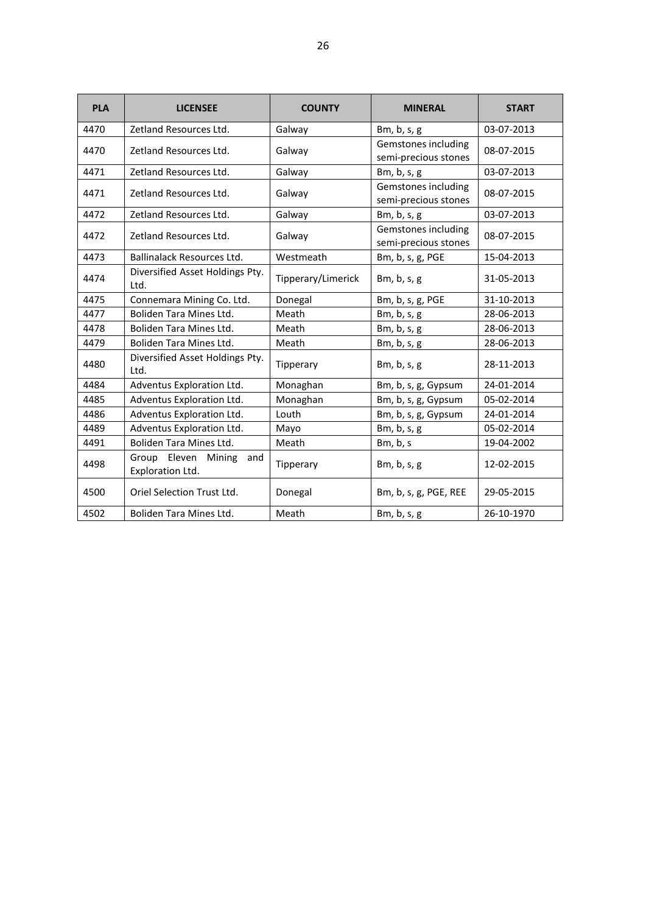| PLA | LICENSEE | COUNTY | MINERAL | START |
|---|---|---|---|---|
| 4470 | Zetland Resources Ltd. | Galway | Bm, b, s, g | 03-07-2013 |
| 4470 | Zetland Resources Ltd. | Galway | Gemstones including semi-precious stones | 08-07-2015 |
| 4471 | Zetland Resources Ltd. | Galway | Bm, b, s, g | 03-07-2013 |
| 4471 | Zetland Resources Ltd. | Galway | Gemstones including semi-precious stones | 08-07-2015 |
| 4472 | Zetland Resources Ltd. | Galway | Bm, b, s, g | 03-07-2013 |
| 4472 | Zetland Resources Ltd. | Galway | Gemstones including semi-precious stones | 08-07-2015 |
| 4473 | Ballinalack Resources Ltd. | Westmeath | Bm, b, s, g, PGE | 15-04-2013 |
| 4474 | Diversified Asset Holdings Pty. Ltd. | Tipperary/Limerick | Bm, b, s, g | 31-05-2013 |
| 4475 | Connemara Mining Co. Ltd. | Donegal | Bm, b, s, g, PGE | 31-10-2013 |
| 4477 | Boliden Tara Mines Ltd. | Meath | Bm, b, s, g | 28-06-2013 |
| 4478 | Boliden Tara Mines Ltd. | Meath | Bm, b, s, g | 28-06-2013 |
| 4479 | Boliden Tara Mines Ltd. | Meath | Bm, b, s, g | 28-06-2013 |
| 4480 | Diversified Asset Holdings Pty. Ltd. | Tipperary | Bm, b, s, g | 28-11-2013 |
| 4484 | Adventus Exploration Ltd. | Monaghan | Bm, b, s, g, Gypsum | 24-01-2014 |
| 4485 | Adventus Exploration Ltd. | Monaghan | Bm, b, s, g, Gypsum | 05-02-2014 |
| 4486 | Adventus Exploration Ltd. | Louth | Bm, b, s, g, Gypsum | 24-01-2014 |
| 4489 | Adventus Exploration Ltd. | Mayo | Bm, b, s, g | 05-02-2014 |
| 4491 | Boliden Tara Mines Ltd. | Meath | Bm, b, s | 19-04-2002 |
| 4498 | Group Eleven Mining and Exploration Ltd. | Tipperary | Bm, b, s, g | 12-02-2015 |
| 4500 | Oriel Selection Trust Ltd. | Donegal | Bm, b, s, g, PGE, REE | 29-05-2015 |
| 4502 | Boliden Tara Mines Ltd. | Meath | Bm, b, s, g | 26-10-1970 |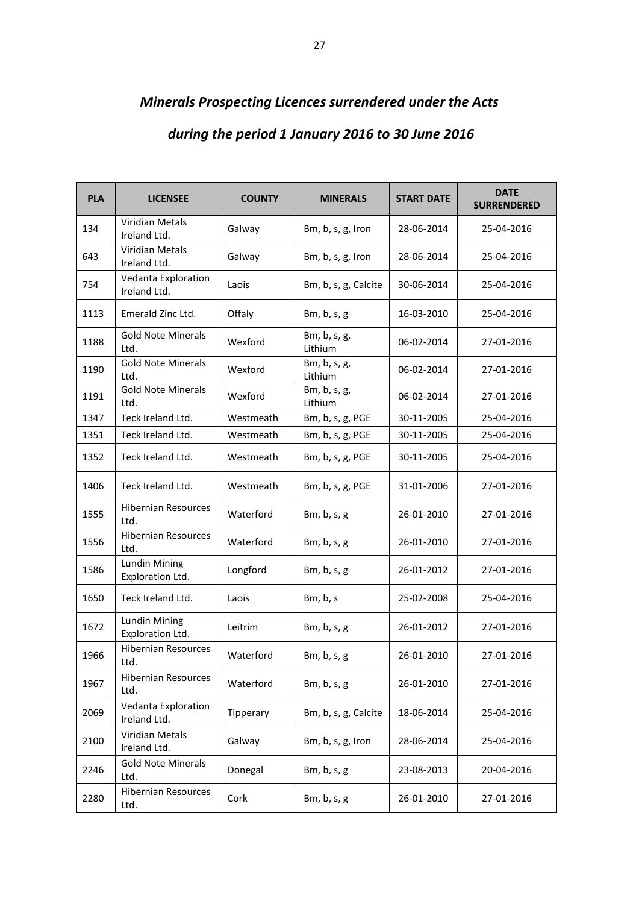## *Minerals Prospecting Licences surrendered under the Acts*

## *during the period 1 January 2016 to 30 June 2016*

| PLA | LICENSEE | COUNTY | MINERALS | START DATE | DATE SURRENDERED |
|---|---|---|---|---|---|
| 134 | Viridian Metals Ireland Ltd. | Galway | Bm, b, s, g, Iron | 28-06-2014 | 25-04-2016 |
| 643 | Viridian Metals Ireland Ltd. | Galway | Bm, b, s, g, Iron | 28-06-2014 | 25-04-2016 |
| 754 | Vedanta Exploration Ireland Ltd. | Laois | Bm, b, s, g, Calcite | 30-06-2014 | 25-04-2016 |
| 1113 | Emerald Zinc Ltd. | Offaly | Bm, b, s, g | 16-03-2010 | 25-04-2016 |
| 1188 | Gold Note Minerals Ltd. | Wexford | Bm, b, s, g, Lithium | 06-02-2014 | 27-01-2016 |
| 1190 | Gold Note Minerals Ltd. | Wexford | Bm, b, s, g, Lithium | 06-02-2014 | 27-01-2016 |
| 1191 | Gold Note Minerals Ltd. | Wexford | Bm, b, s, g, Lithium | 06-02-2014 | 27-01-2016 |
| 1347 | Teck Ireland Ltd. | Westmeath | Bm, b, s, g, PGE | 30-11-2005 | 25-04-2016 |
| 1351 | Teck Ireland Ltd. | Westmeath | Bm, b, s, g, PGE | 30-11-2005 | 25-04-2016 |
| 1352 | Teck Ireland Ltd. | Westmeath | Bm, b, s, g, PGE | 30-11-2005 | 25-04-2016 |
| 1406 | Teck Ireland Ltd. | Westmeath | Bm, b, s, g, PGE | 31-01-2006 | 27-01-2016 |
| 1555 | Hibernian Resources Ltd. | Waterford | Bm, b, s, g | 26-01-2010 | 27-01-2016 |
| 1556 | Hibernian Resources Ltd. | Waterford | Bm, b, s, g | 26-01-2010 | 27-01-2016 |
| 1586 | Lundin Mining Exploration Ltd. | Longford | Bm, b, s, g | 26-01-2012 | 27-01-2016 |
| 1650 | Teck Ireland Ltd. | Laois | Bm, b, s | 25-02-2008 | 25-04-2016 |
| 1672 | Lundin Mining Exploration Ltd. | Leitrim | Bm, b, s, g | 26-01-2012 | 27-01-2016 |
| 1966 | Hibernian Resources Ltd. | Waterford | Bm, b, s, g | 26-01-2010 | 27-01-2016 |
| 1967 | Hibernian Resources Ltd. | Waterford | Bm, b, s, g | 26-01-2010 | 27-01-2016 |
| 2069 | Vedanta Exploration Ireland Ltd. | Tipperary | Bm, b, s, g, Calcite | 18-06-2014 | 25-04-2016 |
| 2100 | Viridian Metals Ireland Ltd. | Galway | Bm, b, s, g, Iron | 28-06-2014 | 25-04-2016 |
| 2246 | Gold Note Minerals Ltd. | Donegal | Bm, b, s, g | 23-08-2013 | 20-04-2016 |
| 2280 | Hibernian Resources Ltd. | Cork | Bm, b, s, g | 26-01-2010 | 27-01-2016 |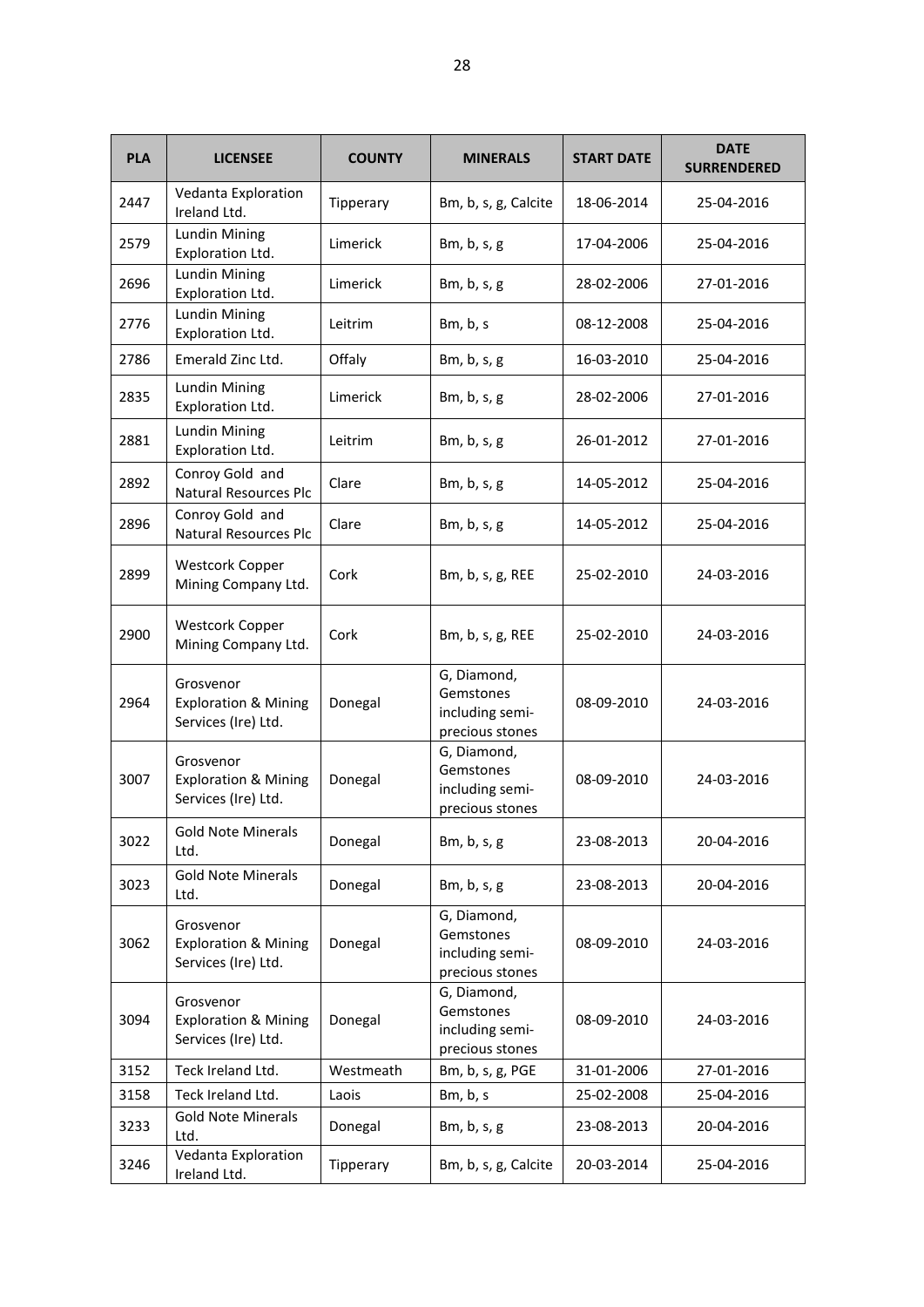| PLA | LICENSEE | COUNTY | MINERALS | START DATE | DATE SURRENDERED |
|---|---|---|---|---|---|
| 2447 | Vedanta Exploration Ireland Ltd. | Tipperary | Bm, b, s, g, Calcite | 18-06-2014 | 25-04-2016 |
| 2579 | Lundin Mining Exploration Ltd. | Limerick | Bm, b, s, g | 17-04-2006 | 25-04-2016 |
| 2696 | Lundin Mining Exploration Ltd. | Limerick | Bm, b, s, g | 28-02-2006 | 27-01-2016 |
| 2776 | Lundin Mining Exploration Ltd. | Leitrim | Bm, b, s | 08-12-2008 | 25-04-2016 |
| 2786 | Emerald Zinc Ltd. | Offaly | Bm, b, s, g | 16-03-2010 | 25-04-2016 |
| 2835 | Lundin Mining Exploration Ltd. | Limerick | Bm, b, s, g | 28-02-2006 | 27-01-2016 |
| 2881 | Lundin Mining Exploration Ltd. | Leitrim | Bm, b, s, g | 26-01-2012 | 27-01-2016 |
| 2892 | Conroy Gold and Natural Resources Plc | Clare | Bm, b, s, g | 14-05-2012 | 25-04-2016 |
| 2896 | Conroy Gold and Natural Resources Plc | Clare | Bm, b, s, g | 14-05-2012 | 25-04-2016 |
| 2899 | Westcork Copper Mining Company Ltd. | Cork | Bm, b, s, g, REE | 25-02-2010 | 24-03-2016 |
| 2900 | Westcork Copper Mining Company Ltd. | Cork | Bm, b, s, g, REE | 25-02-2010 | 24-03-2016 |
| 2964 | Grosvenor Exploration & Mining Services (Ire) Ltd. | Donegal | G, Diamond, Gemstones including semi-precious stones | 08-09-2010 | 24-03-2016 |
| 3007 | Grosvenor Exploration & Mining Services (Ire) Ltd. | Donegal | G, Diamond, Gemstones including semi-precious stones | 08-09-2010 | 24-03-2016 |
| 3022 | Gold Note Minerals Ltd. | Donegal | Bm, b, s, g | 23-08-2013 | 20-04-2016 |
| 3023 | Gold Note Minerals Ltd. | Donegal | Bm, b, s, g | 23-08-2013 | 20-04-2016 |
| 3062 | Grosvenor Exploration & Mining Services (Ire) Ltd. | Donegal | G, Diamond, Gemstones including semi-precious stones | 08-09-2010 | 24-03-2016 |
| 3094 | Grosvenor Exploration & Mining Services (Ire) Ltd. | Donegal | G, Diamond, Gemstones including semi-precious stones | 08-09-2010 | 24-03-2016 |
| 3152 | Teck Ireland Ltd. | Westmeath | Bm, b, s, g, PGE | 31-01-2006 | 27-01-2016 |
| 3158 | Teck Ireland Ltd. | Laois | Bm, b, s | 25-02-2008 | 25-04-2016 |
| 3233 | Gold Note Minerals Ltd. | Donegal | Bm, b, s, g | 23-08-2013 | 20-04-2016 |
| 3246 | Vedanta Exploration Ireland Ltd. | Tipperary | Bm, b, s, g, Calcite | 20-03-2014 | 25-04-2016 |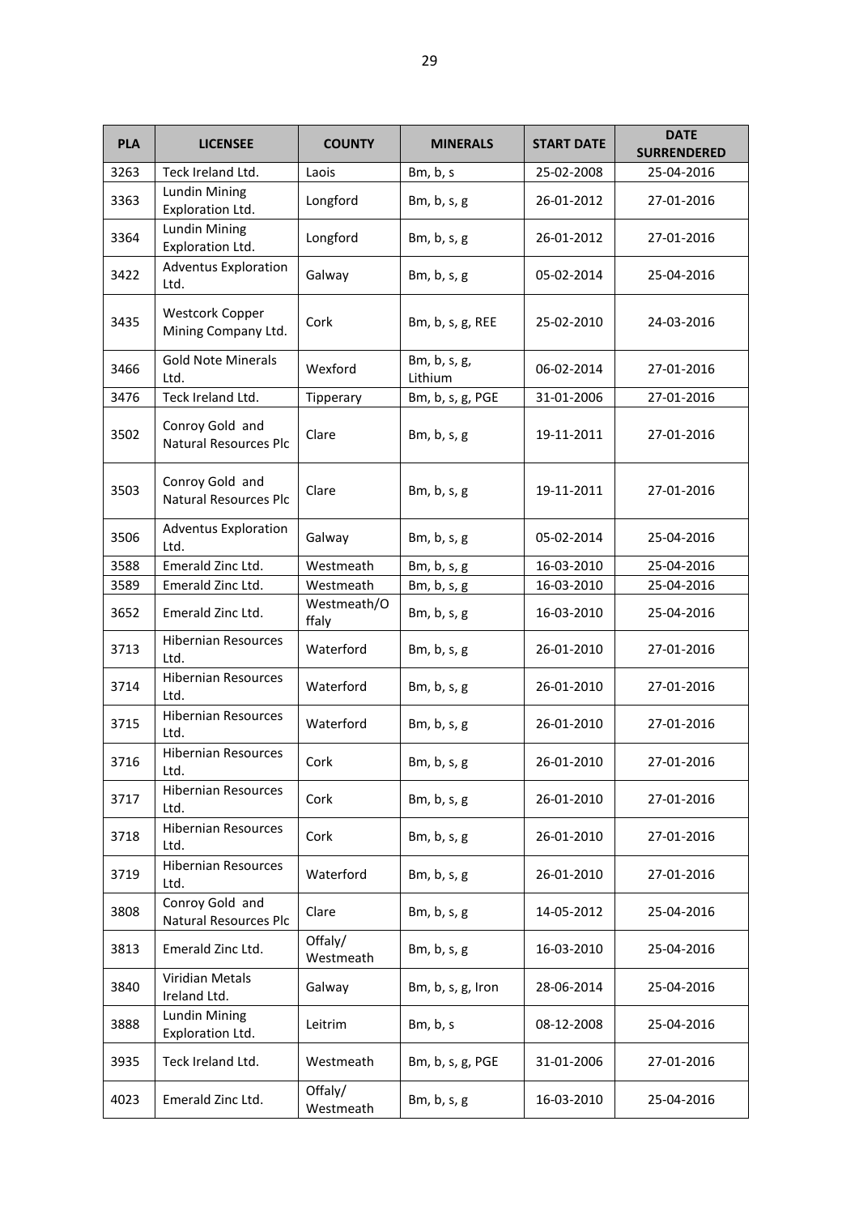| PLA | LICENSEE | COUNTY | MINERALS | START DATE | DATE SURRENDERED |
|---|---|---|---|---|---|
| 3263 | Teck Ireland Ltd. | Laois | Bm, b, s | 25-02-2008 | 25-04-2016 |
| 3363 | Lundin Mining Exploration Ltd. | Longford | Bm, b, s, g | 26-01-2012 | 27-01-2016 |
| 3364 | Lundin Mining Exploration Ltd. | Longford | Bm, b, s, g | 26-01-2012 | 27-01-2016 |
| 3422 | Adventus Exploration Ltd. | Galway | Bm, b, s, g | 05-02-2014 | 25-04-2016 |
| 3435 | Westcork Copper Mining Company Ltd. | Cork | Bm, b, s, g, REE | 25-02-2010 | 24-03-2016 |
| 3466 | Gold Note Minerals Ltd. | Wexford | Bm, b, s, g, Lithium | 06-02-2014 | 27-01-2016 |
| 3476 | Teck Ireland Ltd. | Tipperary | Bm, b, s, g, PGE | 31-01-2006 | 27-01-2016 |
| 3502 | Conroy Gold and Natural Resources Plc | Clare | Bm, b, s, g | 19-11-2011 | 27-01-2016 |
| 3503 | Conroy Gold and Natural Resources Plc | Clare | Bm, b, s, g | 19-11-2011 | 27-01-2016 |
| 3506 | Adventus Exploration Ltd. | Galway | Bm, b, s, g | 05-02-2014 | 25-04-2016 |
| 3588 | Emerald Zinc Ltd. | Westmeath | Bm, b, s, g | 16-03-2010 | 25-04-2016 |
| 3589 | Emerald Zinc Ltd. | Westmeath | Bm, b, s, g | 16-03-2010 | 25-04-2016 |
| 3652 | Emerald Zinc Ltd. | Westmeath/Offaly | Bm, b, s, g | 16-03-2010 | 25-04-2016 |
| 3713 | Hibernian Resources Ltd. | Waterford | Bm, b, s, g | 26-01-2010 | 27-01-2016 |
| 3714 | Hibernian Resources Ltd. | Waterford | Bm, b, s, g | 26-01-2010 | 27-01-2016 |
| 3715 | Hibernian Resources Ltd. | Waterford | Bm, b, s, g | 26-01-2010 | 27-01-2016 |
| 3716 | Hibernian Resources Ltd. | Cork | Bm, b, s, g | 26-01-2010 | 27-01-2016 |
| 3717 | Hibernian Resources Ltd. | Cork | Bm, b, s, g | 26-01-2010 | 27-01-2016 |
| 3718 | Hibernian Resources Ltd. | Cork | Bm, b, s, g | 26-01-2010 | 27-01-2016 |
| 3719 | Hibernian Resources Ltd. | Waterford | Bm, b, s, g | 26-01-2010 | 27-01-2016 |
| 3808 | Conroy Gold and Natural Resources Plc | Clare | Bm, b, s, g | 14-05-2012 | 25-04-2016 |
| 3813 | Emerald Zinc Ltd. | Offaly/ Westmeath | Bm, b, s, g | 16-03-2010 | 25-04-2016 |
| 3840 | Viridian Metals Ireland Ltd. | Galway | Bm, b, s, g, Iron | 28-06-2014 | 25-04-2016 |
| 3888 | Lundin Mining Exploration Ltd. | Leitrim | Bm, b, s | 08-12-2008 | 25-04-2016 |
| 3935 | Teck Ireland Ltd. | Westmeath | Bm, b, s, g, PGE | 31-01-2006 | 27-01-2016 |
| 4023 | Emerald Zinc Ltd. | Offaly/ Westmeath | Bm, b, s, g | 16-03-2010 | 25-04-2016 |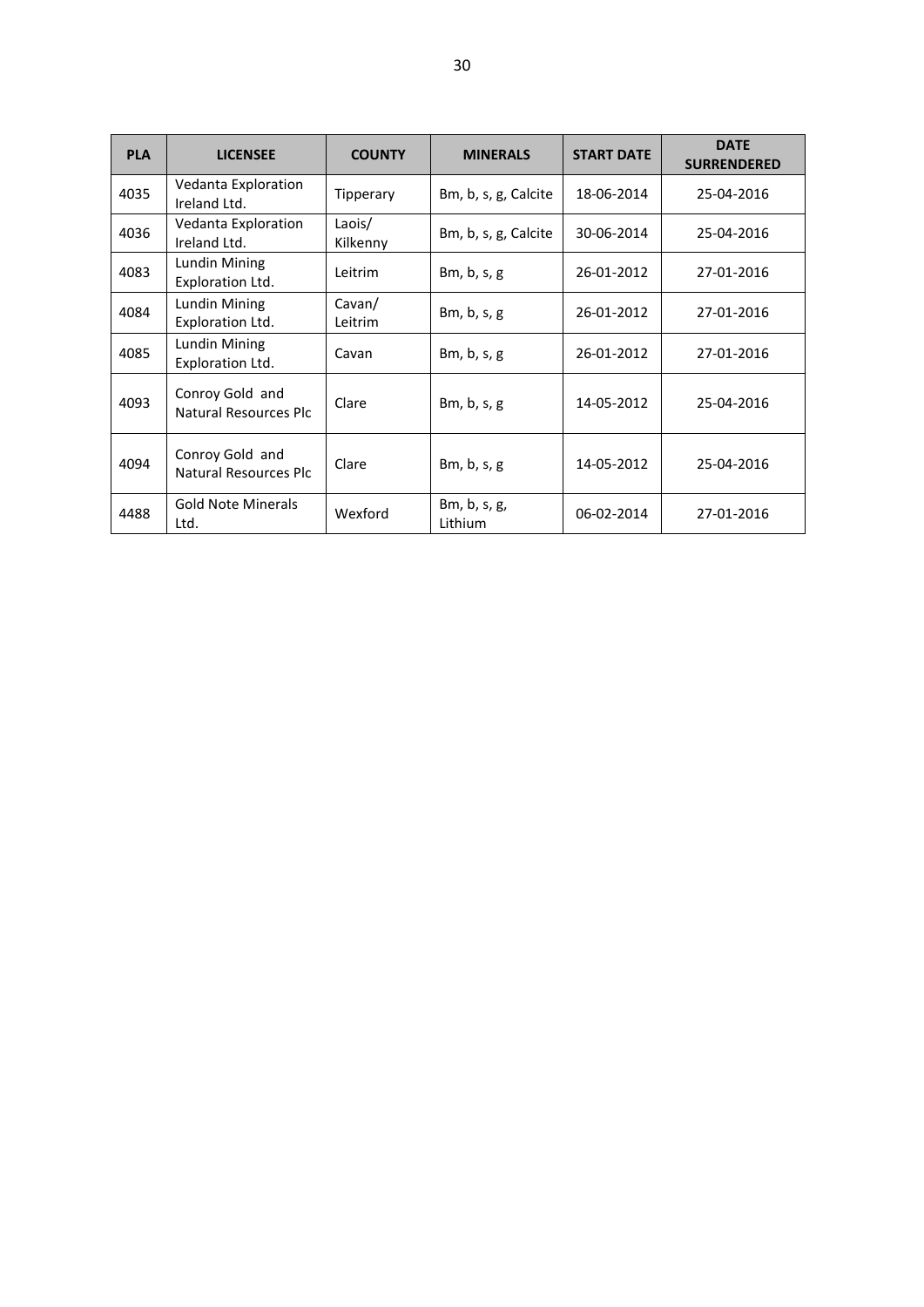| PLA | LICENSEE | COUNTY | MINERALS | START DATE | DATE SURRENDERED |
|---|---|---|---|---|---|
| 4035 | Vedanta Exploration Ireland Ltd. | Tipperary | Bm, b, s, g, Calcite | 18-06-2014 | 25-04-2016 |
| 4036 | Vedanta Exploration Ireland Ltd. | Laois/ Kilkenny | Bm, b, s, g, Calcite | 30-06-2014 | 25-04-2016 |
| 4083 | Lundin Mining Exploration Ltd. | Leitrim | Bm, b, s, g | 26-01-2012 | 27-01-2016 |
| 4084 | Lundin Mining Exploration Ltd. | Cavan/ Leitrim | Bm, b, s, g | 26-01-2012 | 27-01-2016 |
| 4085 | Lundin Mining Exploration Ltd. | Cavan | Bm, b, s, g | 26-01-2012 | 27-01-2016 |
| 4093 | Conroy Gold and Natural Resources Plc | Clare | Bm, b, s, g | 14-05-2012 | 25-04-2016 |
| 4094 | Conroy Gold and Natural Resources Plc | Clare | Bm, b, s, g | 14-05-2012 | 25-04-2016 |
| 4488 | Gold Note Minerals Ltd. | Wexford | Bm, b, s, g, Lithium | 06-02-2014 | 27-01-2016 |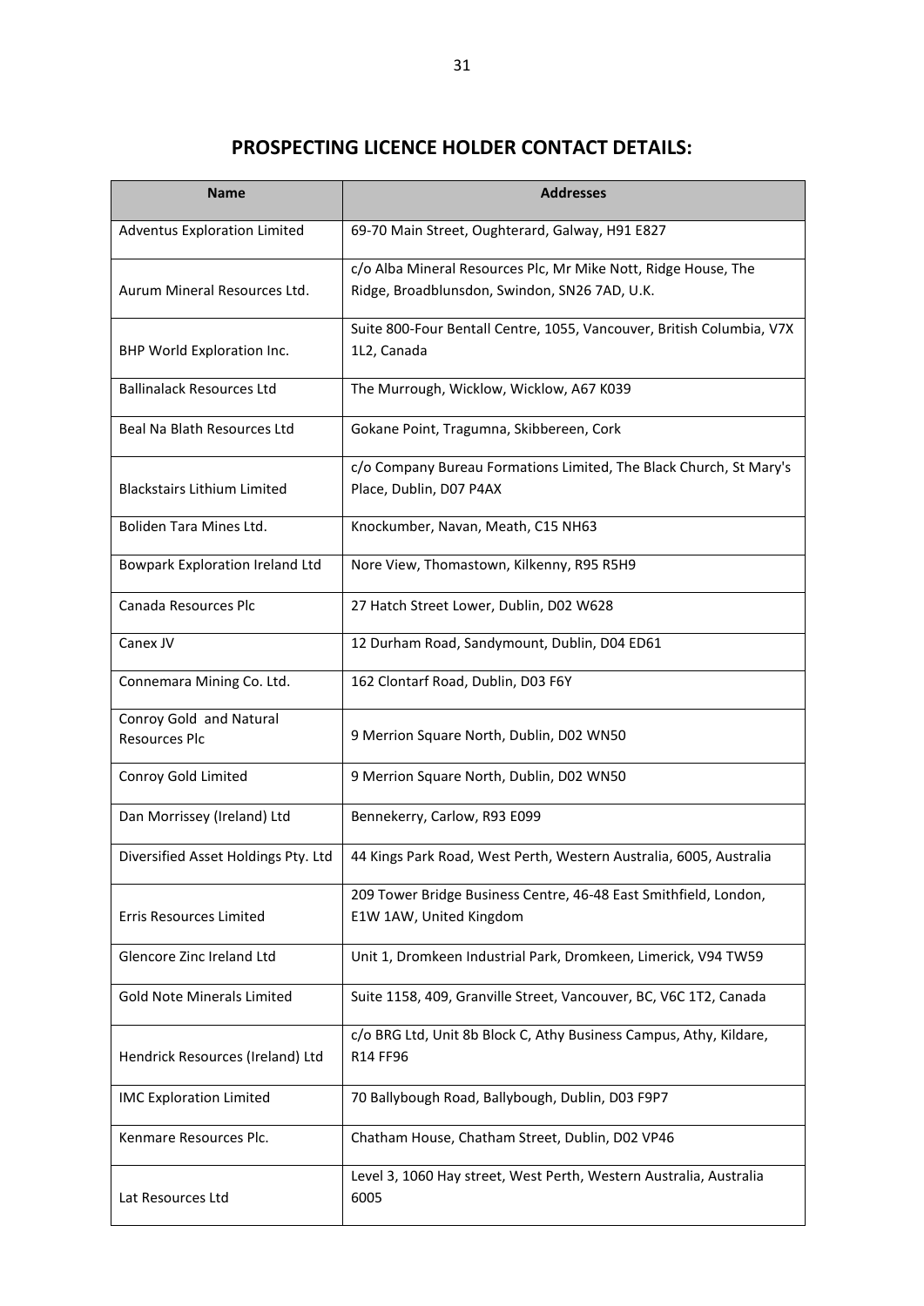## PROSPECTING LICENCE HOLDER CONTACT DETAILS:

| Name | Addresses |
|---|---|
| Adventus Exploration Limited | 69-70 Main Street, Oughterard, Galway, H91 E827 |
| Aurum Mineral Resources Ltd. | c/o Alba Mineral Resources Plc, Mr Mike Nott, Ridge House, The Ridge, Broadblunsdon, Swindon, SN26 7AD, U.K. |
| BHP World Exploration Inc. | Suite 800-Four Bentall Centre, 1055, Vancouver, British Columbia, V7X 1L2, Canada |
| Ballinalack Resources Ltd | The Murrough, Wicklow, Wicklow, A67 K039 |
| Beal Na Blath Resources Ltd | Gokane Point, Tragumna, Skibbereen, Cork |
| Blackstairs Lithium Limited | c/o Company Bureau Formations Limited, The Black Church, St Mary's Place, Dublin, D07 P4AX |
| Boliden Tara Mines Ltd. | Knockumber, Navan, Meath, C15 NH63 |
| Bowpark Exploration Ireland Ltd | Nore View, Thomastown, Kilkenny, R95 R5H9 |
| Canada Resources Plc | 27 Hatch Street Lower, Dublin, D02 W628 |
| Canex JV | 12 Durham Road, Sandymount, Dublin, D04 ED61 |
| Connemara Mining Co. Ltd. | 162 Clontarf Road, Dublin, D03 F6Y |
| Conroy Gold and Natural Resources Plc | 9 Merrion Square North, Dublin, D02 WN50 |
| Conroy Gold Limited | 9 Merrion Square North, Dublin, D02 WN50 |
| Dan Morrissey (Ireland) Ltd | Bennekerry, Carlow, R93 E099 |
| Diversified Asset Holdings Pty. Ltd | 44 Kings Park Road, West Perth, Western Australia, 6005, Australia |
| Erris Resources Limited | 209 Tower Bridge Business Centre, 46-48 East Smithfield, London, E1W 1AW, United Kingdom |
| Glencore Zinc Ireland Ltd | Unit 1, Dromkeen Industrial Park, Dromkeen, Limerick, V94 TW59 |
| Gold Note Minerals Limited | Suite 1158, 409, Granville Street, Vancouver, BC, V6C 1T2, Canada |
| Hendrick Resources (Ireland) Ltd | c/o BRG Ltd, Unit 8b Block C, Athy Business Campus, Athy, Kildare, R14 FF96 |
| IMC Exploration Limited | 70 Ballybough Road, Ballybough, Dublin, D03 F9P7 |
| Kenmare Resources Plc. | Chatham House, Chatham Street, Dublin, D02 VP46 |
| Lat Resources Ltd | Level 3, 1060 Hay street, West Perth, Western Australia, Australia 6005 |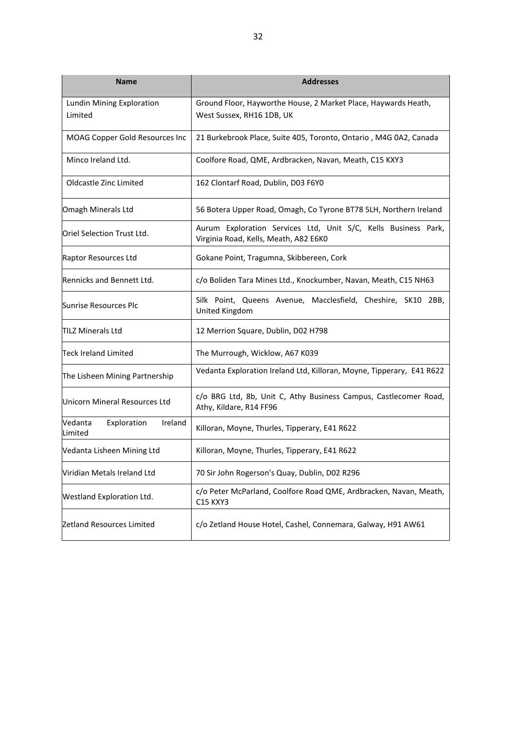| Name | Addresses |
|---|---|
| Lundin Mining Exploration Limited | Ground Floor, Hayworthe House, 2 Market Place, Haywards Heath, West Sussex, RH16 1DB, UK |
| MOAG Copper Gold Resources Inc | 21 Burkebrook Place, Suite 405, Toronto, Ontario , M4G 0A2, Canada |
| Minco Ireland Ltd. | Coolfore Road, QME, Ardbracken, Navan, Meath, C15 KXY3 |
| Oldcastle Zinc Limited | 162 Clontarf Road, Dublin, D03 F6Y0 |
| Omagh Minerals Ltd | 56 Botera Upper Road, Omagh, Co Tyrone BT78 5LH, Northern Ireland |
| Oriel Selection Trust Ltd. | Aurum Exploration Services Ltd, Unit S/C, Kells Business Park, Virginia Road, Kells, Meath, A82 E6K0 |
| Raptor Resources Ltd | Gokane Point, Tragumna, Skibbereen, Cork |
| Rennicks and Bennett Ltd. | c/o Boliden Tara Mines Ltd., Knockumber, Navan, Meath, C15 NH63 |
| Sunrise Resources Plc | Silk Point, Queens Avenue, Macclesfield, Cheshire, SK10 2BB, United Kingdom |
| TILZ Minerals Ltd | 12 Merrion Square, Dublin, D02 H798 |
| Teck Ireland Limited | The Murrough, Wicklow, A67 K039 |
| The Lisheen Mining Partnership | Vedanta Exploration Ireland Ltd, Killoran, Moyne, Tipperary, E41 R622 |
| Unicorn Mineral Resources Ltd | c/o BRG Ltd, 8b, Unit C, Athy Business Campus, Castlecomer Road, Athy, Kildare, R14 FF96 |
| Vedanta Exploration Ireland Limited | Killoran, Moyne, Thurles, Tipperary, E41 R622 |
| Vedanta Lisheen Mining Ltd | Killoran, Moyne, Thurles, Tipperary, E41 R622 |
| Viridian Metals Ireland Ltd | 70 Sir John Rogerson's Quay, Dublin, D02 R296 |
| Westland Exploration Ltd. | c/o Peter McParland, Coolfore Road QME, Ardbracken, Navan, Meath, C15 KXY3 |
| Zetland Resources Limited | c/o Zetland House Hotel, Cashel, Connemara, Galway, H91 AW61 |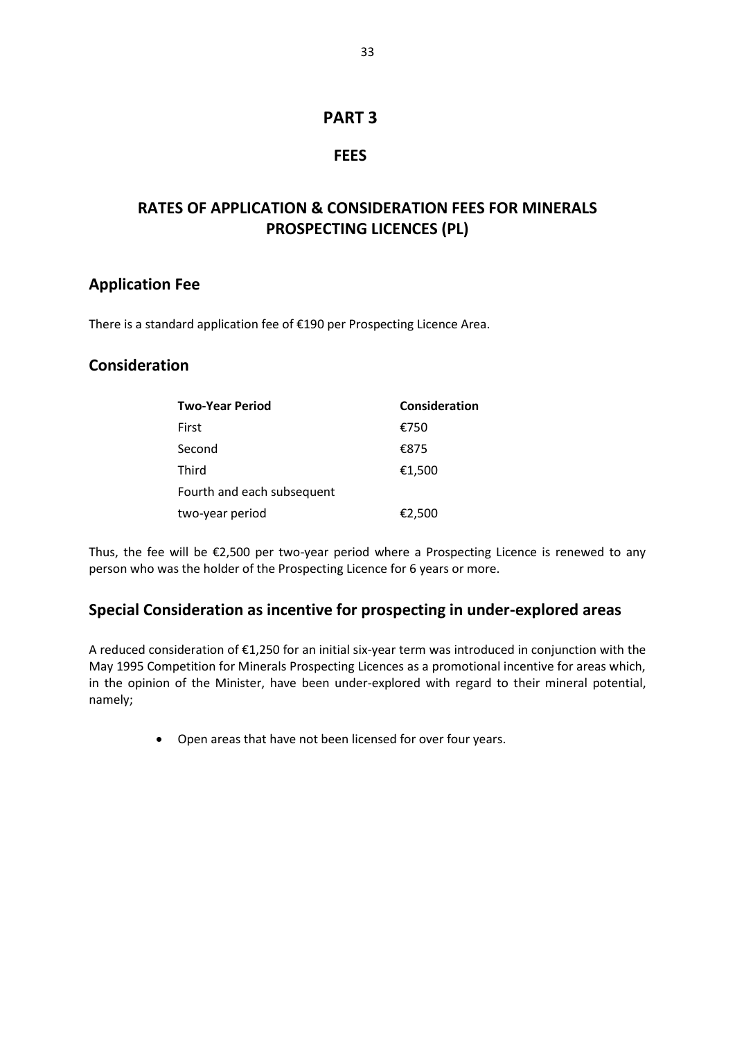# PART 3

## FEES

## RATES OF APPLICATION & CONSIDERATION FEES FOR MINERALS PROSPECTING LICENCES (PL)

### Application Fee

There is a standard application fee of €190 per Prospecting Licence Area.

### Consideration

| Two-Year Period | Consideration |
|---|---|
| First | €750 |
| Second | €875 |
| Third | €1,500 |
| Fourth and each subsequent two-year period | €2,500 |

Thus, the fee will be €2,500 per two-year period where a Prospecting Licence is renewed to any person who was the holder of the Prospecting Licence for 6 years or more.

### Special Consideration as incentive for prospecting in under-explored areas

A reduced consideration of €1,250 for an initial six-year term was introduced in conjunction with the May 1995 Competition for Minerals Prospecting Licences as a promotional incentive for areas which, in the opinion of the Minister, have been under-explored with regard to their mineral potential, namely;

- Open areas that have not been licensed for over four years.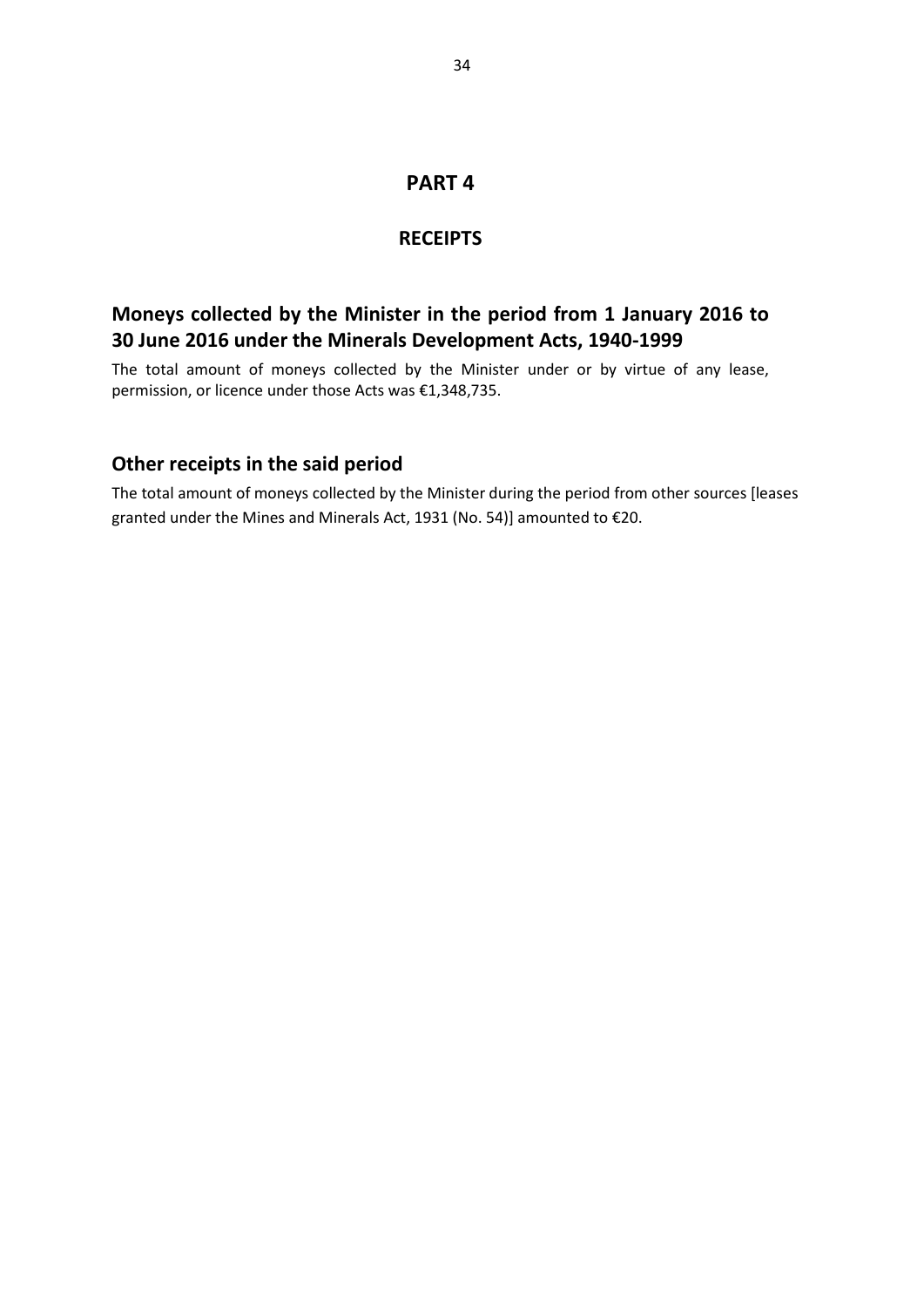# PART 4

## RECEIPTS

### Moneys collected by the Minister in the period from 1 January 2016 to 30 June 2016 under the Minerals Development Acts, 1940-1999

The total amount of moneys collected by the Minister under or by virtue of any lease, permission, or licence under those Acts was €1,348,735.

### Other receipts in the said period

The total amount of moneys collected by the Minister during the period from other sources [leases granted under the Mines and Minerals Act, 1931 (No. 54)] amounted to €20.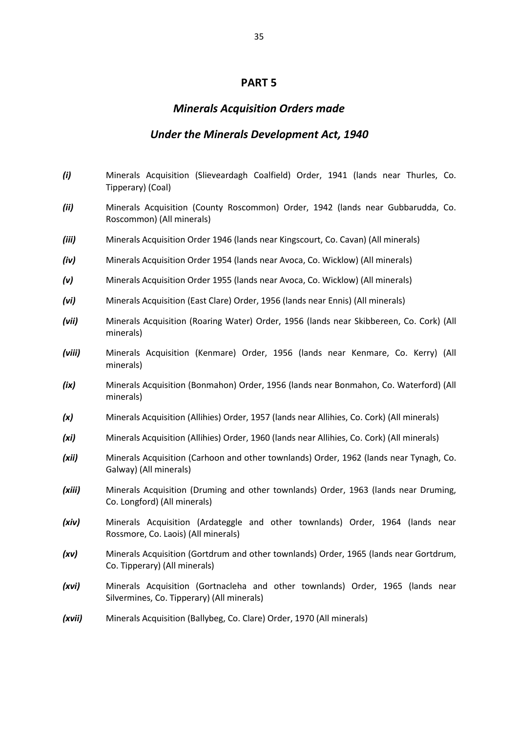## PART 5

### *Minerals Acquisition Orders made*

### *Under the Minerals Development Act, 1940*

***(i)*** Minerals Acquisition (Slieveardagh Coalfield) Order, 1941 (lands near Thurles, Co. Tipperary) (Coal)

***(ii)*** Minerals Acquisition (County Roscommon) Order, 1942 (lands near Gubbarudda, Co. Roscommon) (All minerals)

***(iii)*** Minerals Acquisition Order 1946 (lands near Kingscourt, Co. Cavan) (All minerals)

***(iv)*** Minerals Acquisition Order 1954 (lands near Avoca, Co. Wicklow) (All minerals)

***(v)*** Minerals Acquisition Order 1955 (lands near Avoca, Co. Wicklow) (All minerals)

***(vi)*** Minerals Acquisition (East Clare) Order, 1956 (lands near Ennis) (All minerals)

***(vii)*** Minerals Acquisition (Roaring Water) Order, 1956 (lands near Skibbereen, Co. Cork) (All minerals)

***(viii)*** Minerals Acquisition (Kenmare) Order, 1956 (lands near Kenmare, Co. Kerry) (All minerals)

***(ix)*** Minerals Acquisition (Bonmahon) Order, 1956 (lands near Bonmahon, Co. Waterford) (All minerals)

***(x)*** Minerals Acquisition (Allihies) Order, 1957 (lands near Allihies, Co. Cork) (All minerals)

***(xi)*** Minerals Acquisition (Allihies) Order, 1960 (lands near Allihies, Co. Cork) (All minerals)

***(xii)*** Minerals Acquisition (Carhoon and other townlands) Order, 1962 (lands near Tynagh, Co. Galway) (All minerals)

***(xiii)*** Minerals Acquisition (Druming and other townlands) Order, 1963 (lands near Druming, Co. Longford) (All minerals)

***(xiv)*** Minerals Acquisition (Ardateggle and other townlands) Order, 1964 (lands near Rossmore, Co. Laois) (All minerals)

***(xv)*** Minerals Acquisition (Gortdrum and other townlands) Order, 1965 (lands near Gortdrum, Co. Tipperary) (All minerals)

***(xvi)*** Minerals Acquisition (Gortnacleha and other townlands) Order, 1965 (lands near Silvermines, Co. Tipperary) (All minerals)

***(xvii)*** Minerals Acquisition (Ballybeg, Co. Clare) Order, 1970 (All minerals)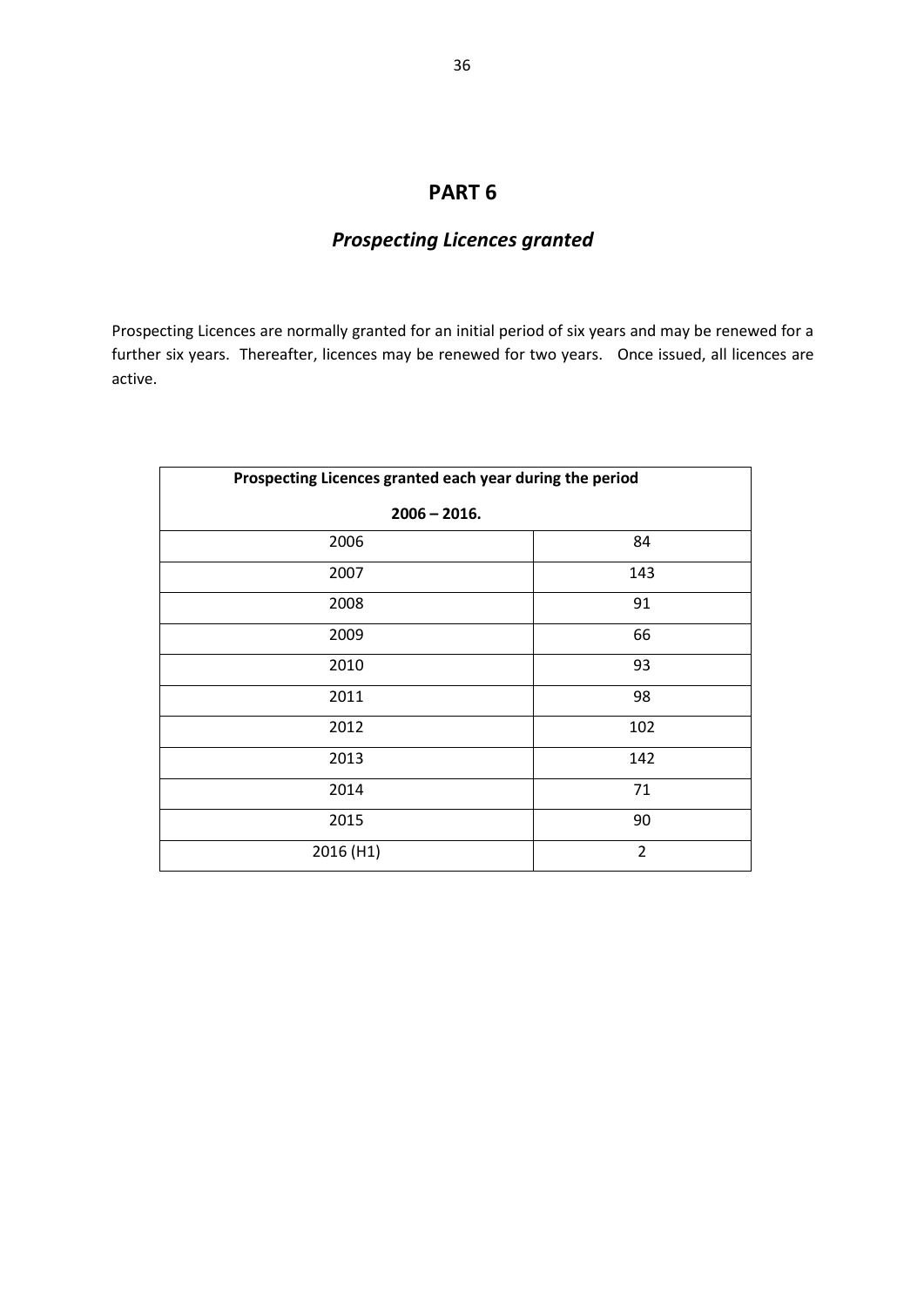# PART 6

## *Prospecting Licences granted*

Prospecting Licences are normally granted for an initial period of six years and may be renewed for a further six years. Thereafter, licences may be renewed for two years. Once issued, all licences are active.

| **Prospecting Licences granted each year during the period 2006 – 2016.** | |
|---|---|
| 2006 | 84 |
| 2007 | 143 |
| 2008 | 91 |
| 2009 | 66 |
| 2010 | 93 |
| 2011 | 98 |
| 2012 | 102 |
| 2013 | 142 |
| 2014 | 71 |
| 2015 | 90 |
| 2016 (H1) | 2 |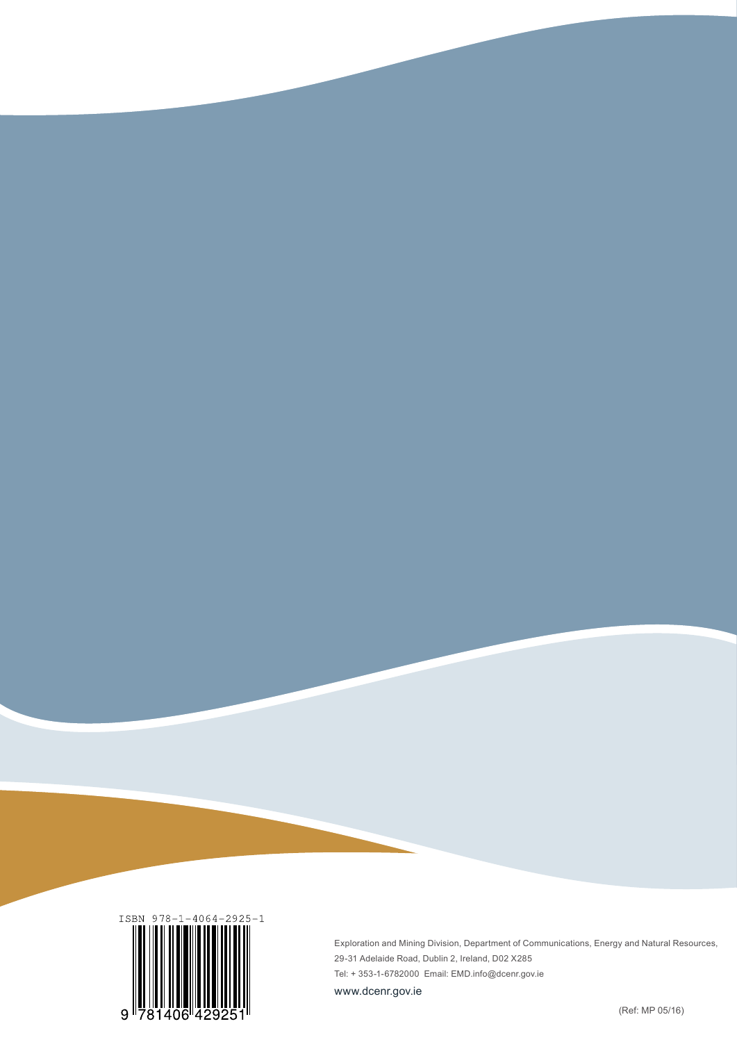ISBN 978-1-4064-2925-1

9 781406 429251

Exploration and Mining Division, Department of Communications, Energy and Natural Resources,

29-31 Adelaide Road, Dublin 2, Ireland, D02 X285

Tel: + 353-1-6782000 Email: EMD.info@dcenr.gov.ie

www.dcenr.gov.ie

(Ref: MP 05/16)